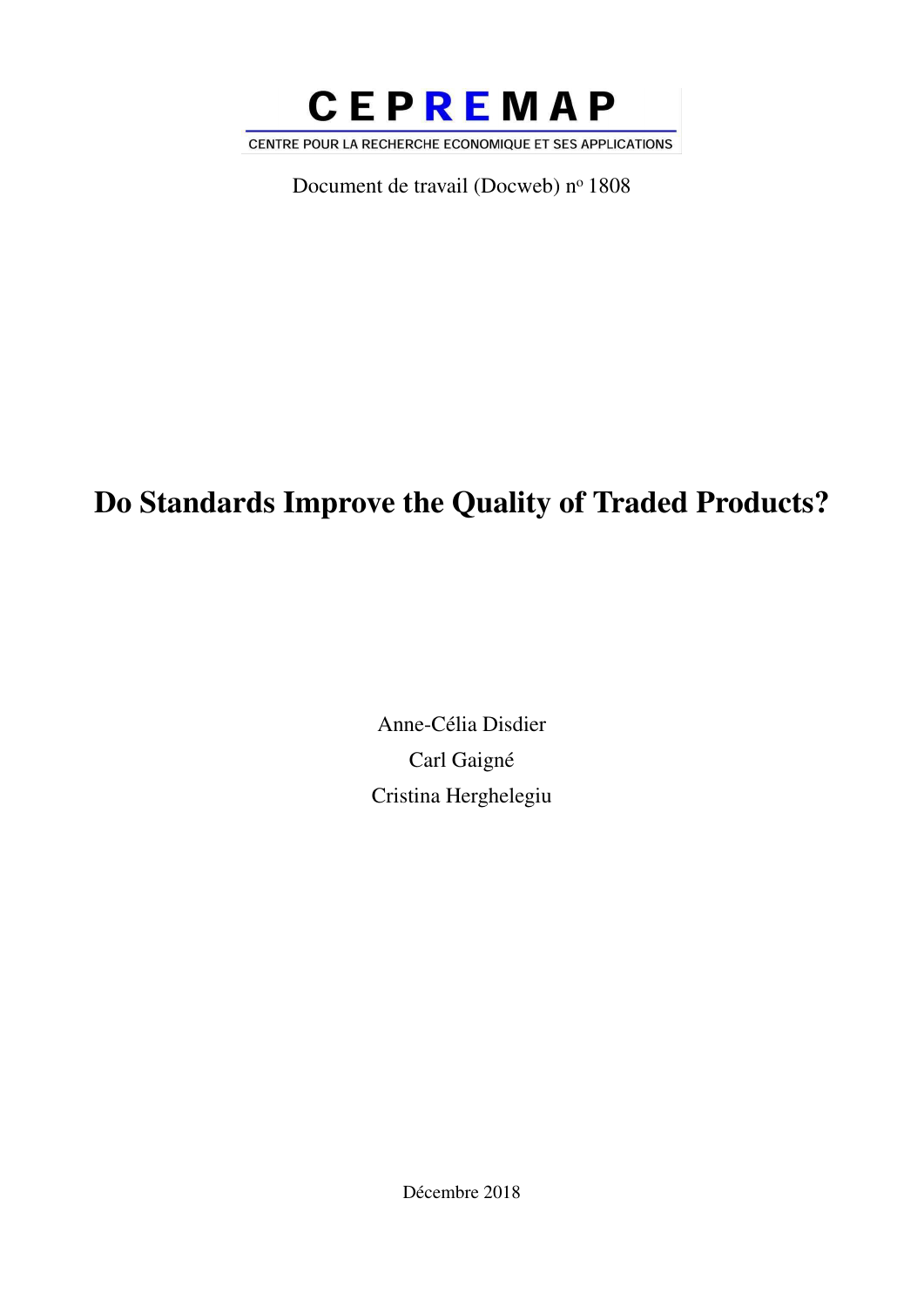CEPREMAP

CENTRE POUR LA RECHERCHE ECONOMIQUE ET SES APPLICATIONS

Document de travail (Docweb) n° 1808

# Do Standards Improve the Quality of Traded Products?

Anne-Célia Disdier

Carl Gaigné

Cristina Herghelegiu

Décembre 2018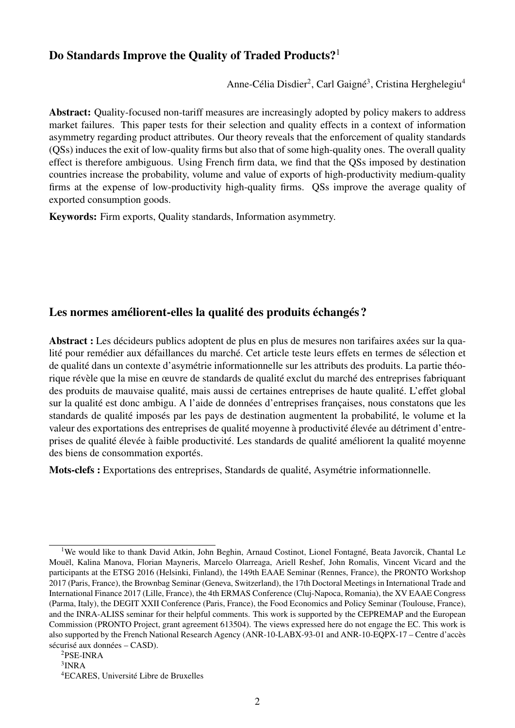## Do Standards Improve the Quality of Traded Products?[1]

Anne-Célia Disdier[2], Carl Gaigné[3], Cristina Herghelegiu[4]

**Abstract:** Quality-focused non-tariff measures are increasingly adopted by policy makers to address market failures. This paper tests for their selection and quality effects in a context of information asymmetry regarding product attributes. Our theory reveals that the enforcement of quality standards (QSs) induces the exit of low-quality firms but also that of some high-quality ones. The overall quality effect is therefore ambiguous. Using French firm data, we find that the QSs imposed by destination countries increase the probability, volume and value of exports of high-productivity medium-quality firms at the expense of low-productivity high-quality firms. QSs improve the average quality of exported consumption goods.

**Keywords:** Firm exports, Quality standards, Information asymmetry.

## Les normes améliorent-elles la qualité des produits échangés ?

**Abstract :** Les décideurs publics adoptent de plus en plus de mesures non tarifaires axées sur la qualité pour remédier aux défaillances du marché. Cet article teste leurs effets en termes de sélection et de qualité dans un contexte d'asymétrie informationnelle sur les attributs des produits. La partie théorique révèle que la mise en œuvre de standards de qualité exclut du marché des entreprises fabriquant des produits de mauvaise qualité, mais aussi de certaines entreprises de haute qualité. L'effet global sur la qualité est donc ambigu. A l'aide de données d'entreprises françaises, nous constatons que les standards de qualité imposés par les pays de destination augmentent la probabilité, le volume et la valeur des exportations des entreprises de qualité moyenne à productivité élevée au détriment d'entreprises de qualité élevée à faible productivité. Les standards de qualité améliorent la qualité moyenne des biens de consommation exportés.

**Mots-clefs :** Exportations des entreprises, Standards de qualité, Asymétrie informationnelle.

---

[1] We would like to thank David Atkin, John Beghin, Arnaud Costinot, Lionel Fontagné, Beata Javorcik, Chantal Le Mouël, Kalina Manova, Florian Mayneris, Marcelo Olarreaga, Ariell Reshef, John Romalis, Vincent Vicard and the participants at the ETSG 2016 (Helsinki, Finland), the 149th EAAE Seminar (Rennes, France), the PRONTO Workshop 2017 (Paris, France), the Brownbag Seminar (Geneva, Switzerland), the 17th Doctoral Meetings in International Trade and International Finance 2017 (Lille, France), the 4th ERMAS Conference (Cluj-Napoca, Romania), the XV EAAE Congress (Parma, Italy), the DEGIT XXII Conference (Paris, France), the Food Economics and Policy Seminar (Toulouse, France), and the INRA-ALISS seminar for their helpful comments. This work is supported by the CEPREMAP and the European Commission (PRONTO Project, grant agreement 613504). The views expressed here do not engage the EC. This work is also supported by the French National Research Agency (ANR-10-LABX-93-01 and ANR-10-EQPX-17 – Centre d'accès sécurisé aux données – CASD).

[2] PSE-INRA

[3] INRA

[4] ECARES, Université Libre de Bruxelles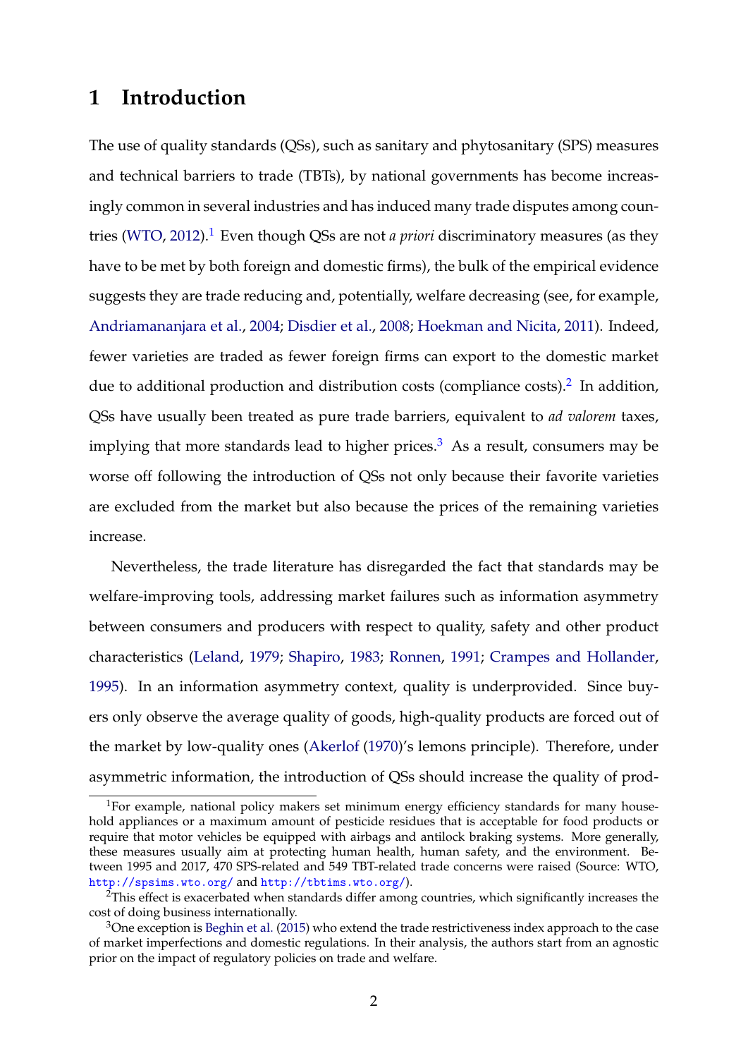# 1 Introduction

The use of quality standards (QSs), such as sanitary and phytosanitary (SPS) measures and technical barriers to trade (TBTs), by national governments has become increasingly common in several industries and has induced many trade disputes among countries (WTO, 2012).[1] Even though QSs are not *a priori* discriminatory measures (as they have to be met by both foreign and domestic firms), the bulk of the empirical evidence suggests they are trade reducing and, potentially, welfare decreasing (see, for example, Andriamananjara et al., 2004; Disdier et al., 2008; Hoekman and Nicita, 2011). Indeed, fewer varieties are traded as fewer foreign firms can export to the domestic market due to additional production and distribution costs (compliance costs).[2] In addition, QSs have usually been treated as pure trade barriers, equivalent to *ad valorem* taxes, implying that more standards lead to higher prices.[3] As a result, consumers may be worse off following the introduction of QSs not only because their favorite varieties are excluded from the market but also because the prices of the remaining varieties increase.

Nevertheless, the trade literature has disregarded the fact that standards may be welfare-improving tools, addressing market failures such as information asymmetry between consumers and producers with respect to quality, safety and other product characteristics (Leland, 1979; Shapiro, 1983; Ronnen, 1991; Crampes and Hollander, 1995). In an information asymmetry context, quality is underprovided. Since buyers only observe the average quality of goods, high-quality products are forced out of the market by low-quality ones (Akerlof (1970)'s lemons principle). Therefore, under asymmetric information, the introduction of QSs should increase the quality of prod-

[1] For example, national policy makers set minimum energy efficiency standards for many household appliances or a maximum amount of pesticide residues that is acceptable for food products or require that motor vehicles be equipped with airbags and antilock braking systems. More generally, these measures usually aim at protecting human health, human safety, and the environment. Between 1995 and 2017, 470 SPS-related and 549 TBT-related trade concerns were raised (Source: WTO, http://spsims.wto.org/ and http://tbtims.wto.org/).

[2] This effect is exacerbated when standards differ among countries, which significantly increases the cost of doing business internationally.

[3] One exception is Beghin et al. (2015) who extend the trade restrictiveness index approach to the case of market imperfections and domestic regulations. In their analysis, the authors start from an agnostic prior on the impact of regulatory policies on trade and welfare.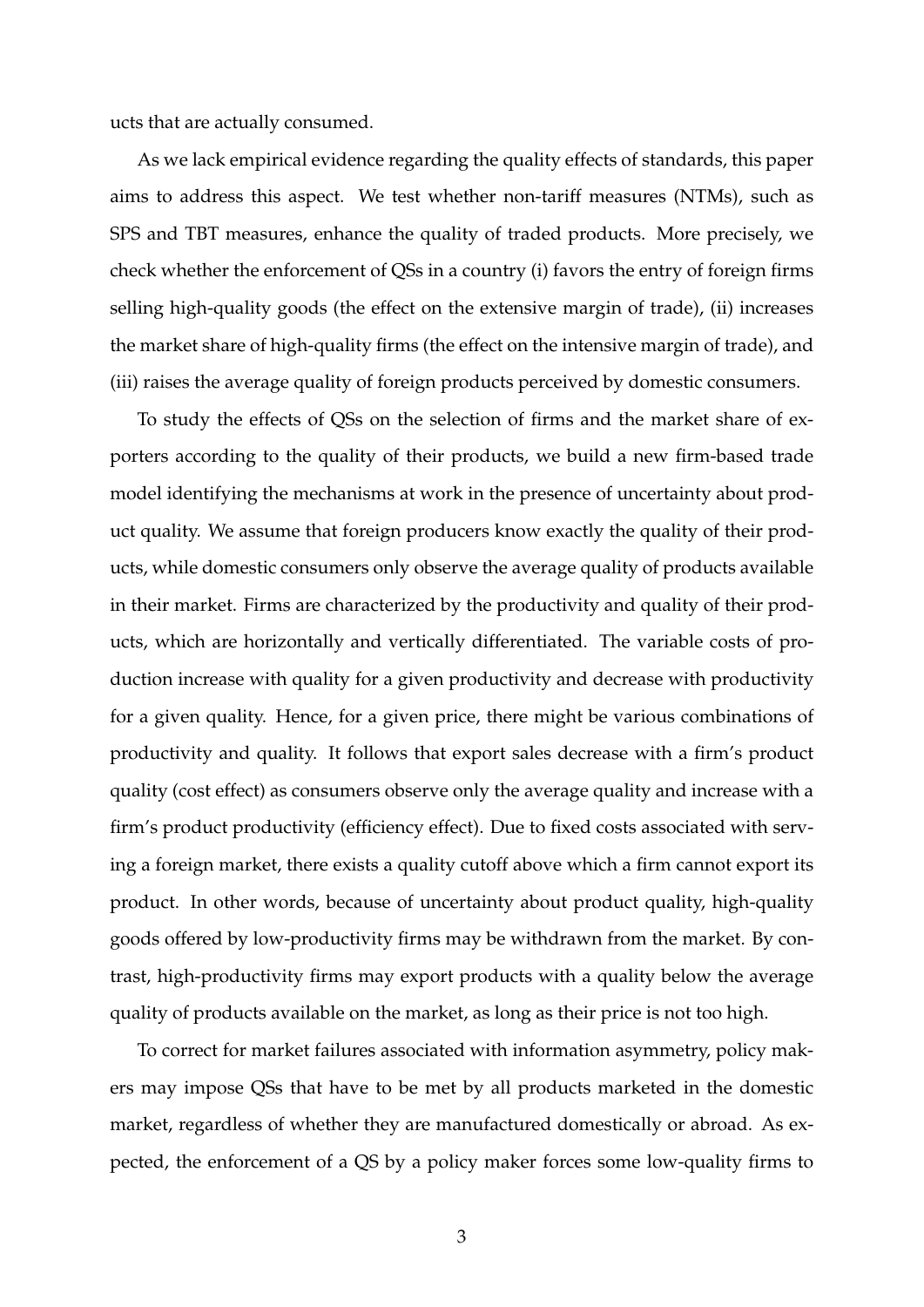ucts that are actually consumed.

As we lack empirical evidence regarding the quality effects of standards, this paper aims to address this aspect. We test whether non-tariff measures (NTMs), such as SPS and TBT measures, enhance the quality of traded products. More precisely, we check whether the enforcement of QSs in a country (i) favors the entry of foreign firms selling high-quality goods (the effect on the extensive margin of trade), (ii) increases the market share of high-quality firms (the effect on the intensive margin of trade), and (iii) raises the average quality of foreign products perceived by domestic consumers.

To study the effects of QSs on the selection of firms and the market share of exporters according to the quality of their products, we build a new firm-based trade model identifying the mechanisms at work in the presence of uncertainty about product quality. We assume that foreign producers know exactly the quality of their products, while domestic consumers only observe the average quality of products available in their market. Firms are characterized by the productivity and quality of their products, which are horizontally and vertically differentiated. The variable costs of production increase with quality for a given productivity and decrease with productivity for a given quality. Hence, for a given price, there might be various combinations of productivity and quality. It follows that export sales decrease with a firm's product quality (cost effect) as consumers observe only the average quality and increase with a firm's product productivity (efficiency effect). Due to fixed costs associated with serving a foreign market, there exists a quality cutoff above which a firm cannot export its product. In other words, because of uncertainty about product quality, high-quality goods offered by low-productivity firms may be withdrawn from the market. By contrast, high-productivity firms may export products with a quality below the average quality of products available on the market, as long as their price is not too high.

To correct for market failures associated with information asymmetry, policy makers may impose QSs that have to be met by all products marketed in the domestic market, regardless of whether they are manufactured domestically or abroad. As expected, the enforcement of a QS by a policy maker forces some low-quality firms to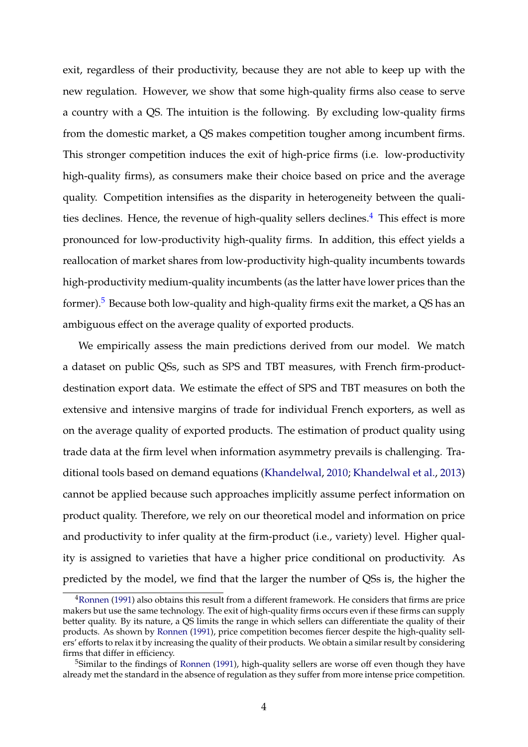exit, regardless of their productivity, because they are not able to keep up with the new regulation. However, we show that some high-quality firms also cease to serve a country with a QS. The intuition is the following. By excluding low-quality firms from the domestic market, a QS makes competition tougher among incumbent firms. This stronger competition induces the exit of high-price firms (i.e. low-productivity high-quality firms), as consumers make their choice based on price and the average quality. Competition intensifies as the disparity in heterogeneity between the qualities declines. Hence, the revenue of high-quality sellers declines.[4] This effect is more pronounced for low-productivity high-quality firms. In addition, this effect yields a reallocation of market shares from low-productivity high-quality incumbents towards high-productivity medium-quality incumbents (as the latter have lower prices than the former).[5] Because both low-quality and high-quality firms exit the market, a QS has an ambiguous effect on the average quality of exported products.

We empirically assess the main predictions derived from our model. We match a dataset on public QSs, such as SPS and TBT measures, with French firm-product-destination export data. We estimate the effect of SPS and TBT measures on both the extensive and intensive margins of trade for individual French exporters, as well as on the average quality of exported products. The estimation of product quality using trade data at the firm level when information asymmetry prevails is challenging. Traditional tools based on demand equations (Khandelwal, 2010; Khandelwal et al., 2013) cannot be applied because such approaches implicitly assume perfect information on product quality. Therefore, we rely on our theoretical model and information on price and productivity to infer quality at the firm-product (i.e., variety) level. Higher quality is assigned to varieties that have a higher price conditional on productivity. As predicted by the model, we find that the larger the number of QSs is, the higher the

[4] Ronnen (1991) also obtains this result from a different framework. He considers that firms are price makers but use the same technology. The exit of high-quality firms occurs even if these firms can supply better quality. By its nature, a QS limits the range in which sellers can differentiate the quality of their products. As shown by Ronnen (1991), price competition becomes fiercer despite the high-quality sellers' efforts to relax it by increasing the quality of their products. We obtain a similar result by considering firms that differ in efficiency.

[5] Similar to the findings of Ronnen (1991), high-quality sellers are worse off even though they have already met the standard in the absence of regulation as they suffer from more intense price competition.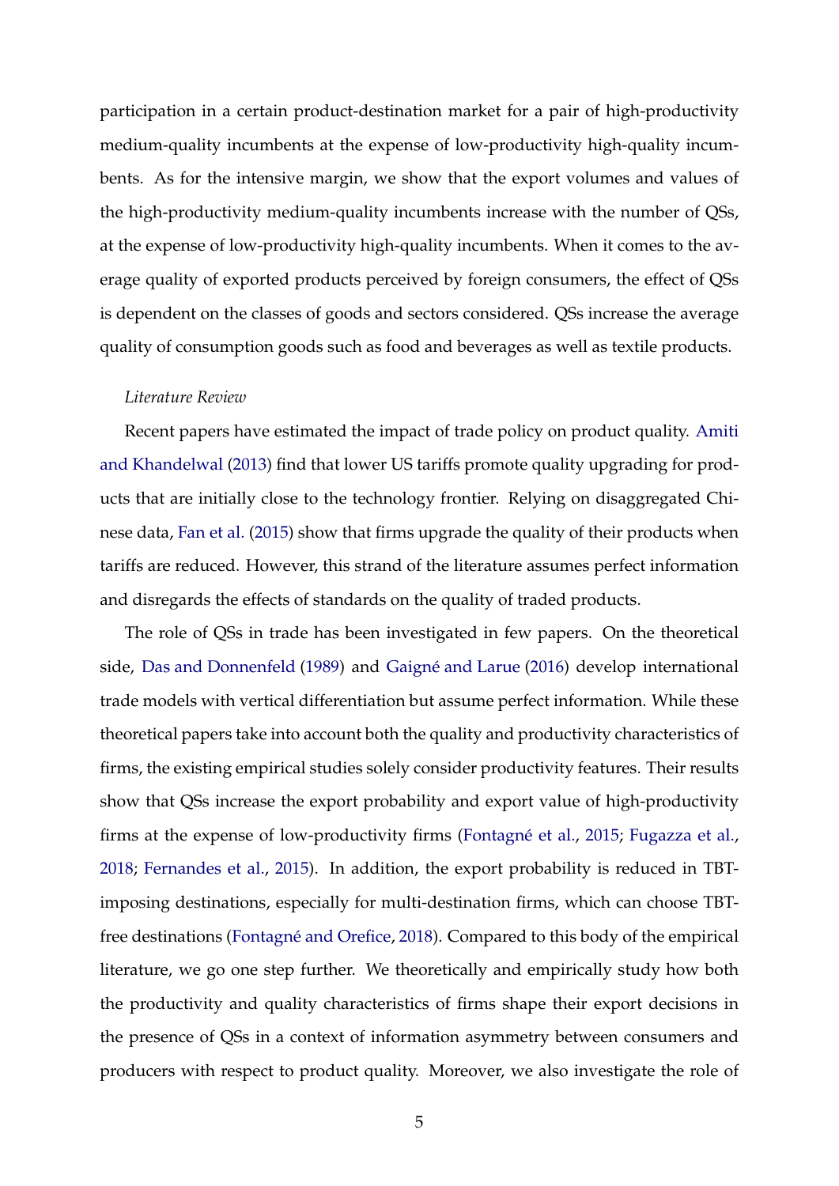participation in a certain product-destination market for a pair of high-productivity medium-quality incumbents at the expense of low-productivity high-quality incumbents. As for the intensive margin, we show that the export volumes and values of the high-productivity medium-quality incumbents increase with the number of QSs, at the expense of low-productivity high-quality incumbents. When it comes to the average quality of exported products perceived by foreign consumers, the effect of QSs is dependent on the classes of goods and sectors considered. QSs increase the average quality of consumption goods such as food and beverages as well as textile products.

*Literature Review*

Recent papers have estimated the impact of trade policy on product quality. Amiti and Khandelwal (2013) find that lower US tariffs promote quality upgrading for products that are initially close to the technology frontier. Relying on disaggregated Chinese data, Fan et al. (2015) show that firms upgrade the quality of their products when tariffs are reduced. However, this strand of the literature assumes perfect information and disregards the effects of standards on the quality of traded products.

The role of QSs in trade has been investigated in few papers. On the theoretical side, Das and Donnenfeld (1989) and Gaigné and Larue (2016) develop international trade models with vertical differentiation but assume perfect information. While these theoretical papers take into account both the quality and productivity characteristics of firms, the existing empirical studies solely consider productivity features. Their results show that QSs increase the export probability and export value of high-productivity firms at the expense of low-productivity firms (Fontagné et al., 2015; Fugazza et al., 2018; Fernandes et al., 2015). In addition, the export probability is reduced in TBT-imposing destinations, especially for multi-destination firms, which can choose TBT-free destinations (Fontagné and Orefice, 2018). Compared to this body of the empirical literature, we go one step further. We theoretically and empirically study how both the productivity and quality characteristics of firms shape their export decisions in the presence of QSs in a context of information asymmetry between consumers and producers with respect to product quality. Moreover, we also investigate the role of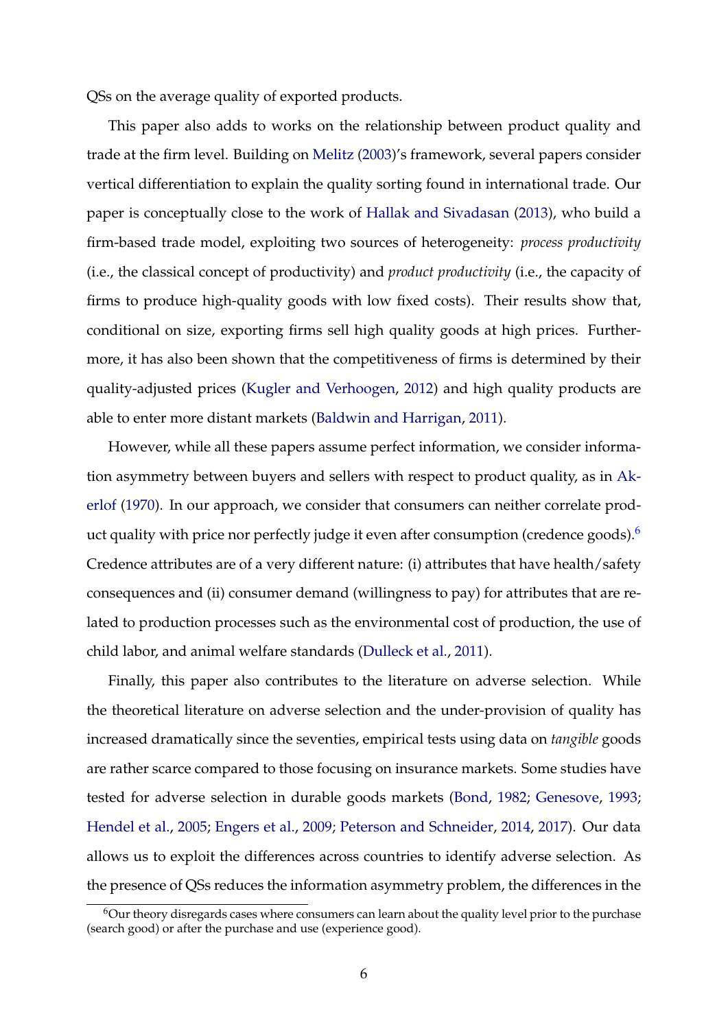QSs on the average quality of exported products.

This paper also adds to works on the relationship between product quality and trade at the firm level. Building on Melitz (2003)'s framework, several papers consider vertical differentiation to explain the quality sorting found in international trade. Our paper is conceptually close to the work of Hallak and Sivadasan (2013), who build a firm-based trade model, exploiting two sources of heterogeneity: *process productivity* (i.e., the classical concept of productivity) and *product productivity* (i.e., the capacity of firms to produce high-quality goods with low fixed costs). Their results show that, conditional on size, exporting firms sell high quality goods at high prices. Furthermore, it has also been shown that the competitiveness of firms is determined by their quality-adjusted prices (Kugler and Verhoogen, 2012) and high quality products are able to enter more distant markets (Baldwin and Harrigan, 2011).

However, while all these papers assume perfect information, we consider information asymmetry between buyers and sellers with respect to product quality, as in Akerlof (1970). In our approach, we consider that consumers can neither correlate product quality with price nor perfectly judge it even after consumption (credence goods).[6] Credence attributes are of a very different nature: (i) attributes that have health/safety consequences and (ii) consumer demand (willingness to pay) for attributes that are related to production processes such as the environmental cost of production, the use of child labor, and animal welfare standards (Dulleck et al., 2011).

Finally, this paper also contributes to the literature on adverse selection. While the theoretical literature on adverse selection and the under-provision of quality has increased dramatically since the seventies, empirical tests using data on *tangible* goods are rather scarce compared to those focusing on insurance markets. Some studies have tested for adverse selection in durable goods markets (Bond, 1982; Genesove, 1993; Hendel et al., 2005; Engers et al., 2009; Peterson and Schneider, 2014, 2017). Our data allows us to exploit the differences across countries to identify adverse selection. As the presence of QSs reduces the information asymmetry problem, the differences in the

[6] Our theory disregards cases where consumers can learn about the quality level prior to the purchase (search good) or after the purchase and use (experience good).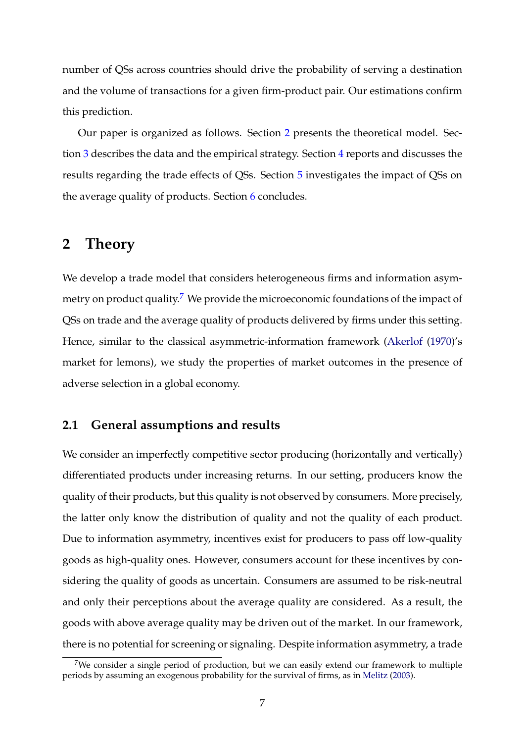number of QSs across countries should drive the probability of serving a destination and the volume of transactions for a given firm-product pair. Our estimations confirm this prediction.

Our paper is organized as follows. Section 2 presents the theoretical model. Section 3 describes the data and the empirical strategy. Section 4 reports and discusses the results regarding the trade effects of QSs. Section 5 investigates the impact of QSs on the average quality of products. Section 6 concludes.

## 2 Theory

We develop a trade model that considers heterogeneous firms and information asymmetry on product quality.[7] We provide the microeconomic foundations of the impact of QSs on trade and the average quality of products delivered by firms under this setting. Hence, similar to the classical asymmetric-information framework (Akerlof (1970)'s market for lemons), we study the properties of market outcomes in the presence of adverse selection in a global economy.

### 2.1 General assumptions and results

We consider an imperfectly competitive sector producing (horizontally and vertically) differentiated products under increasing returns. In our setting, producers know the quality of their products, but this quality is not observed by consumers. More precisely, the latter only know the distribution of quality and not the quality of each product. Due to information asymmetry, incentives exist for producers to pass off low-quality goods as high-quality ones. However, consumers account for these incentives by considering the quality of goods as uncertain. Consumers are assumed to be risk-neutral and only their perceptions about the average quality are considered. As a result, the goods with above average quality may be driven out of the market. In our framework, there is no potential for screening or signaling. Despite information asymmetry, a trade

[7] We consider a single period of production, but we can easily extend our framework to multiple periods by assuming an exogenous probability for the survival of firms, as in Melitz (2003).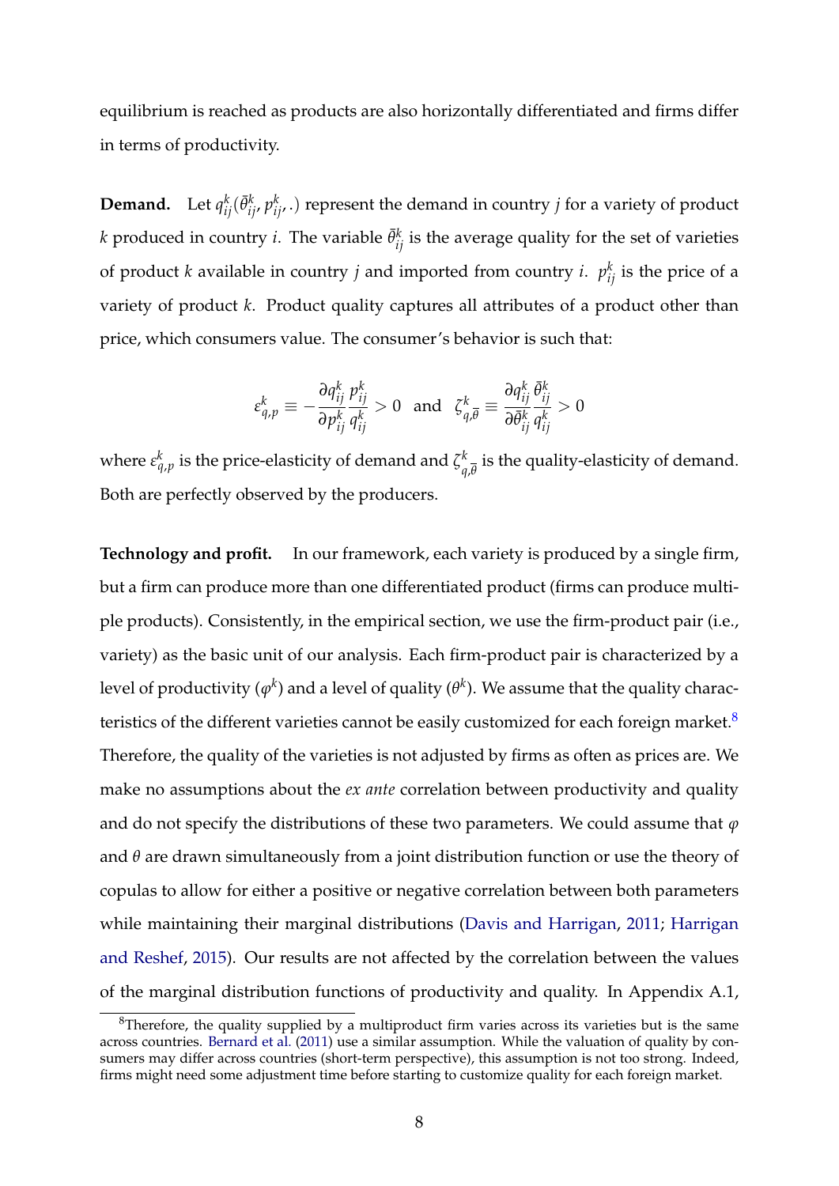equilibrium is reached as products are also horizontally differentiated and firms differ in terms of productivity.

**Demand.** Let $q_{ij}^k(\bar{\theta}_{ij}^k, p_{ij}^k, .)$ represent the demand in country $j$ for a variety of product $k$ produced in country $i$. The variable $\bar{\theta}_{ij}^k$ is the average quality for the set of varieties of product $k$ available in country $j$ and imported from country $i$. $p_{ij}^k$ is the price of a variety of product $k$. Product quality captures all attributes of a product other than price, which consumers value. The consumer's behavior is such that:

$$\varepsilon_{q,p}^k \equiv -\frac{\partial q_{ij}^k}{\partial p_{ij}^k}\frac{p_{ij}^k}{q_{ij}^k} > 0 \quad \text{and} \quad \zeta_{q,\bar{\theta}}^k \equiv \frac{\partial q_{ij}^k}{\partial \bar{\theta}_{ij}^k}\frac{\bar{\theta}_{ij}^k}{q_{ij}^k} > 0$$

where $\varepsilon_{q,p}^k$ is the price-elasticity of demand and $\zeta_{q,\bar{\theta}}^k$ is the quality-elasticity of demand. Both are perfectly observed by the producers.

**Technology and profit.** In our framework, each variety is produced by a single firm, but a firm can produce more than one differentiated product (firms can produce multiple products). Consistently, in the empirical section, we use the firm-product pair (i.e., variety) as the basic unit of our analysis. Each firm-product pair is characterized by a level of productivity ($\varphi^k$) and a level of quality ($\theta^k$). We assume that the quality characteristics of the different varieties cannot be easily customized for each foreign market.[8] Therefore, the quality of the varieties is not adjusted by firms as often as prices are. We make no assumptions about the *ex ante* correlation between productivity and quality and do not specify the distributions of these two parameters. We could assume that $\varphi$ and $\theta$ are drawn simultaneously from a joint distribution function or use the theory of copulas to allow for either a positive or negative correlation between both parameters while maintaining their marginal distributions (Davis and Harrigan, 2011; Harrigan and Reshef, 2015). Our results are not affected by the correlation between the values of the marginal distribution functions of productivity and quality. In Appendix A.1,

[8] Therefore, the quality supplied by a multiproduct firm varies across its varieties but is the same across countries. Bernard et al. (2011) use a similar assumption. While the valuation of quality by consumers may differ across countries (short-term perspective), this assumption is not too strong. Indeed, firms might need some adjustment time before starting to customize quality for each foreign market.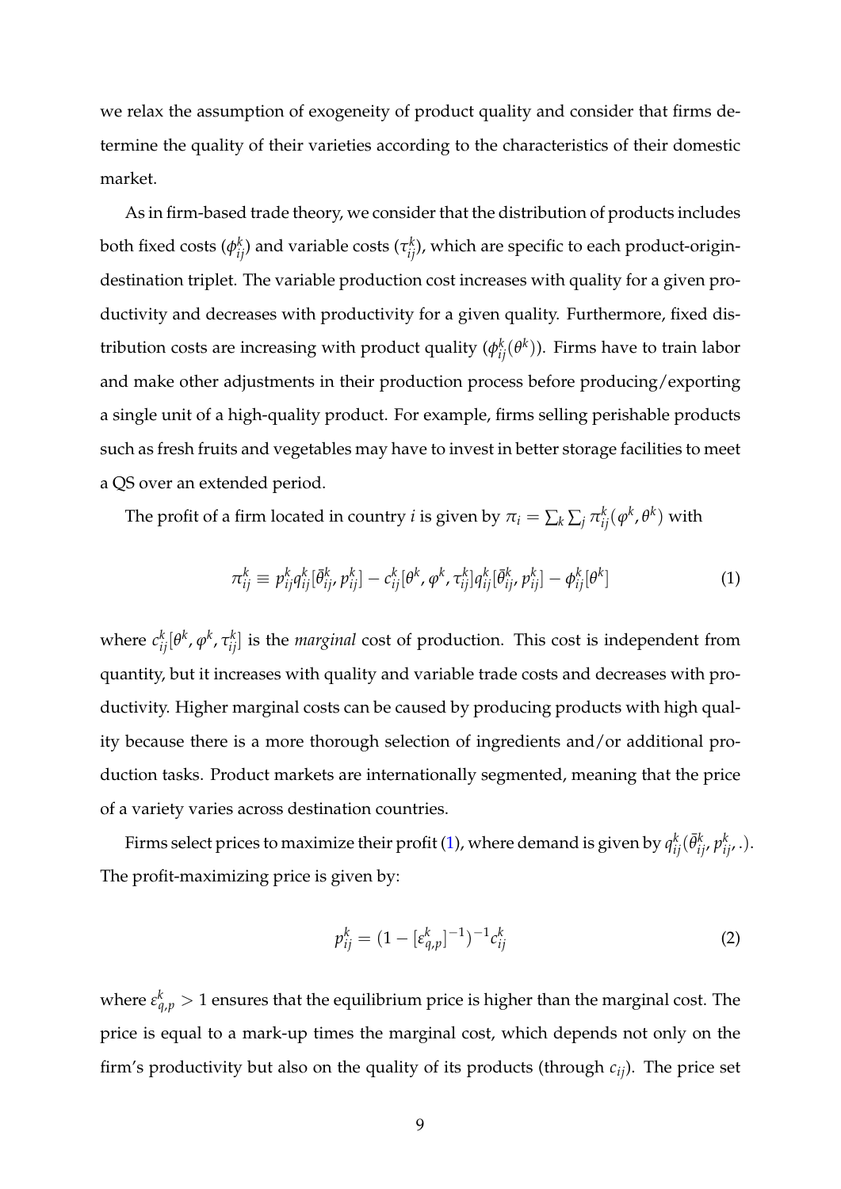we relax the assumption of exogeneity of product quality and consider that firms determine the quality of their varieties according to the characteristics of their domestic market.

As in firm-based trade theory, we consider that the distribution of products includes both fixed costs ($\phi_{ij}^k$) and variable costs ($\tau_{ij}^k$), which are specific to each product-origin-destination triplet. The variable production cost increases with quality for a given productivity and decreases with productivity for a given quality. Furthermore, fixed distribution costs are increasing with product quality ($\phi_{ij}^k(\theta^k)$). Firms have to train labor and make other adjustments in their production process before producing/exporting a single unit of a high-quality product. For example, firms selling perishable products such as fresh fruits and vegetables may have to invest in better storage facilities to meet a QS over an extended period.

The profit of a firm located in country $i$ is given by $\pi_i = \sum_k \sum_j \pi_{ij}^k(\varphi^k, \theta^k)$ with

$$\pi_{ij}^k \equiv p_{ij}^k q_{ij}^k[\bar{\theta}_{ij}^k, p_{ij}^k] - c_{ij}^k[\theta^k, \varphi^k, \tau_{ij}^k] q_{ij}^k[\bar{\theta}_{ij}^k, p_{ij}^k] - \phi_{ij}^k[\theta^k] \tag{1}$$

where $c_{ij}^k[\theta^k, \varphi^k, \tau_{ij}^k]$ is the *marginal* cost of production. This cost is independent from quantity, but it increases with quality and variable trade costs and decreases with productivity. Higher marginal costs can be caused by producing products with high quality because there is a more thorough selection of ingredients and/or additional production tasks. Product markets are internationally segmented, meaning that the price of a variety varies across destination countries.

Firms select prices to maximize their profit (1), where demand is given by $q_{ij}^k(\bar{\theta}_{ij}^k, p_{ij}^k, .)$. The profit-maximizing price is given by:

$$p_{ij}^k = (1 - [\varepsilon_{q,p}^k]^{-1})^{-1} c_{ij}^k \tag{2}$$

where $\varepsilon_{q,p}^k > 1$ ensures that the equilibrium price is higher than the marginal cost. The price is equal to a mark-up times the marginal cost, which depends not only on the firm's productivity but also on the quality of its products (through $c_{ij}$). The price set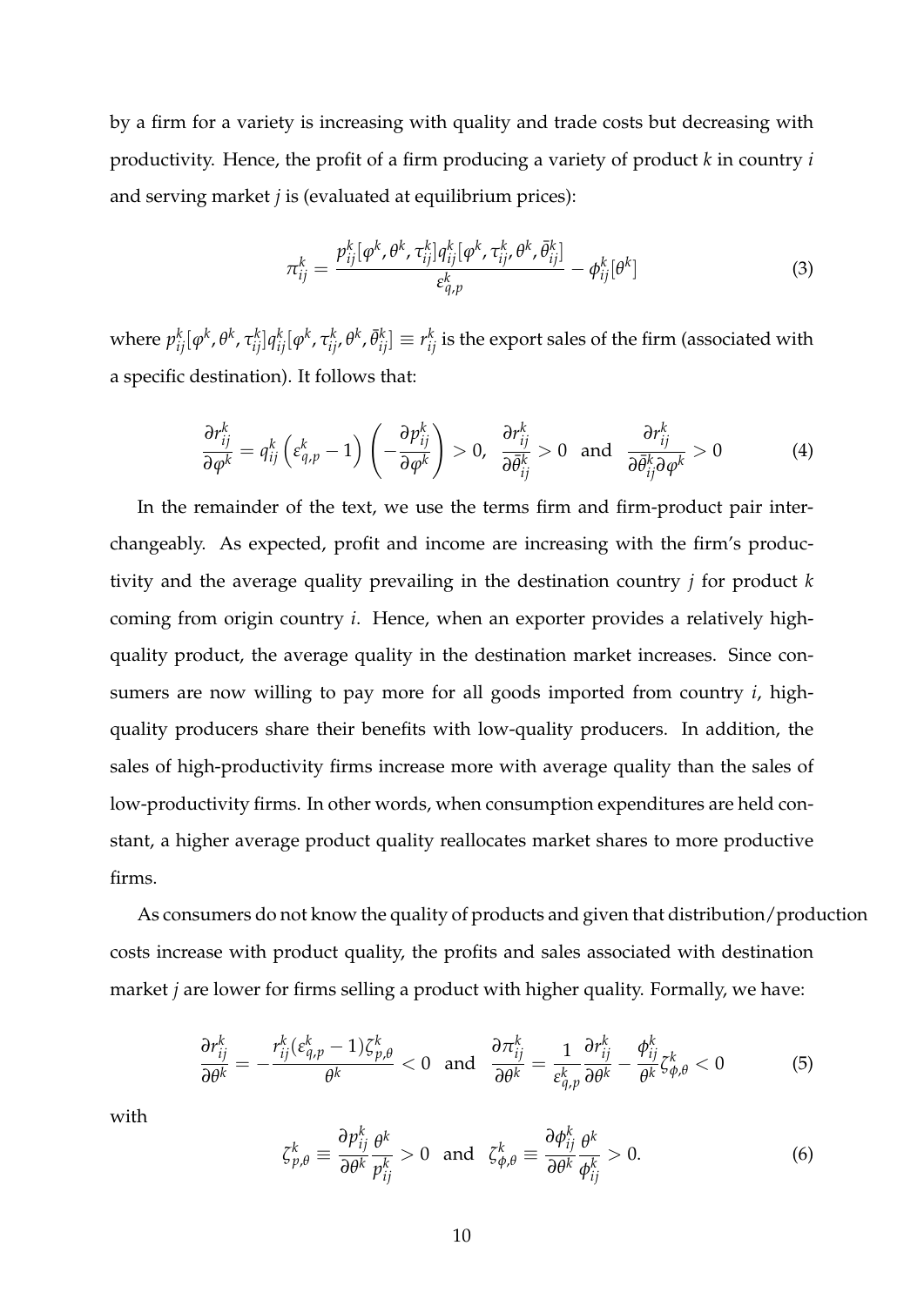by a firm for a variety is increasing with quality and trade costs but decreasing with productivity. Hence, the profit of a firm producing a variety of product $k$ in country $i$ and serving market $j$ is (evaluated at equilibrium prices):

$$\pi_{ij}^k = \frac{p_{ij}^k[\varphi^k, \theta^k, \tau_{ij}^k] q_{ij}^k[\varphi^k, \tau_{ij}^k, \theta^k, \bar{\theta}_{ij}^k]}{\varepsilon_{q,p}^k} - \phi_{ij}^k[\theta^k] \tag{3}$$

where $p_{ij}^k[\varphi^k, \theta^k, \tau_{ij}^k] q_{ij}^k[\varphi^k, \tau_{ij}^k, \theta^k, \bar{\theta}_{ij}^k] \equiv r_{ij}^k$ is the export sales of the firm (associated with a specific destination). It follows that:

$$\frac{\partial r_{ij}^k}{\partial \varphi^k} = q_{ij}^k \left(\varepsilon_{q,p}^k - 1\right) \left(-\frac{\partial p_{ij}^k}{\partial \varphi^k}\right) > 0, \;\; \frac{\partial r_{ij}^k}{\partial \bar{\theta}_{ij}^k} > 0 \;\; \text{and} \;\; \frac{\partial r_{ij}^k}{\partial \bar{\theta}_{ij}^k \partial \varphi^k} > 0 \tag{4}$$

In the remainder of the text, we use the terms firm and firm-product pair interchangeably. As expected, profit and income are increasing with the firm's productivity and the average quality prevailing in the destination country $j$ for product $k$ coming from origin country $i$. Hence, when an exporter provides a relatively high-quality product, the average quality in the destination market increases. Since consumers are now willing to pay more for all goods imported from country $i$, high-quality producers share their benefits with low-quality producers. In addition, the sales of high-productivity firms increase more with average quality than the sales of low-productivity firms. In other words, when consumption expenditures are held constant, a higher average product quality reallocates market shares to more productive firms.

As consumers do not know the quality of products and given that distribution/production costs increase with product quality, the profits and sales associated with destination market $j$ are lower for firms selling a product with higher quality. Formally, we have:

$$\frac{\partial r_{ij}^k}{\partial \theta^k} = -\frac{r_{ij}^k(\varepsilon_{q,p}^k - 1)\zeta_{p,\theta}^k}{\theta^k} < 0 \;\; \text{and} \;\; \frac{\partial \pi_{ij}^k}{\partial \theta^k} = \frac{1}{\varepsilon_{q,p}^k}\frac{\partial r_{ij}^k}{\partial \theta^k} - \frac{\phi_{ij}^k}{\theta^k}\zeta_{\phi,\theta}^k < 0 \tag{5}$$

with

$$\zeta_{p,\theta}^k \equiv \frac{\partial p_{ij}^k}{\partial \theta^k}\frac{\theta^k}{p_{ij}^k} > 0 \;\; \text{and} \;\; \zeta_{\phi,\theta}^k \equiv \frac{\partial \phi_{ij}^k}{\partial \theta^k}\frac{\theta^k}{\phi_{ij}^k} > 0. \tag{6}$$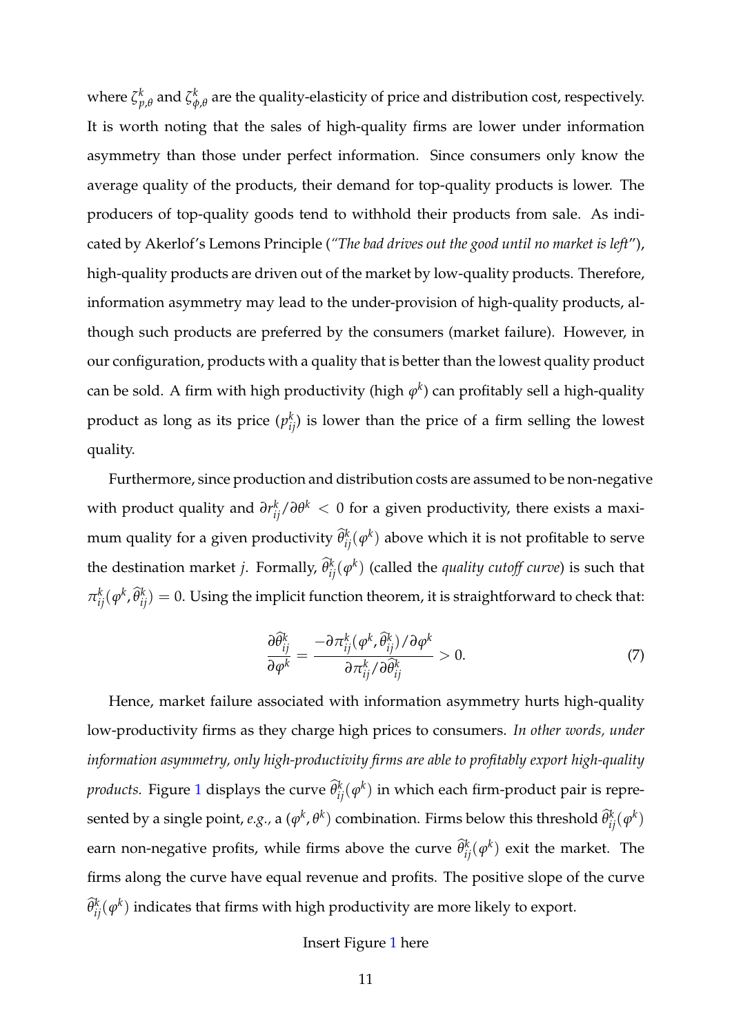where $\zeta^k_{p,\theta}$ and $\zeta^k_{\phi,\theta}$ are the quality-elasticity of price and distribution cost, respectively. It is worth noting that the sales of high-quality firms are lower under information asymmetry than those under perfect information. Since consumers only know the average quality of the products, their demand for top-quality products is lower. The producers of top-quality goods tend to withhold their products from sale. As indicated by Akerlof's Lemons Principle (*"The bad drives out the good until no market is left"*), high-quality products are driven out of the market by low-quality products. Therefore, information asymmetry may lead to the under-provision of high-quality products, although such products are preferred by the consumers (market failure). However, in our configuration, products with a quality that is better than the lowest quality product can be sold. A firm with high productivity (high $\varphi^k$) can profitably sell a high-quality product as long as its price ($p^k_{ij}$) is lower than the price of a firm selling the lowest quality.

Furthermore, since production and distribution costs are assumed to be non-negative with product quality and $\partial r^k_{ij}/\partial \theta^k < 0$ for a given productivity, there exists a maximum quality for a given productivity $\widehat{\theta}^k_{ij}(\varphi^k)$ above which it is not profitable to serve the destination market $j$. Formally, $\widehat{\theta}^k_{ij}(\varphi^k)$ (called the *quality cutoff curve*) is such that $\pi^k_{ij}(\varphi^k, \widehat{\theta}^k_{ij}) = 0$. Using the implicit function theorem, it is straightforward to check that:

$$\frac{\partial \widehat{\theta}^k_{ij}}{\partial \varphi^k} = \frac{-\partial \pi^k_{ij}(\varphi^k, \widehat{\theta}^k_{ij})/\partial \varphi^k}{\partial \pi^k_{ij}/\partial \widehat{\theta}^k_{ij}} > 0. \tag{7}$$

Hence, market failure associated with information asymmetry hurts high-quality low-productivity firms as they charge high prices to consumers. *In other words, under information asymmetry, only high-productivity firms are able to profitably export high-quality products.* Figure 1 displays the curve $\widehat{\theta}^k_{ij}(\varphi^k)$ in which each firm-product pair is represented by a single point, *e.g.*, a $(\varphi^k, \theta^k)$ combination. Firms below this threshold $\widehat{\theta}^k_{ij}(\varphi^k)$ earn non-negative profits, while firms above the curve $\widehat{\theta}^k_{ij}(\varphi^k)$ exit the market. The firms along the curve have equal revenue and profits. The positive slope of the curve $\widehat{\theta}^k_{ij}(\varphi^k)$ indicates that firms with high productivity are more likely to export.

Insert Figure 1 here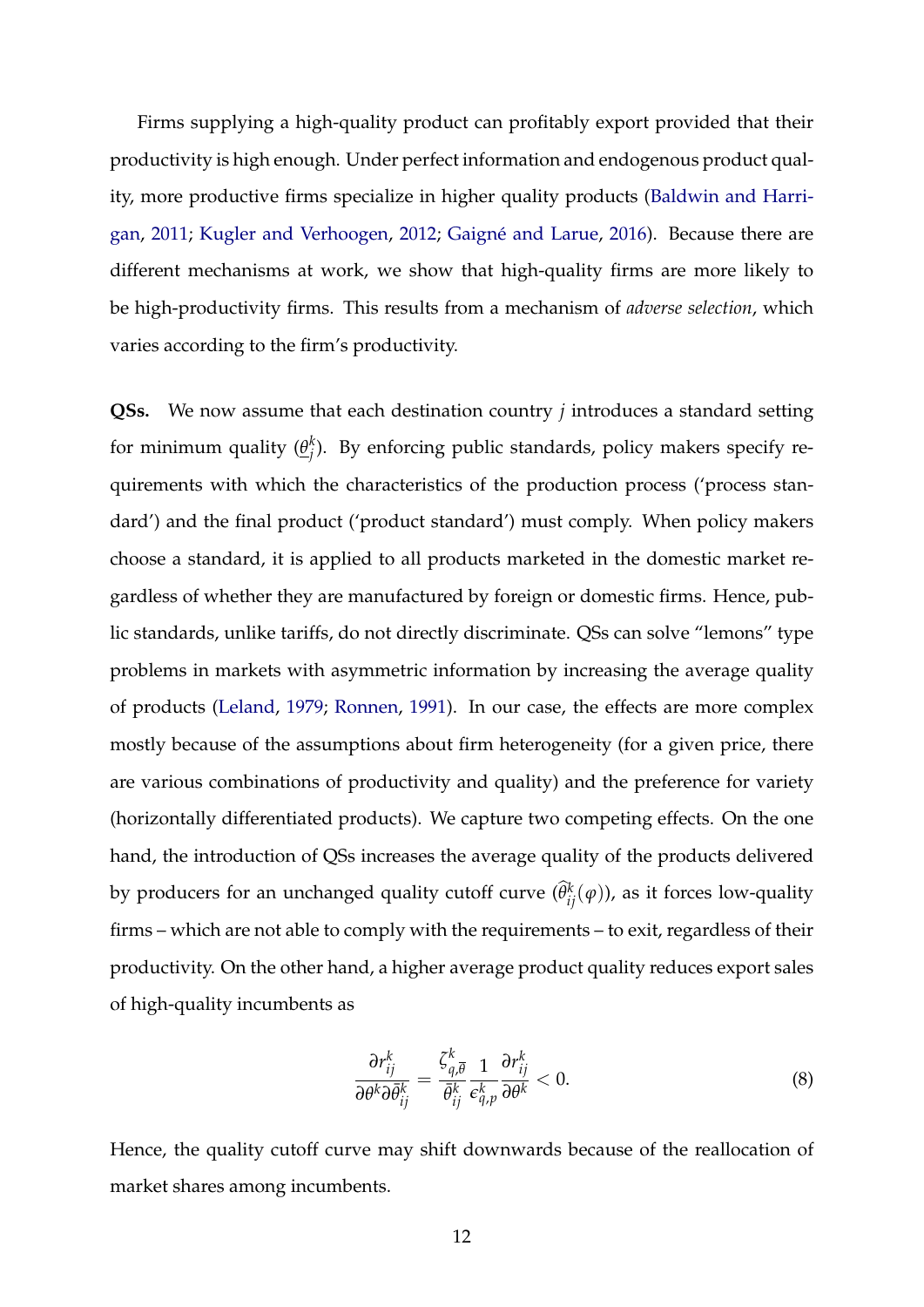Firms supplying a high-quality product can profitably export provided that their productivity is high enough. Under perfect information and endogenous product quality, more productive firms specialize in higher quality products (Baldwin and Harrigan, 2011; Kugler and Verhoogen, 2012; Gaigné and Larue, 2016). Because there are different mechanisms at work, we show that high-quality firms are more likely to be high-productivity firms. This results from a mechanism of *adverse selection*, which varies according to the firm's productivity.

**QSs.** We now assume that each destination country $j$ introduces a standard setting for minimum quality ($\underline{\theta}_j^k$). By enforcing public standards, policy makers specify requirements with which the characteristics of the production process ('process standard') and the final product ('product standard') must comply. When policy makers choose a standard, it is applied to all products marketed in the domestic market regardless of whether they are manufactured by foreign or domestic firms. Hence, public standards, unlike tariffs, do not directly discriminate. QSs can solve "lemons" type problems in markets with asymmetric information by increasing the average quality of products (Leland, 1979; Ronnen, 1991). In our case, the effects are more complex mostly because of the assumptions about firm heterogeneity (for a given price, there are various combinations of productivity and quality) and the preference for variety (horizontally differentiated products). We capture two competing effects. On the one hand, the introduction of QSs increases the average quality of the products delivered by producers for an unchanged quality cutoff curve ($\widehat{\theta}_{ij}^k(\varphi)$), as it forces low-quality firms – which are not able to comply with the requirements – to exit, regardless of their productivity. On the other hand, a higher average product quality reduces export sales of high-quality incumbents as

$$\frac{\partial r_{ij}^k}{\partial \theta^k \partial \bar{\theta}_{ij}^k} = \frac{\zeta_{q,\bar{\theta}}^k}{\bar{\theta}_{ij}^k} \frac{1}{\epsilon_{q,p}^k} \frac{\partial r_{ij}^k}{\partial \theta^k} < 0. \tag{8}$$

Hence, the quality cutoff curve may shift downwards because of the reallocation of market shares among incumbents.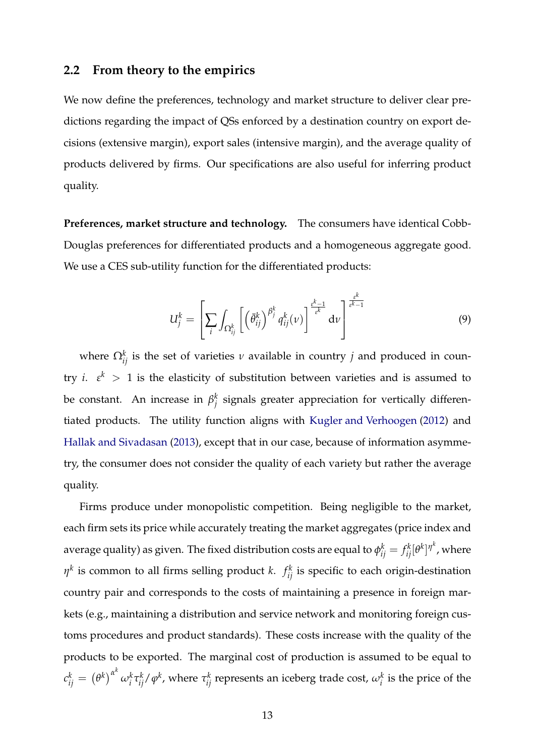### 2.2 From theory to the empirics

We now define the preferences, technology and market structure to deliver clear predictions regarding the impact of QSs enforced by a destination country on export decisions (extensive margin), export sales (intensive margin), and the average quality of products delivered by firms. Our specifications are also useful for inferring product quality.

**Preferences, market structure and technology.** The consumers have identical Cobb-Douglas preferences for differentiated products and a homogeneous aggregate good. We use a CES sub-utility function for the differentiated products:

$$U_j^k = \left[ \sum_i \int_{\Omega_{ij}^k} \left[ \left(\bar{\theta}_{ij}^k\right)^{\beta_j^k} q_{ij}^k(\nu) \right]^{\frac{\varepsilon^k - 1}{\varepsilon^k}} \mathrm{d}\nu \right]^{\frac{\varepsilon^k}{\varepsilon^k - 1}} \tag{9}$$

where $\Omega_{ij}^k$ is the set of varieties $\nu$ available in country $j$ and produced in country $i$. $\varepsilon^k > 1$ is the elasticity of substitution between varieties and is assumed to be constant. An increase in $\beta_j^k$ signals greater appreciation for vertically differentiated products. The utility function aligns with Kugler and Verhoogen (2012) and Hallak and Sivadasan (2013), except that in our case, because of information asymmetry, the consumer does not consider the quality of each variety but rather the average quality.

Firms produce under monopolistic competition. Being negligible to the market, each firm sets its price while accurately treating the market aggregates (price index and average quality) as given. The fixed distribution costs are equal to $\phi_{ij}^k = f_{ij}^k [\theta^k]^{\eta^k}$, where $\eta^k$ is common to all firms selling product $k$. $f_{ij}^k$ is specific to each origin-destination country pair and corresponds to the costs of maintaining a presence in foreign markets (e.g., maintaining a distribution and service network and monitoring foreign customs procedures and product standards). These costs increase with the quality of the products to be exported. The marginal cost of production is assumed to be equal to $c_{ij}^k = \left(\theta^k\right)^{\alpha^k} \omega_i^k \tau_{ij}^k / \varphi^k$, where $\tau_{ij}^k$ represents an iceberg trade cost, $\omega_i^k$ is the price of the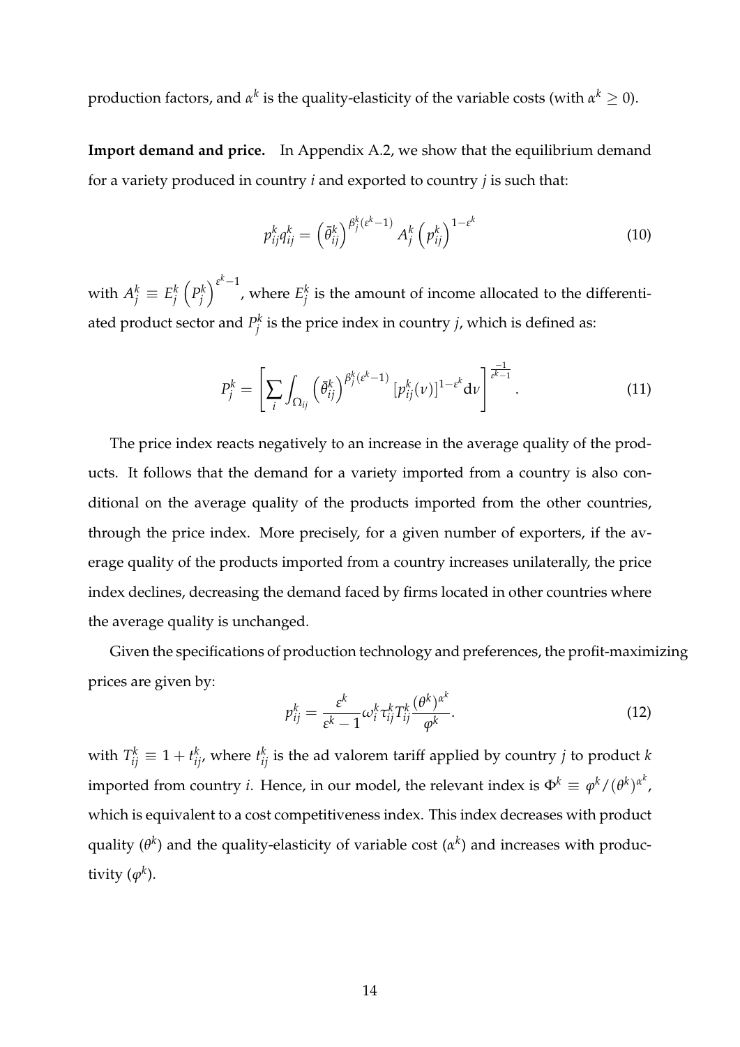production factors, and $\alpha^k$ is the quality-elasticity of the variable costs (with $\alpha^k \geq 0$).

**Import demand and price.** In Appendix A.2, we show that the equilibrium demand for a variety produced in country $i$ and exported to country $j$ is such that:

$$p_{ij}^k q_{ij}^k = \left(\bar{\theta}_{ij}^k\right)^{\beta_j^k(\varepsilon^k-1)} A_j^k \left(p_{ij}^k\right)^{1-\varepsilon^k} \tag{10}$$

with $A_j^k \equiv E_j^k \left(P_j^k\right)^{\varepsilon^k-1}$, where $E_j^k$ is the amount of income allocated to the differentiated product sector and $P_j^k$ is the price index in country $j$, which is defined as:

$$P_j^k = \left[\sum_i \int_{\Omega_{ij}} \left(\bar{\theta}_{ij}^k\right)^{\beta_j^k(\varepsilon^k-1)} [p_{ij}^k(\nu)]^{1-\varepsilon^k} \mathrm{d}\nu\right]^{\frac{-1}{\varepsilon^k-1}}. \tag{11}$$

The price index reacts negatively to an increase in the average quality of the products. It follows that the demand for a variety imported from a country is also conditional on the average quality of the products imported from the other countries, through the price index. More precisely, for a given number of exporters, if the average quality of the products imported from a country increases unilaterally, the price index declines, decreasing the demand faced by firms located in other countries where the average quality is unchanged.

Given the specifications of production technology and preferences, the profit-maximizing prices are given by:

$$p_{ij}^k = \frac{\varepsilon^k}{\varepsilon^k - 1} \omega_i^k \tau_{ij}^k T_{ij}^k \frac{(\theta^k)^{\alpha^k}}{\varphi^k}. \tag{12}$$

with $T_{ij}^k \equiv 1 + t_{ij}^k$, where $t_{ij}^k$ is the ad valorem tariff applied by country $j$ to product $k$ imported from country $i$. Hence, in our model, the relevant index is $\Phi^k \equiv \varphi^k/(\theta^k)^{\alpha^k}$, which is equivalent to a cost competitiveness index. This index decreases with product quality ($\theta^k$) and the quality-elasticity of variable cost ($\alpha^k$) and increases with productivity ($\varphi^k$).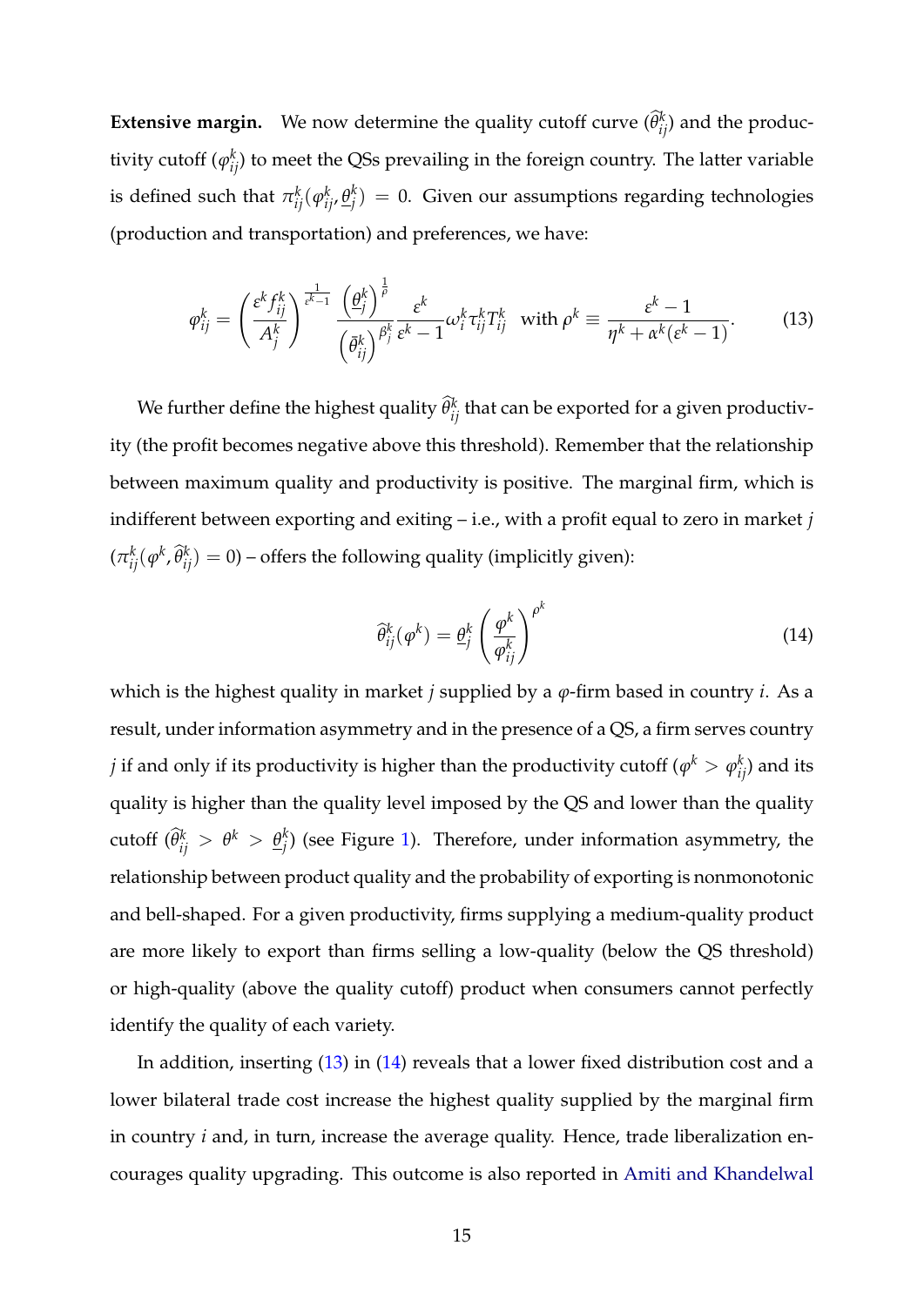**Extensive margin.** We now determine the quality cutoff curve ($\widehat{\theta}^k_{ij}$) and the productivity cutoff ($\varphi^k_{ij}$) to meet the QSs prevailing in the foreign country. The latter variable is defined such that $\pi^k_{ij}(\varphi^k_{ij}, \underline{\theta}^k_j) = 0$. Given our assumptions regarding technologies (production and transportation) and preferences, we have:

$$\varphi^k_{ij} = \left(\frac{\varepsilon^k f^k_{ij}}{A^k_j}\right)^{\frac{1}{\varepsilon^k - 1}} \frac{\left(\underline{\theta}^k_j\right)^{\frac{1}{\rho}}}{\left(\bar{\theta}^k_{ij}\right)^{\beta^k_j}} \frac{\varepsilon^k}{\varepsilon^k - 1} \omega^k_i \tau^k_{ij} T^k_{ij} \quad \text{with } \rho^k \equiv \frac{\varepsilon^k - 1}{\eta^k + \alpha^k(\varepsilon^k - 1)}. \tag{13}$$

We further define the highest quality $\widehat{\theta}^k_{ij}$ that can be exported for a given productivity (the profit becomes negative above this threshold). Remember that the relationship between maximum quality and productivity is positive. The marginal firm, which is indifferent between exporting and exiting – i.e., with a profit equal to zero in market $j$ ($\pi^k_{ij}(\varphi^k, \widehat{\theta}^k_{ij}) = 0$) – offers the following quality (implicitly given):

$$\widehat{\theta}^k_{ij}(\varphi^k) = \underline{\theta}^k_j \left(\frac{\varphi^k}{\varphi^k_{ij}}\right)^{\rho^k} \tag{14}$$

which is the highest quality in market $j$ supplied by a $\varphi$-firm based in country $i$. As a result, under information asymmetry and in the presence of a QS, a firm serves country $j$ if and only if its productivity is higher than the productivity cutoff ($\varphi^k > \varphi^k_{ij}$) and its quality is higher than the quality level imposed by the QS and lower than the quality cutoff ($\widehat{\theta}^k_{ij} > \theta^k > \underline{\theta}^k_j$) (see Figure 1). Therefore, under information asymmetry, the relationship between product quality and the probability of exporting is nonmonotonic and bell-shaped. For a given productivity, firms supplying a medium-quality product are more likely to export than firms selling a low-quality (below the QS threshold) or high-quality (above the quality cutoff) product when consumers cannot perfectly identify the quality of each variety.

In addition, inserting (13) in (14) reveals that a lower fixed distribution cost and a lower bilateral trade cost increase the highest quality supplied by the marginal firm in country $i$ and, in turn, increase the average quality. Hence, trade liberalization encourages quality upgrading. This outcome is also reported in Amiti and Khandelwal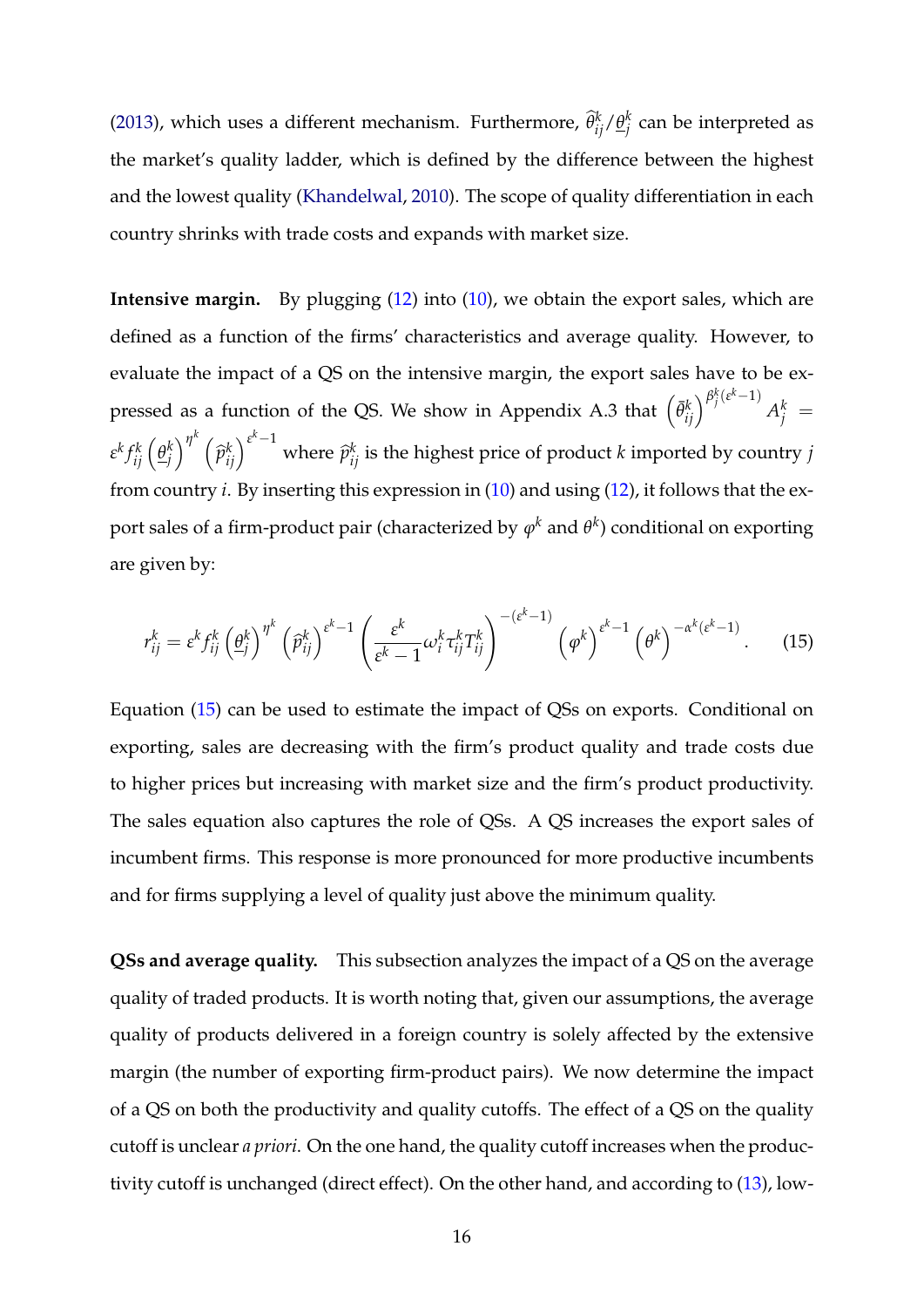(2013), which uses a different mechanism. Furthermore, $\widehat{\theta}_{ij}^k / \underline{\theta}_j^k$ can be interpreted as the market's quality ladder, which is defined by the difference between the highest and the lowest quality (Khandelwal, 2010). The scope of quality differentiation in each country shrinks with trade costs and expands with market size.

**Intensive margin.** By plugging (12) into (10), we obtain the export sales, which are defined as a function of the firms' characteristics and average quality. However, to evaluate the impact of a QS on the intensive margin, the export sales have to be expressed as a function of the QS. We show in Appendix A.3 that $\left(\bar{\theta}_{ij}^k\right)^{\beta_j^k(\varepsilon^k-1)} A_j^k = \varepsilon^k f_{ij}^k \left(\underline{\theta}_j^k\right)^{\eta^k} \left(\widehat{p}_{ij}^k\right)^{\varepsilon^k-1}$ where $\widehat{p}_{ij}^k$ is the highest price of product $k$ imported by country $j$ from country $i$. By inserting this expression in (10) and using (12), it follows that the export sales of a firm-product pair (characterized by $\varphi^k$ and $\theta^k$) conditional on exporting are given by:

$$r_{ij}^k = \varepsilon^k f_{ij}^k \left(\underline{\theta}_j^k\right)^{\eta^k} \left(\widehat{p}_{ij}^k\right)^{\varepsilon^k-1} \left(\frac{\varepsilon^k}{\varepsilon^k-1}\omega_i^k \tau_{ij}^k T_{ij}^k\right)^{-(\varepsilon^k-1)} \left(\varphi^k\right)^{\varepsilon^k-1} \left(\theta^k\right)^{-\alpha^k(\varepsilon^k-1)}. \tag{15}$$

Equation (15) can be used to estimate the impact of QSs on exports. Conditional on exporting, sales are decreasing with the firm's product quality and trade costs due to higher prices but increasing with market size and the firm's product productivity. The sales equation also captures the role of QSs. A QS increases the export sales of incumbent firms. This response is more pronounced for more productive incumbents and for firms supplying a level of quality just above the minimum quality.

**QSs and average quality.** This subsection analyzes the impact of a QS on the average quality of traded products. It is worth noting that, given our assumptions, the average quality of products delivered in a foreign country is solely affected by the extensive margin (the number of exporting firm-product pairs). We now determine the impact of a QS on both the productivity and quality cutoffs. The effect of a QS on the quality cutoff is unclear *a priori*. On the one hand, the quality cutoff increases when the productivity cutoff is unchanged (direct effect). On the other hand, and according to (13), low-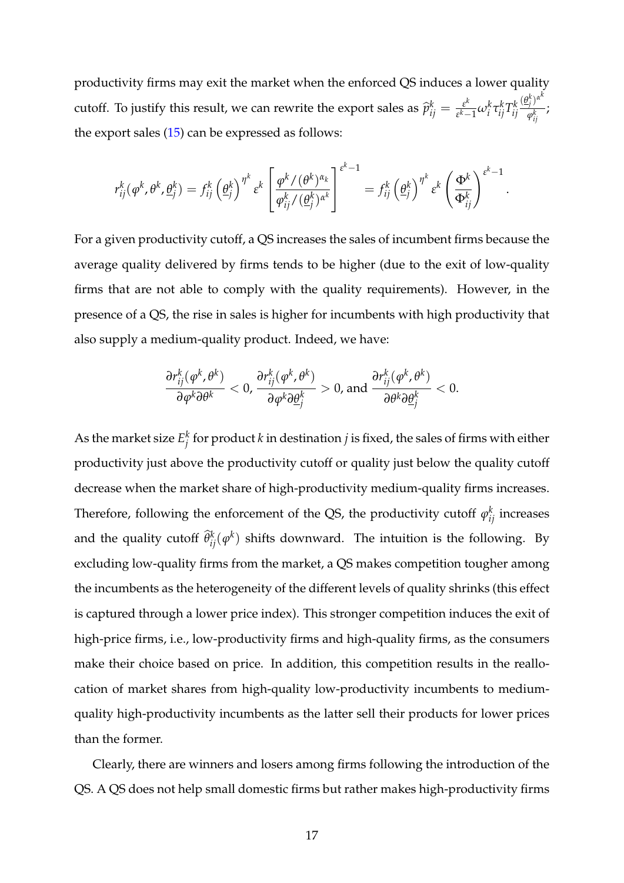productivity firms may exit the market when the enforced QS induces a lower quality cutoff. To justify this result, we can rewrite the export sales as $\widehat{p}^k_{ij} = \frac{\varepsilon^k}{\varepsilon^k - 1}\omega^k_i \tau^k_{ij} T^k_{ij} \frac{(\underline{\theta}^k_j)^{\alpha^k}}{\varphi^k_{ij}}$; the export sales (15) can be expressed as follows:

$$r^k_{ij}(\varphi^k, \theta^k, \underline{\theta}^k_j) = f^k_{ij}\left(\underline{\theta}^k_j\right)^{\eta^k} \varepsilon^k \left[\frac{\varphi^k/(\theta^k)^{\alpha_k}}{\varphi^k_{ij}/(\underline{\theta}^k_j)^{\alpha^k}}\right]^{\varepsilon^k - 1} = f^k_{ij}\left(\underline{\theta}^k_j\right)^{\eta^k} \varepsilon^k \left(\frac{\Phi^k}{\Phi^k_{ij}}\right)^{\varepsilon^k - 1}.$$

For a given productivity cutoff, a QS increases the sales of incumbent firms because the average quality delivered by firms tends to be higher (due to the exit of low-quality firms that are not able to comply with the quality requirements). However, in the presence of a QS, the rise in sales is higher for incumbents with high productivity that also supply a medium-quality product. Indeed, we have:

$$\frac{\partial r^k_{ij}(\varphi^k, \theta^k)}{\partial \varphi^k \partial \theta^k} < 0, \ \frac{\partial r^k_{ij}(\varphi^k, \theta^k)}{\partial \varphi^k \partial \underline{\theta}^k_j} > 0, \text{ and } \frac{\partial r^k_{ij}(\varphi^k, \theta^k)}{\partial \theta^k \partial \underline{\theta}^k_j} < 0.$$

As the market size $E^k_j$ for product $k$ in destination $j$ is fixed, the sales of firms with either productivity just above the productivity cutoff or quality just below the quality cutoff decrease when the market share of high-productivity medium-quality firms increases. Therefore, following the enforcement of the QS, the productivity cutoff $\varphi^k_{ij}$ increases and the quality cutoff $\widehat{\theta}^k_{ij}(\varphi^k)$ shifts downward. The intuition is the following. By excluding low-quality firms from the market, a QS makes competition tougher among the incumbents as the heterogeneity of the different levels of quality shrinks (this effect is captured through a lower price index). This stronger competition induces the exit of high-price firms, i.e., low-productivity firms and high-quality firms, as the consumers make their choice based on price. In addition, this competition results in the reallocation of market shares from high-quality low-productivity incumbents to medium-quality high-productivity incumbents as the latter sell their products for lower prices than the former.

Clearly, there are winners and losers among firms following the introduction of the QS. A QS does not help small domestic firms but rather makes high-productivity firms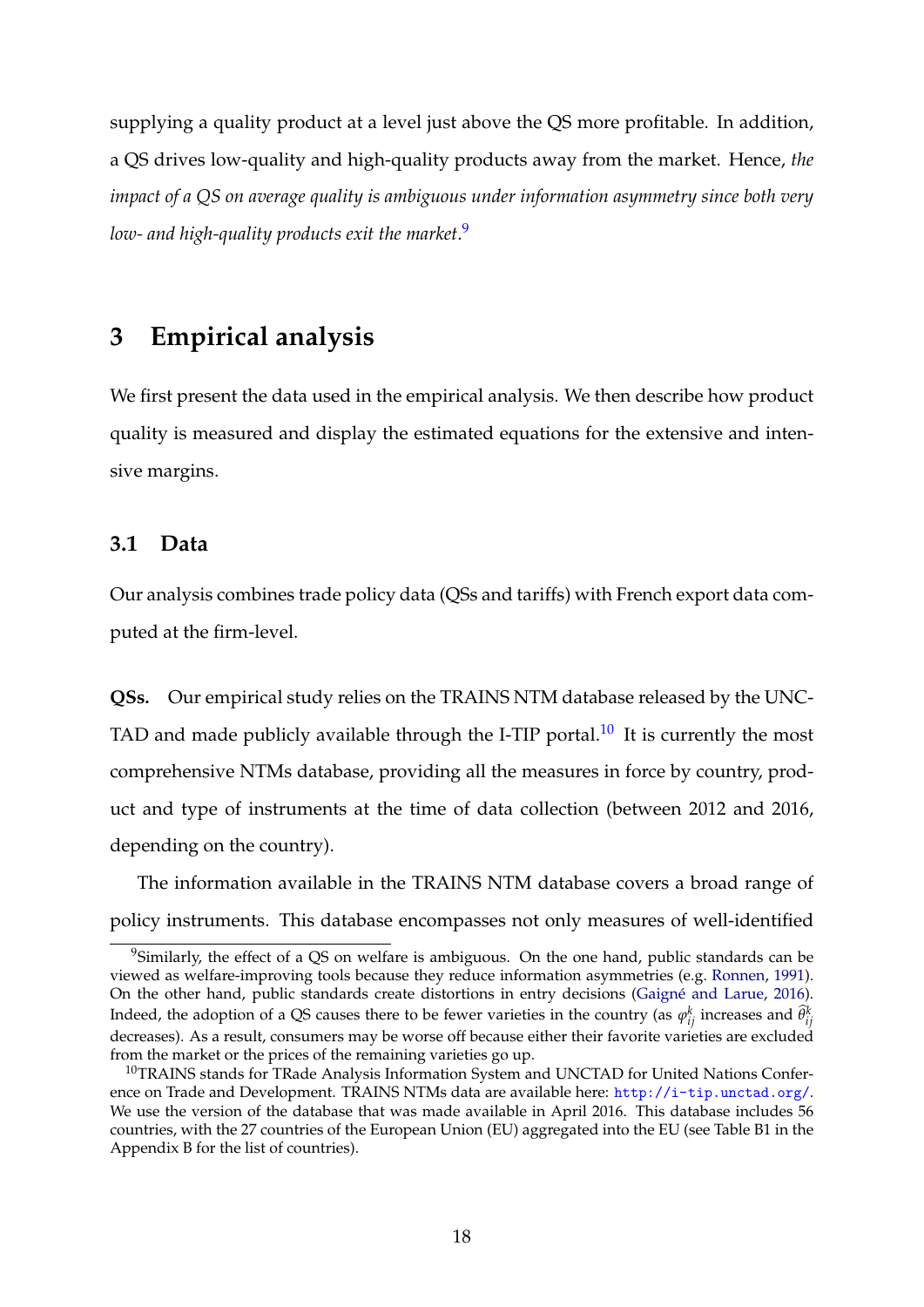supplying a quality product at a level just above the QS more profitable. In addition, a QS drives low-quality and high-quality products away from the market. Hence, *the impact of a QS on average quality is ambiguous under information asymmetry since both very low- and high-quality products exit the market.*[9]

# 3 Empirical analysis

We first present the data used in the empirical analysis. We then describe how product quality is measured and display the estimated equations for the extensive and intensive margins.

## 3.1 Data

Our analysis combines trade policy data (QSs and tariffs) with French export data computed at the firm-level.

**QSs.** Our empirical study relies on the TRAINS NTM database released by the UNCTAD and made publicly available through the I-TIP portal.[10] It is currently the most comprehensive NTMs database, providing all the measures in force by country, product and type of instruments at the time of data collection (between 2012 and 2016, depending on the country).

The information available in the TRAINS NTM database covers a broad range of policy instruments. This database encompasses not only measures of well-identified

[9] Similarly, the effect of a QS on welfare is ambiguous. On the one hand, public standards can be viewed as welfare-improving tools because they reduce information asymmetries (e.g. Ronnen, 1991). On the other hand, public standards create distortions in entry decisions (Gaigné and Larue, 2016). Indeed, the adoption of a QS causes there to be fewer varieties in the country (as $\varphi_{ij}^{k}$ increases and $\widehat{\theta}_{ij}^{k}$ decreases). As a result, consumers may be worse off because either their favorite varieties are excluded from the market or the prices of the remaining varieties go up.

[10] TRAINS stands for TRade Analysis Information System and UNCTAD for United Nations Conference on Trade and Development. TRAINS NTMs data are available here: http://i-tip.unctad.org/. We use the version of the database that was made available in April 2016. This database includes 56 countries, with the 27 countries of the European Union (EU) aggregated into the EU (see Table B1 in the Appendix B for the list of countries).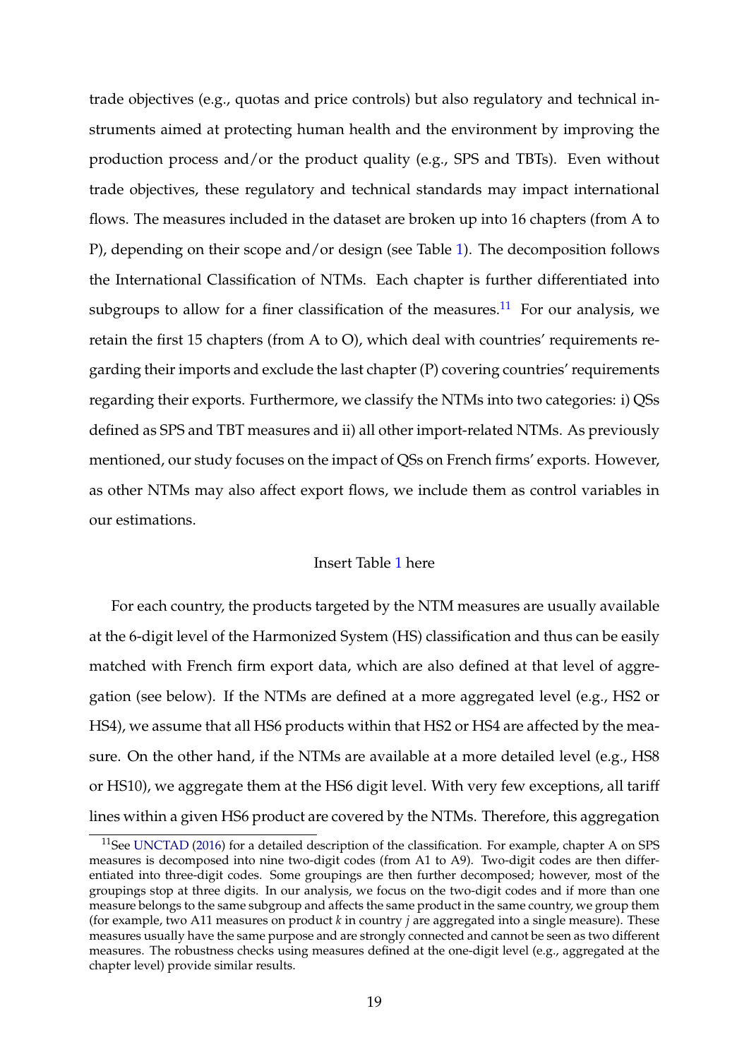trade objectives (e.g., quotas and price controls) but also regulatory and technical instruments aimed at protecting human health and the environment by improving the production process and/or the product quality (e.g., SPS and TBTs). Even without trade objectives, these regulatory and technical standards may impact international flows. The measures included in the dataset are broken up into 16 chapters (from A to P), depending on their scope and/or design (see Table 1). The decomposition follows the International Classification of NTMs. Each chapter is further differentiated into subgroups to allow for a finer classification of the measures.[11] For our analysis, we retain the first 15 chapters (from A to O), which deal with countries' requirements regarding their imports and exclude the last chapter (P) covering countries' requirements regarding their exports. Furthermore, we classify the NTMs into two categories: i) QSs defined as SPS and TBT measures and ii) all other import-related NTMs. As previously mentioned, our study focuses on the impact of QSs on French firms' exports. However, as other NTMs may also affect export flows, we include them as control variables in our estimations.

Insert Table 1 here

For each country, the products targeted by the NTM measures are usually available at the 6-digit level of the Harmonized System (HS) classification and thus can be easily matched with French firm export data, which are also defined at that level of aggregation (see below). If the NTMs are defined at a more aggregated level (e.g., HS2 or HS4), we assume that all HS6 products within that HS2 or HS4 are affected by the measure. On the other hand, if the NTMs are available at a more detailed level (e.g., HS8 or HS10), we aggregate them at the HS6 digit level. With very few exceptions, all tariff lines within a given HS6 product are covered by the NTMs. Therefore, this aggregation

[11]See UNCTAD (2016) for a detailed description of the classification. For example, chapter A on SPS measures is decomposed into nine two-digit codes (from A1 to A9). Two-digit codes are then differentiated into three-digit codes. Some groupings are then further decomposed; however, most of the groupings stop at three digits. In our analysis, we focus on the two-digit codes and if more than one measure belongs to the same subgroup and affects the same product in the same country, we group them (for example, two A11 measures on product $k$ in country $j$ are aggregated into a single measure). These measures usually have the same purpose and are strongly connected and cannot be seen as two different measures. The robustness checks using measures defined at the one-digit level (e.g., aggregated at the chapter level) provide similar results.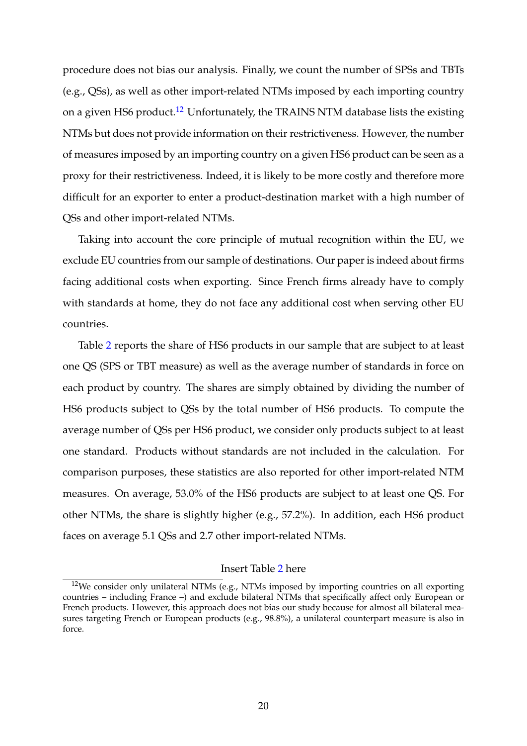procedure does not bias our analysis. Finally, we count the number of SPSs and TBTs (e.g., QSs), as well as other import-related NTMs imposed by each importing country on a given HS6 product.[12] Unfortunately, the TRAINS NTM database lists the existing NTMs but does not provide information on their restrictiveness. However, the number of measures imposed by an importing country on a given HS6 product can be seen as a proxy for their restrictiveness. Indeed, it is likely to be more costly and therefore more difficult for an exporter to enter a product-destination market with a high number of QSs and other import-related NTMs.

Taking into account the core principle of mutual recognition within the EU, we exclude EU countries from our sample of destinations. Our paper is indeed about firms facing additional costs when exporting. Since French firms already have to comply with standards at home, they do not face any additional cost when serving other EU countries.

Table 2 reports the share of HS6 products in our sample that are subject to at least one QS (SPS or TBT measure) as well as the average number of standards in force on each product by country. The shares are simply obtained by dividing the number of HS6 products subject to QSs by the total number of HS6 products. To compute the average number of QSs per HS6 product, we consider only products subject to at least one standard. Products without standards are not included in the calculation. For comparison purposes, these statistics are also reported for other import-related NTM measures. On average, 53.0% of the HS6 products are subject to at least one QS. For other NTMs, the share is slightly higher (e.g., 57.2%). In addition, each HS6 product faces on average 5.1 QSs and 2.7 other import-related NTMs.

Insert Table 2 here

[12] We consider only unilateral NTMs (e.g., NTMs imposed by importing countries on all exporting countries – including France –) and exclude bilateral NTMs that specifically affect only European or French products. However, this approach does not bias our study because for almost all bilateral measures targeting French or European products (e.g., 98.8%), a unilateral counterpart measure is also in force.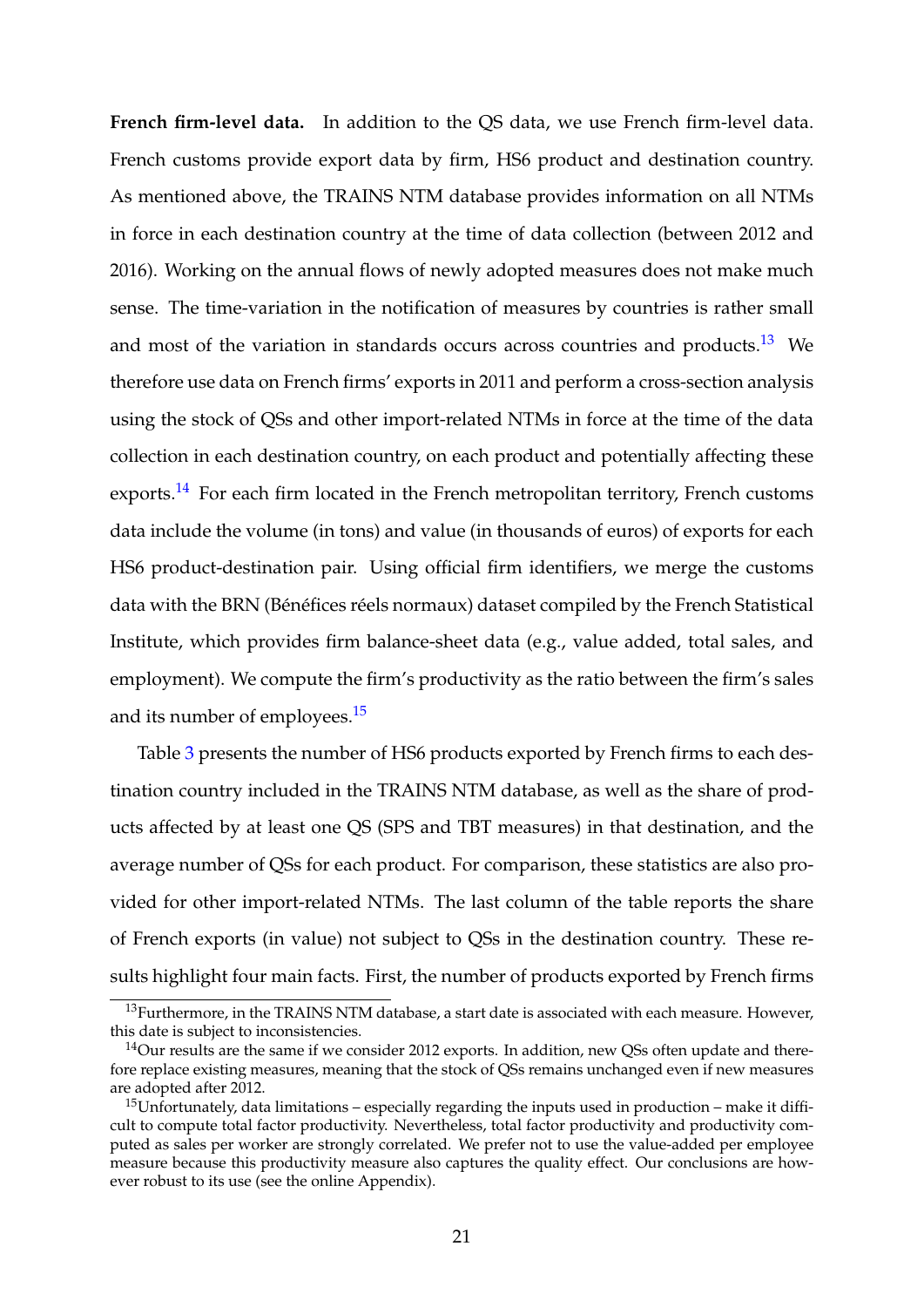**French firm-level data.** In addition to the QS data, we use French firm-level data. French customs provide export data by firm, HS6 product and destination country. As mentioned above, the TRAINS NTM database provides information on all NTMs in force in each destination country at the time of data collection (between 2012 and 2016). Working on the annual flows of newly adopted measures does not make much sense. The time-variation in the notification of measures by countries is rather small and most of the variation in standards occurs across countries and products.[13] We therefore use data on French firms' exports in 2011 and perform a cross-section analysis using the stock of QSs and other import-related NTMs in force at the time of the data collection in each destination country, on each product and potentially affecting these exports.[14] For each firm located in the French metropolitan territory, French customs data include the volume (in tons) and value (in thousands of euros) of exports for each HS6 product-destination pair. Using official firm identifiers, we merge the customs data with the BRN (Bénéfices réels normaux) dataset compiled by the French Statistical Institute, which provides firm balance-sheet data (e.g., value added, total sales, and employment). We compute the firm's productivity as the ratio between the firm's sales and its number of employees.[15]

Table 3 presents the number of HS6 products exported by French firms to each destination country included in the TRAINS NTM database, as well as the share of products affected by at least one QS (SPS and TBT measures) in that destination, and the average number of QSs for each product. For comparison, these statistics are also provided for other import-related NTMs. The last column of the table reports the share of French exports (in value) not subject to QSs in the destination country. These results highlight four main facts. First, the number of products exported by French firms

[13] Furthermore, in the TRAINS NTM database, a start date is associated with each measure. However, this date is subject to inconsistencies.

[14] Our results are the same if we consider 2012 exports. In addition, new QSs often update and therefore replace existing measures, meaning that the stock of QSs remains unchanged even if new measures are adopted after 2012.

[15] Unfortunately, data limitations – especially regarding the inputs used in production – make it difficult to compute total factor productivity. Nevertheless, total factor productivity and productivity computed as sales per worker are strongly correlated. We prefer not to use the value-added per employee measure because this productivity measure also captures the quality effect. Our conclusions are however robust to its use (see the online Appendix).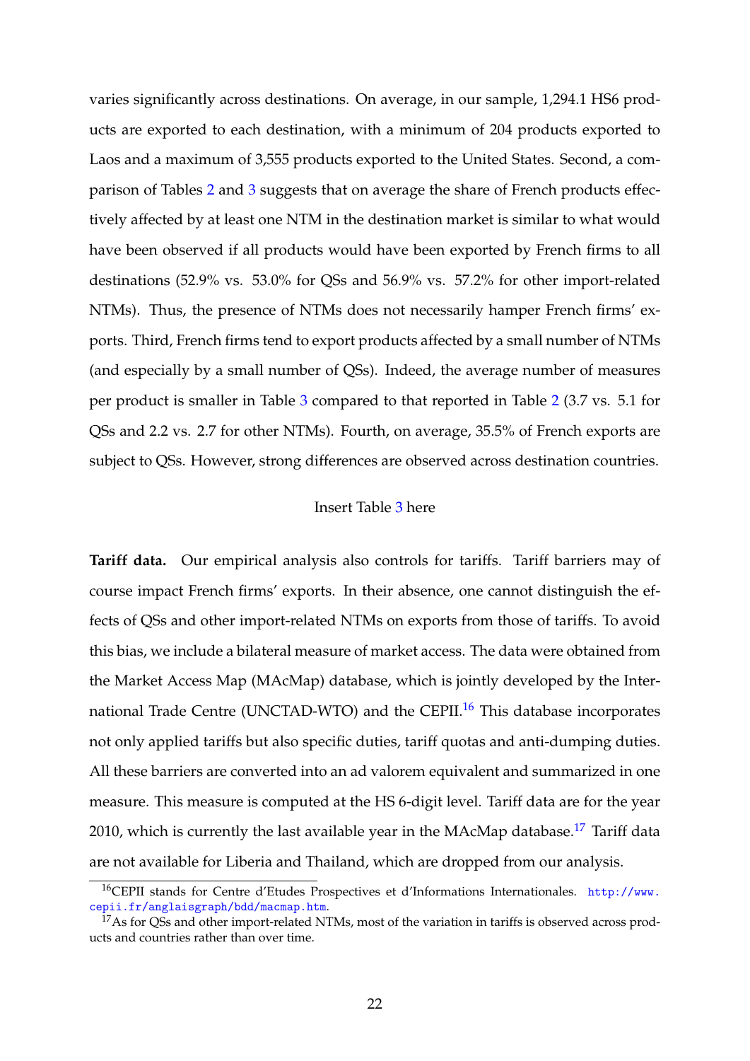varies significantly across destinations. On average, in our sample, 1,294.1 HS6 products are exported to each destination, with a minimum of 204 products exported to Laos and a maximum of 3,555 products exported to the United States. Second, a comparison of Tables 2 and 3 suggests that on average the share of French products effectively affected by at least one NTM in the destination market is similar to what would have been observed if all products would have been exported by French firms to all destinations (52.9% vs. 53.0% for QSs and 56.9% vs. 57.2% for other import-related NTMs). Thus, the presence of NTMs does not necessarily hamper French firms' exports. Third, French firms tend to export products affected by a small number of NTMs (and especially by a small number of QSs). Indeed, the average number of measures per product is smaller in Table 3 compared to that reported in Table 2 (3.7 vs. 5.1 for QSs and 2.2 vs. 2.7 for other NTMs). Fourth, on average, 35.5% of French exports are subject to QSs. However, strong differences are observed across destination countries.

Insert Table 3 here

**Tariff data.** Our empirical analysis also controls for tariffs. Tariff barriers may of course impact French firms' exports. In their absence, one cannot distinguish the effects of QSs and other import-related NTMs on exports from those of tariffs. To avoid this bias, we include a bilateral measure of market access. The data were obtained from the Market Access Map (MAcMap) database, which is jointly developed by the International Trade Centre (UNCTAD-WTO) and the CEPII.[16] This database incorporates not only applied tariffs but also specific duties, tariff quotas and anti-dumping duties. All these barriers are converted into an ad valorem equivalent and summarized in one measure. This measure is computed at the HS 6-digit level. Tariff data are for the year 2010, which is currently the last available year in the MAcMap database.[17] Tariff data are not available for Liberia and Thailand, which are dropped from our analysis.

[16]CEPII stands for Centre d'Etudes Prospectives et d'Informations Internationales. http://www.cepii.fr/anglaisgraph/bdd/macmap.htm.

[17]As for QSs and other import-related NTMs, most of the variation in tariffs is observed across products and countries rather than over time.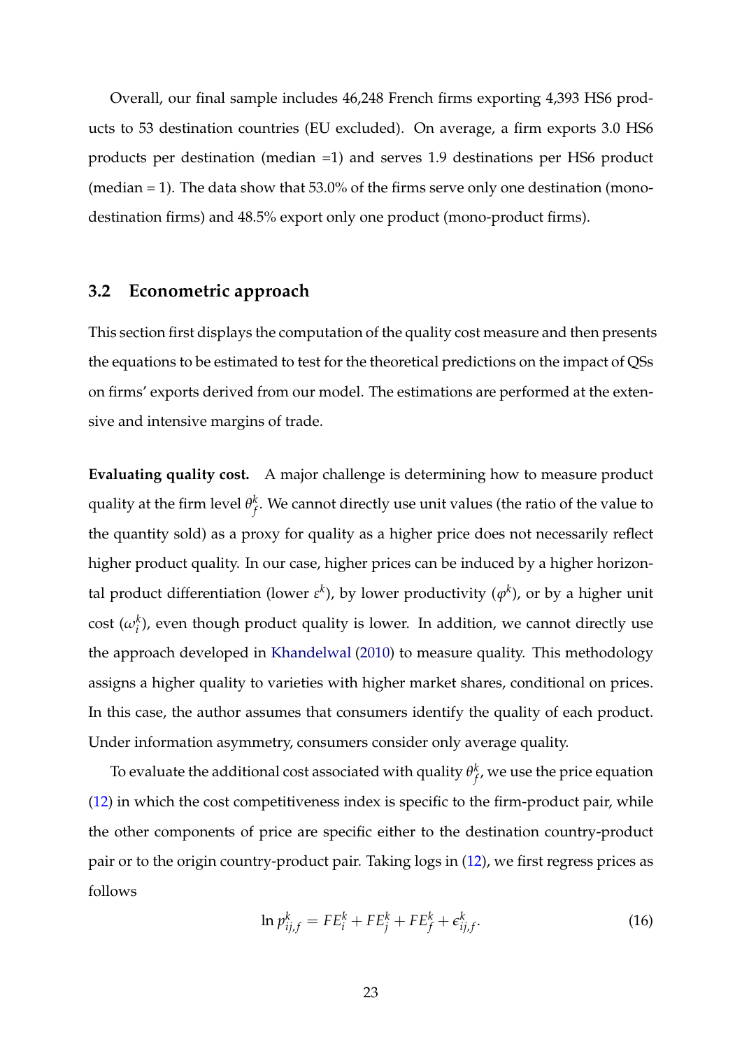Overall, our final sample includes 46,248 French firms exporting 4,393 HS6 products to 53 destination countries (EU excluded). On average, a firm exports 3.0 HS6 products per destination (median =1) and serves 1.9 destinations per HS6 product (median = 1). The data show that 53.0% of the firms serve only one destination (mono-destination firms) and 48.5% export only one product (mono-product firms).

## 3.2 Econometric approach

This section first displays the computation of the quality cost measure and then presents the equations to be estimated to test for the theoretical predictions on the impact of QSs on firms' exports derived from our model. The estimations are performed at the extensive and intensive margins of trade.

**Evaluating quality cost.** A major challenge is determining how to measure product quality at the firm level $\theta^k_f$. We cannot directly use unit values (the ratio of the value to the quantity sold) as a proxy for quality as a higher price does not necessarily reflect higher product quality. In our case, higher prices can be induced by a higher horizontal product differentiation (lower $\varepsilon^k$), by lower productivity ($\varphi^k$), or by a higher unit cost ($\omega^k_i$), even though product quality is lower. In addition, we cannot directly use the approach developed in Khandelwal (2010) to measure quality. This methodology assigns a higher quality to varieties with higher market shares, conditional on prices. In this case, the author assumes that consumers identify the quality of each product. Under information asymmetry, consumers consider only average quality.

To evaluate the additional cost associated with quality $\theta^k_f$, we use the price equation (12) in which the cost competitiveness index is specific to the firm-product pair, while the other components of price are specific either to the destination country-product pair or to the origin country-product pair. Taking logs in (12), we first regress prices as follows

$$\ln p^k_{ij,f} = FE^k_i + FE^k_j + FE^k_f + \epsilon^k_{ij,f}. \tag{16}$$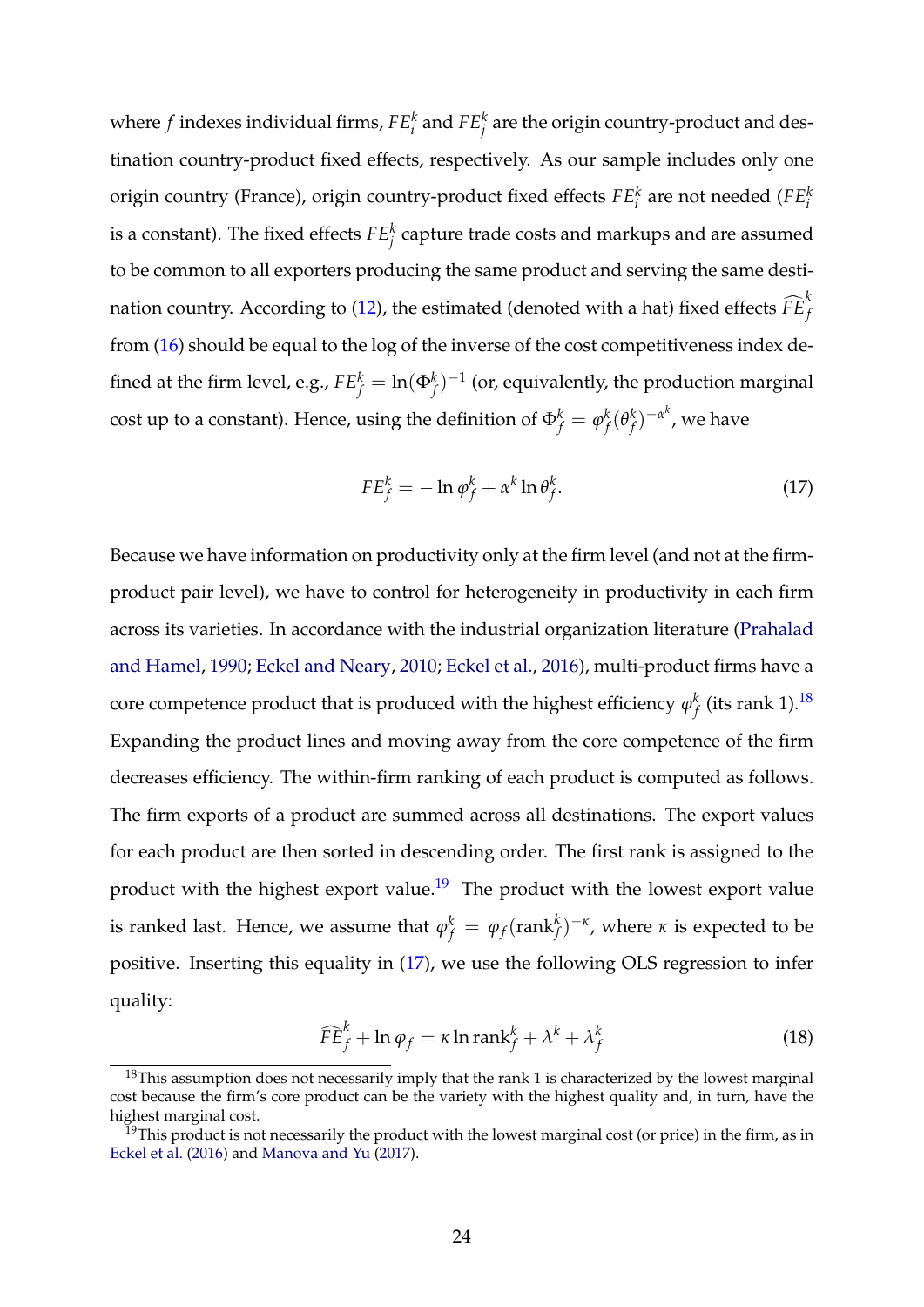where $f$ indexes individual firms, $FE_i^k$ and $FE_j^k$ are the origin country-product and destination country-product fixed effects, respectively. As our sample includes only one origin country (France), origin country-product fixed effects $FE_i^k$ are not needed ($FE_i^k$ is a constant). The fixed effects $FE_j^k$ capture trade costs and markups and are assumed to be common to all exporters producing the same product and serving the same destination country. According to (12), the estimated (denoted with a hat) fixed effects $\widehat{FE}_f^k$ from (16) should be equal to the log of the inverse of the cost competitiveness index defined at the firm level, e.g., $FE_f^k = \ln(\Phi_f^k)^{-1}$ (or, equivalently, the production marginal cost up to a constant). Hence, using the definition of $\Phi_f^k = \varphi_f^k (\theta_f^k)^{-\alpha^k}$, we have

$$FE_f^k = -\ln \varphi_f^k + \alpha^k \ln \theta_f^k. \tag{17}$$

Because we have information on productivity only at the firm level (and not at the firm-product pair level), we have to control for heterogeneity in productivity in each firm across its varieties. In accordance with the industrial organization literature (Prahalad and Hamel, 1990; Eckel and Neary, 2010; Eckel et al., 2016), multi-product firms have a core competence product that is produced with the highest efficiency $\varphi_f^k$ (its rank 1).[18] Expanding the product lines and moving away from the core competence of the firm decreases efficiency. The within-firm ranking of each product is computed as follows. The firm exports of a product are summed across all destinations. The export values for each product are then sorted in descending order. The first rank is assigned to the product with the highest export value.[19] The product with the lowest export value is ranked last. Hence, we assume that $\varphi_f^k = \varphi_f (\text{rank}_f^k)^{-\kappa}$, where $\kappa$ is expected to be positive. Inserting this equality in (17), we use the following OLS regression to infer quality:

$$\widehat{FE}_f^k + \ln \varphi_f = \kappa \ln \text{rank}_f^k + \lambda^k + \lambda_f^k \tag{18}$$

[18] This assumption does not necessarily imply that the rank 1 is characterized by the lowest marginal cost because the firm's core product can be the variety with the highest quality and, in turn, have the highest marginal cost.

[19] This product is not necessarily the product with the lowest marginal cost (or price) in the firm, as in Eckel et al. (2016) and Manova and Yu (2017).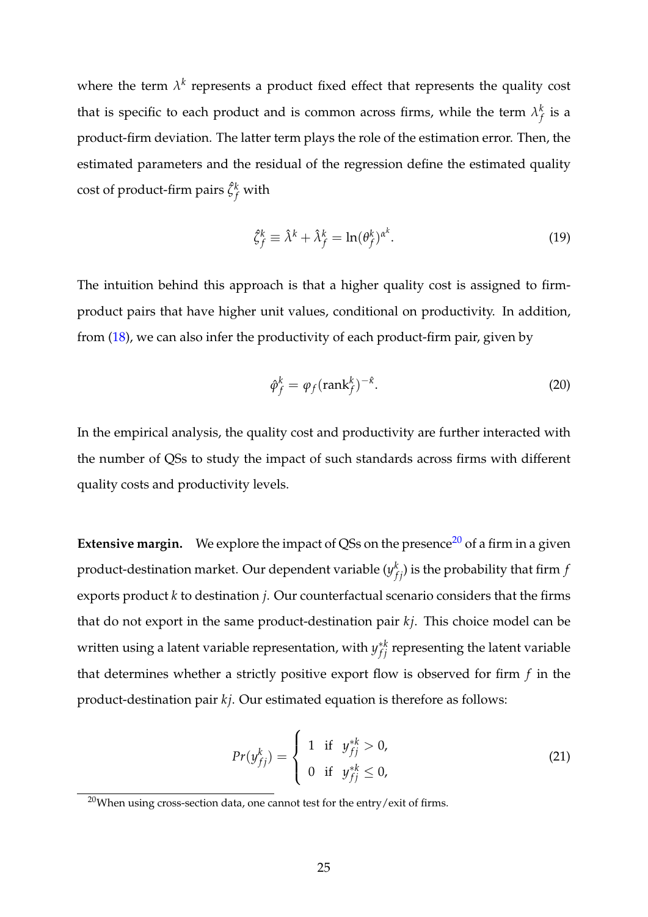where the term $\lambda^k$ represents a product fixed effect that represents the quality cost that is specific to each product and is common across firms, while the term $\lambda_f^k$ is a product-firm deviation. The latter term plays the role of the estimation error. Then, the estimated parameters and the residual of the regression define the estimated quality cost of product-firm pairs $\hat{\zeta}_f^k$ with

$$\hat{\zeta}_f^k \equiv \hat{\lambda}^k + \hat{\lambda}_f^k = \ln(\theta_f^k)^{\alpha^k}. \tag{19}$$

The intuition behind this approach is that a higher quality cost is assigned to firm-product pairs that have higher unit values, conditional on productivity. In addition, from (18), we can also infer the productivity of each product-firm pair, given by

$$\hat{\varphi}_f^k = \varphi_f(\text{rank}_f^k)^{-\hat{\kappa}}. \tag{20}$$

In the empirical analysis, the quality cost and productivity are further interacted with the number of QSs to study the impact of such standards across firms with different quality costs and productivity levels.

**Extensive margin.** We explore the impact of QSs on the presence[20] of a firm in a given product-destination market. Our dependent variable ($y_{fj}^k$) is the probability that firm $f$ exports product $k$ to destination $j$. Our counterfactual scenario considers that the firms that do not export in the same product-destination pair $kj$. This choice model can be written using a latent variable representation, with $y_{fj}^{*k}$ representing the latent variable that determines whether a strictly positive export flow is observed for firm $f$ in the product-destination pair $kj$. Our estimated equation is therefore as follows:

$$Pr(y_{fj}^k) = \begin{cases} 1 & \text{if} \quad y_{fj}^{*k} > 0, \\ 0 & \text{if} \quad y_{fj}^{*k} \leq 0, \end{cases} \tag{21}$$

[20] When using cross-section data, one cannot test for the entry/exit of firms.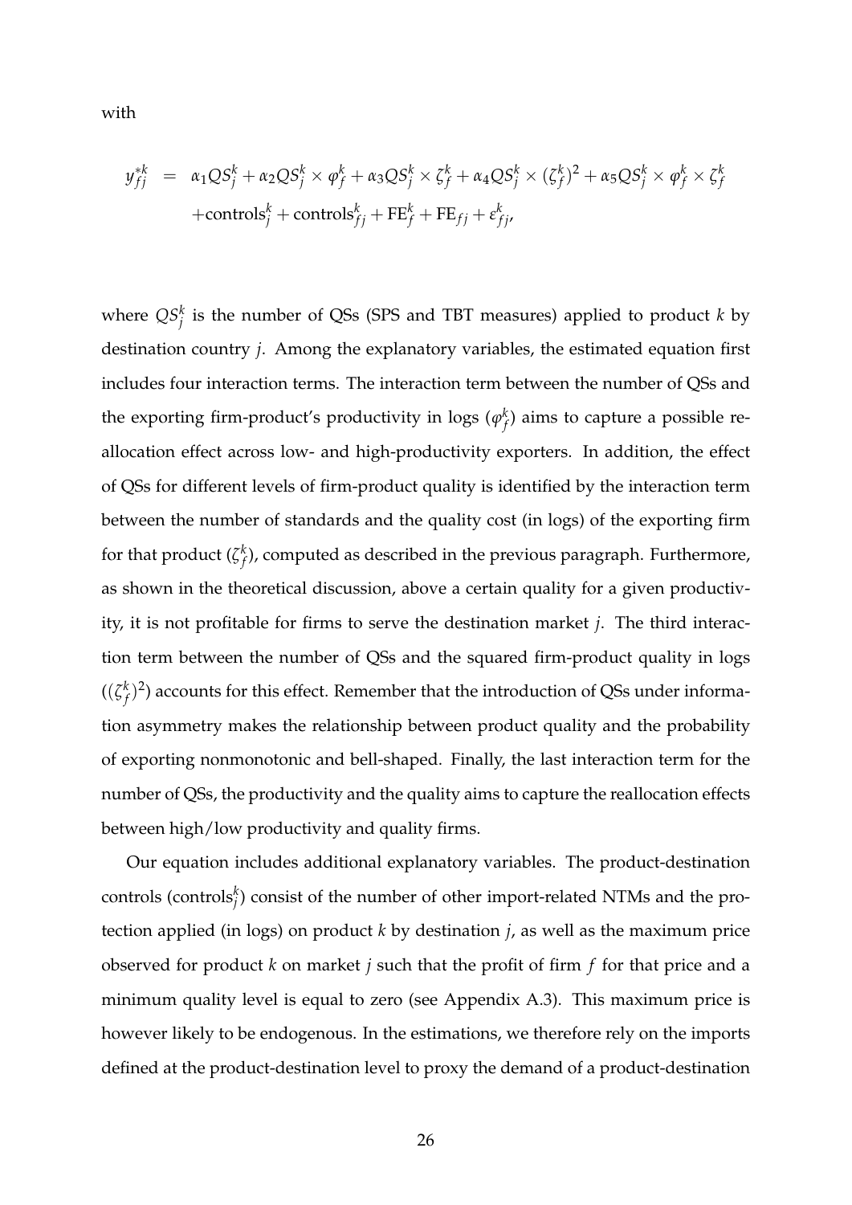with

$$
\begin{aligned}
y_{fj}^{*k} &= \alpha_1 QS_j^k + \alpha_2 QS_j^k \times \varphi_f^k + \alpha_3 QS_j^k \times \zeta_f^k + \alpha_4 QS_j^k \times (\zeta_f^k)^2 + \alpha_5 QS_j^k \times \varphi_f^k \times \zeta_f^k \\
&\quad + \text{controls}_j^k + \text{controls}_{fj}^k + \text{FE}_f^k + \text{FE}_{fj} + \varepsilon_{fj}^k,
\end{aligned}
$$

where $QS_j^k$ is the number of QSs (SPS and TBT measures) applied to product $k$ by destination country $j$. Among the explanatory variables, the estimated equation first includes four interaction terms. The interaction term between the number of QSs and the exporting firm-product's productivity in logs ($\varphi_f^k$) aims to capture a possible reallocation effect across low- and high-productivity exporters. In addition, the effect of QSs for different levels of firm-product quality is identified by the interaction term between the number of standards and the quality cost (in logs) of the exporting firm for that product ($\zeta_f^k$), computed as described in the previous paragraph. Furthermore, as shown in the theoretical discussion, above a certain quality for a given productivity, it is not profitable for firms to serve the destination market $j$. The third interaction term between the number of QSs and the squared firm-product quality in logs ($(\zeta_f^k)^2$) accounts for this effect. Remember that the introduction of QSs under information asymmetry makes the relationship between product quality and the probability of exporting nonmonotonic and bell-shaped. Finally, the last interaction term for the number of QSs, the productivity and the quality aims to capture the reallocation effects between high/low productivity and quality firms.

Our equation includes additional explanatory variables. The product-destination controls ($\text{controls}_j^k$) consist of the number of other import-related NTMs and the protection applied (in logs) on product $k$ by destination $j$, as well as the maximum price observed for product $k$ on market $j$ such that the profit of firm $f$ for that price and a minimum quality level is equal to zero (see Appendix A.3). This maximum price is however likely to be endogenous. In the estimations, we therefore rely on the imports defined at the product-destination level to proxy the demand of a product-destination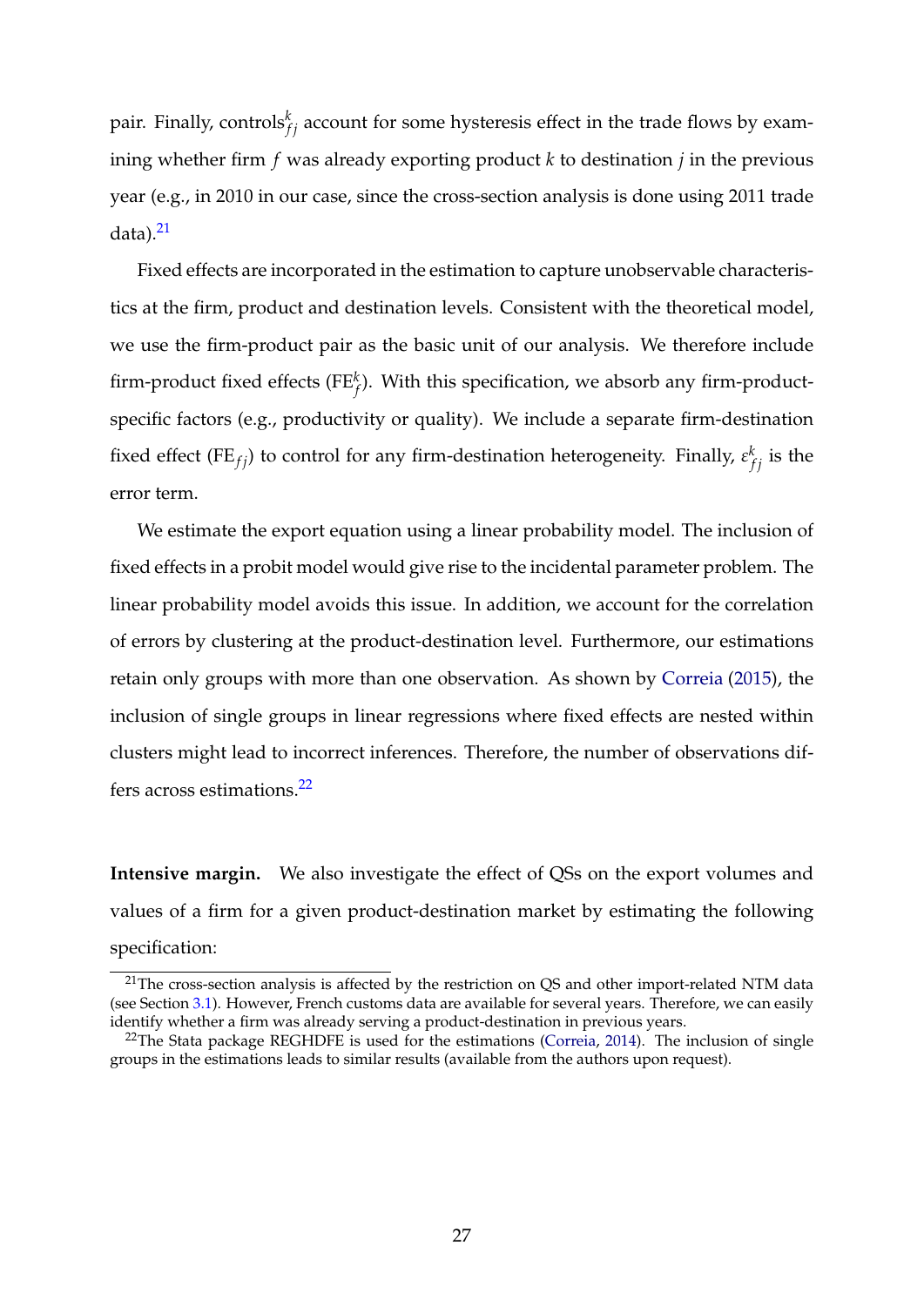pair. Finally, $\text{controls}_{fj}^{k}$ account for some hysteresis effect in the trade flows by examining whether firm $f$ was already exporting product $k$ to destination $j$ in the previous year (e.g., in 2010 in our case, since the cross-section analysis is done using 2011 trade data).[21]

Fixed effects are incorporated in the estimation to capture unobservable characteristics at the firm, product and destination levels. Consistent with the theoretical model, we use the firm-product pair as the basic unit of our analysis. We therefore include firm-product fixed effects ($\text{FE}_{f}^{k}$). With this specification, we absorb any firm-product-specific factors (e.g., productivity or quality). We include a separate firm-destination fixed effect ($\text{FE}_{fj}$) to control for any firm-destination heterogeneity. Finally, $\varepsilon_{fj}^{k}$ is the error term.

We estimate the export equation using a linear probability model. The inclusion of fixed effects in a probit model would give rise to the incidental parameter problem. The linear probability model avoids this issue. In addition, we account for the correlation of errors by clustering at the product-destination level. Furthermore, our estimations retain only groups with more than one observation. As shown by Correia (2015), the inclusion of single groups in linear regressions where fixed effects are nested within clusters might lead to incorrect inferences. Therefore, the number of observations differs across estimations.[22]

**Intensive margin.** We also investigate the effect of QSs on the export volumes and values of a firm for a given product-destination market by estimating the following specification:

[21] The cross-section analysis is affected by the restriction on QS and other import-related NTM data (see Section 3.1). However, French customs data are available for several years. Therefore, we can easily identify whether a firm was already serving a product-destination in previous years.

[22] The Stata package REGHDFE is used for the estimations (Correia, 2014). The inclusion of single groups in the estimations leads to similar results (available from the authors upon request).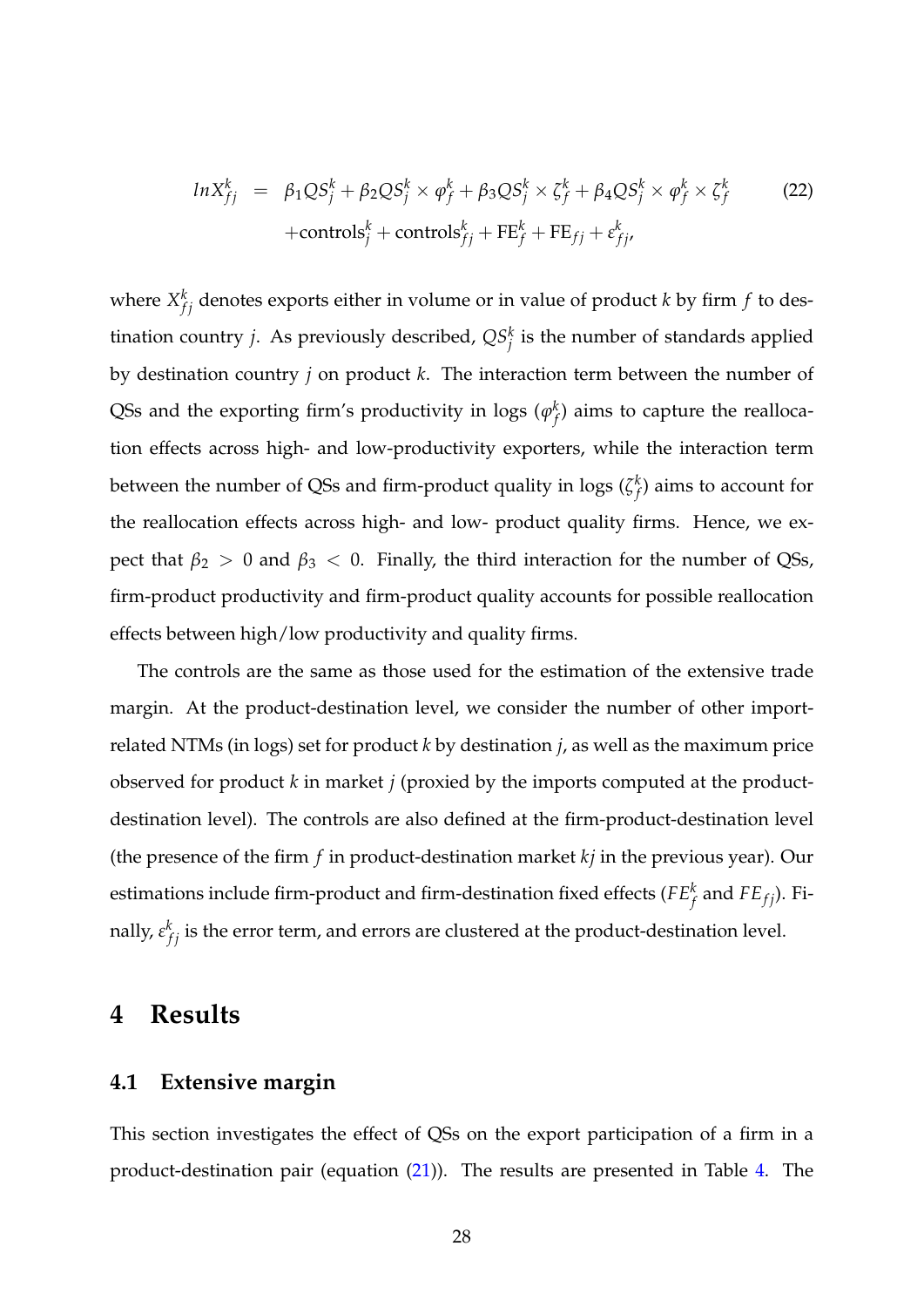$$
\begin{aligned}
lnX_{fj}^{k} &= \beta_1 QS_j^k + \beta_2 QS_j^k \times \varphi_f^k + \beta_3 QS_j^k \times \zeta_f^k + \beta_4 QS_j^k \times \varphi_f^k \times \zeta_f^k \\
&\quad + \text{controls}_j^k + \text{controls}_{fj}^k + \text{FE}_f^k + \text{FE}_{fj} + \varepsilon_{fj}^k,
\end{aligned}
\tag{22}
$$

where $X_{fj}^k$ denotes exports either in volume or in value of product $k$ by firm $f$ to destination country $j$. As previously described, $QS_j^k$ is the number of standards applied by destination country $j$ on product $k$. The interaction term between the number of QSs and the exporting firm's productivity in logs ($\varphi_f^k$) aims to capture the reallocation effects across high- and low-productivity exporters, while the interaction term between the number of QSs and firm-product quality in logs ($\zeta_f^k$) aims to account for the reallocation effects across high- and low- product quality firms. Hence, we expect that $\beta_2 > 0$ and $\beta_3 < 0$. Finally, the third interaction for the number of QSs, firm-product productivity and firm-product quality accounts for possible reallocation effects between high/low productivity and quality firms.

The controls are the same as those used for the estimation of the extensive trade margin. At the product-destination level, we consider the number of other import-related NTMs (in logs) set for product $k$ by destination $j$, as well as the maximum price observed for product $k$ in market $j$ (proxied by the imports computed at the product-destination level). The controls are also defined at the firm-product-destination level (the presence of the firm $f$ in product-destination market $kj$ in the previous year). Our estimations include firm-product and firm-destination fixed effects ($FE_f^k$ and $FE_{fj}$). Finally, $\varepsilon_{fj}^k$ is the error term, and errors are clustered at the product-destination level.

# 4 Results

## 4.1 Extensive margin

This section investigates the effect of QSs on the export participation of a firm in a product-destination pair (equation (21)). The results are presented in Table 4. The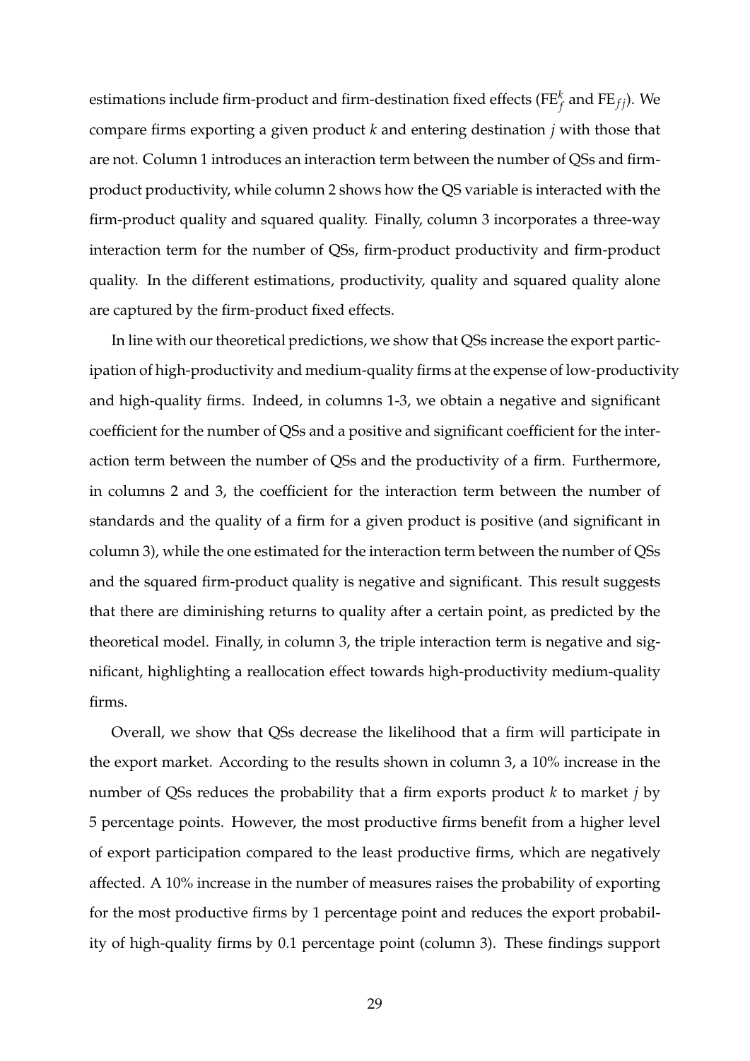estimations include firm-product and firm-destination fixed effects ($\text{FE}_f^k$ and $\text{FE}_{fj}$). We compare firms exporting a given product $k$ and entering destination $j$ with those that are not. Column 1 introduces an interaction term between the number of QSs and firm-product productivity, while column 2 shows how the QS variable is interacted with the firm-product quality and squared quality. Finally, column 3 incorporates a three-way interaction term for the number of QSs, firm-product productivity and firm-product quality. In the different estimations, productivity, quality and squared quality alone are captured by the firm-product fixed effects.

In line with our theoretical predictions, we show that QSs increase the export participation of high-productivity and medium-quality firms at the expense of low-productivity and high-quality firms. Indeed, in columns 1-3, we obtain a negative and significant coefficient for the number of QSs and a positive and significant coefficient for the interaction term between the number of QSs and the productivity of a firm. Furthermore, in columns 2 and 3, the coefficient for the interaction term between the number of standards and the quality of a firm for a given product is positive (and significant in column 3), while the one estimated for the interaction term between the number of QSs and the squared firm-product quality is negative and significant. This result suggests that there are diminishing returns to quality after a certain point, as predicted by the theoretical model. Finally, in column 3, the triple interaction term is negative and significant, highlighting a reallocation effect towards high-productivity medium-quality firms.

Overall, we show that QSs decrease the likelihood that a firm will participate in the export market. According to the results shown in column 3, a 10% increase in the number of QSs reduces the probability that a firm exports product $k$ to market $j$ by 5 percentage points. However, the most productive firms benefit from a higher level of export participation compared to the least productive firms, which are negatively affected. A 10% increase in the number of measures raises the probability of exporting for the most productive firms by 1 percentage point and reduces the export probability of high-quality firms by 0.1 percentage point (column 3). These findings support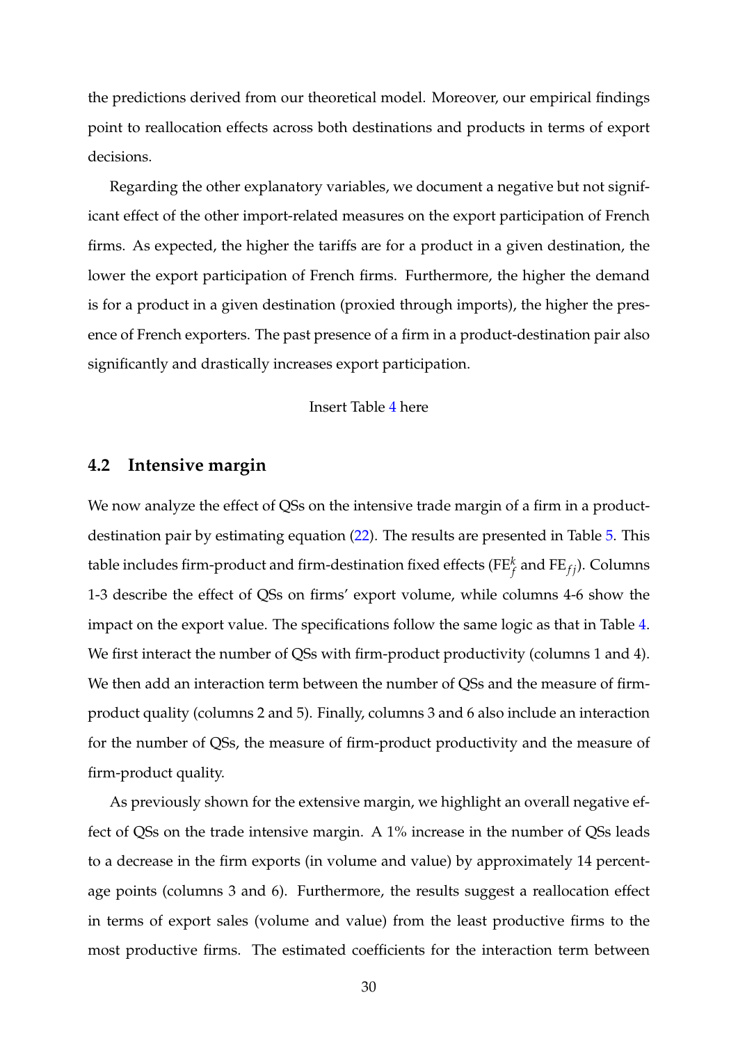the predictions derived from our theoretical model. Moreover, our empirical findings point to reallocation effects across both destinations and products in terms of export decisions.

Regarding the other explanatory variables, we document a negative but not significant effect of the other import-related measures on the export participation of French firms. As expected, the higher the tariffs are for a product in a given destination, the lower the export participation of French firms. Furthermore, the higher the demand is for a product in a given destination (proxied through imports), the higher the presence of French exporters. The past presence of a firm in a product-destination pair also significantly and drastically increases export participation.

Insert Table 4 here

## 4.2 Intensive margin

We now analyze the effect of QSs on the intensive trade margin of a firm in a product-destination pair by estimating equation (22). The results are presented in Table 5. This table includes firm-product and firm-destination fixed effects ($\text{FE}_f^k$ and $\text{FE}_{fj}$). Columns 1-3 describe the effect of QSs on firms' export volume, while columns 4-6 show the impact on the export value. The specifications follow the same logic as that in Table 4. We first interact the number of QSs with firm-product productivity (columns 1 and 4). We then add an interaction term between the number of QSs and the measure of firm-product quality (columns 2 and 5). Finally, columns 3 and 6 also include an interaction for the number of QSs, the measure of firm-product productivity and the measure of firm-product quality.

As previously shown for the extensive margin, we highlight an overall negative effect of QSs on the trade intensive margin. A 1% increase in the number of QSs leads to a decrease in the firm exports (in volume and value) by approximately 14 percentage points (columns 3 and 6). Furthermore, the results suggest a reallocation effect in terms of export sales (volume and value) from the least productive firms to the most productive firms. The estimated coefficients for the interaction term between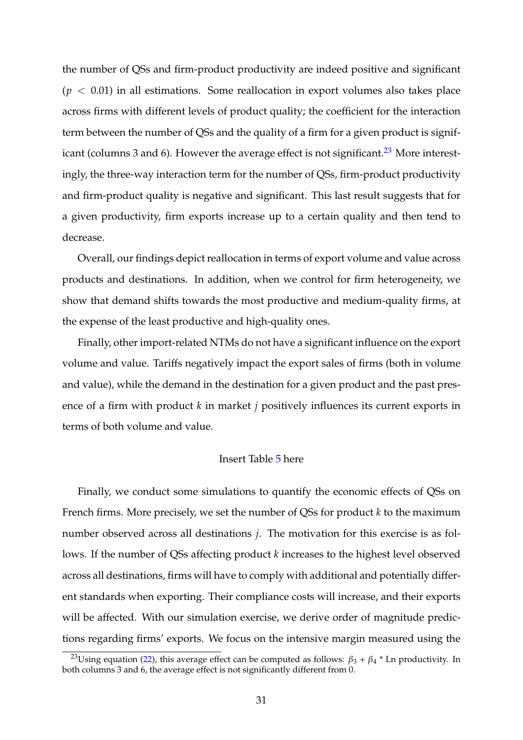the number of QSs and firm-product productivity are indeed positive and significant ($p < 0.01$) in all estimations. Some reallocation in export volumes also takes place across firms with different levels of product quality; the coefficient for the interaction term between the number of QSs and the quality of a firm for a given product is significant (columns 3 and 6). However the average effect is not significant.[23] More interestingly, the three-way interaction term for the number of QSs, firm-product productivity and firm-product quality is negative and significant. This last result suggests that for a given productivity, firm exports increase up to a certain quality and then tend to decrease.

Overall, our findings depict reallocation in terms of export volume and value across products and destinations. In addition, when we control for firm heterogeneity, we show that demand shifts towards the most productive and medium-quality firms, at the expense of the least productive and high-quality ones.

Finally, other import-related NTMs do not have a significant influence on the export volume and value. Tariffs negatively impact the export sales of firms (both in volume and value), while the demand in the destination for a given product and the past presence of a firm with product $k$ in market $j$ positively influences its current exports in terms of both volume and value.

Insert Table 5 here

Finally, we conduct some simulations to quantify the economic effects of QSs on French firms. More precisely, we set the number of QSs for product $k$ to the maximum number observed across all destinations $j$. The motivation for this exercise is as follows. If the number of QSs affecting product $k$ increases to the highest level observed across all destinations, firms will have to comply with additional and potentially different standards when exporting. Their compliance costs will increase, and their exports will be affected. With our simulation exercise, we derive order of magnitude predictions regarding firms' exports. We focus on the intensive margin measured using the

[23] Using equation (22), this average effect can be computed as follows: $\beta_3 + \beta_4$ * Ln productivity. In both columns 3 and 6, the average effect is not significantly different from 0.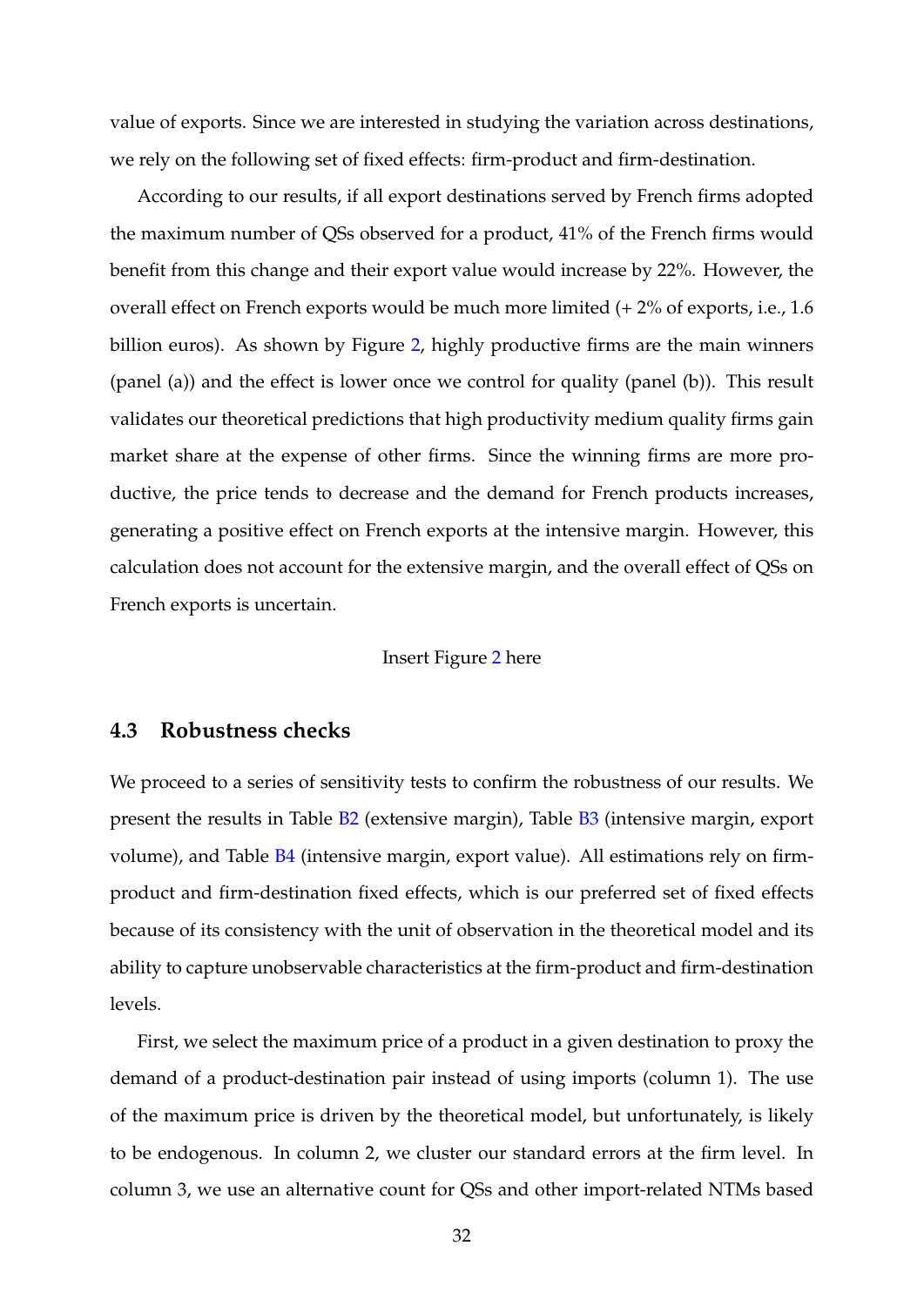value of exports. Since we are interested in studying the variation across destinations, we rely on the following set of fixed effects: firm-product and firm-destination.

According to our results, if all export destinations served by French firms adopted the maximum number of QSs observed for a product, 41% of the French firms would benefit from this change and their export value would increase by 22%. However, the overall effect on French exports would be much more limited (+ 2% of exports, i.e., 1.6 billion euros). As shown by Figure 2, highly productive firms are the main winners (panel (a)) and the effect is lower once we control for quality (panel (b)). This result validates our theoretical predictions that high productivity medium quality firms gain market share at the expense of other firms. Since the winning firms are more productive, the price tends to decrease and the demand for French products increases, generating a positive effect on French exports at the intensive margin. However, this calculation does not account for the extensive margin, and the overall effect of QSs on French exports is uncertain.

Insert Figure 2 here

### 4.3 Robustness checks

We proceed to a series of sensitivity tests to confirm the robustness of our results. We present the results in Table B2 (extensive margin), Table B3 (intensive margin, export volume), and Table B4 (intensive margin, export value). All estimations rely on firm-product and firm-destination fixed effects, which is our preferred set of fixed effects because of its consistency with the unit of observation in the theoretical model and its ability to capture unobservable characteristics at the firm-product and firm-destination levels.

First, we select the maximum price of a product in a given destination to proxy the demand of a product-destination pair instead of using imports (column 1). The use of the maximum price is driven by the theoretical model, but unfortunately, is likely to be endogenous. In column 2, we cluster our standard errors at the firm level. In column 3, we use an alternative count for QSs and other import-related NTMs based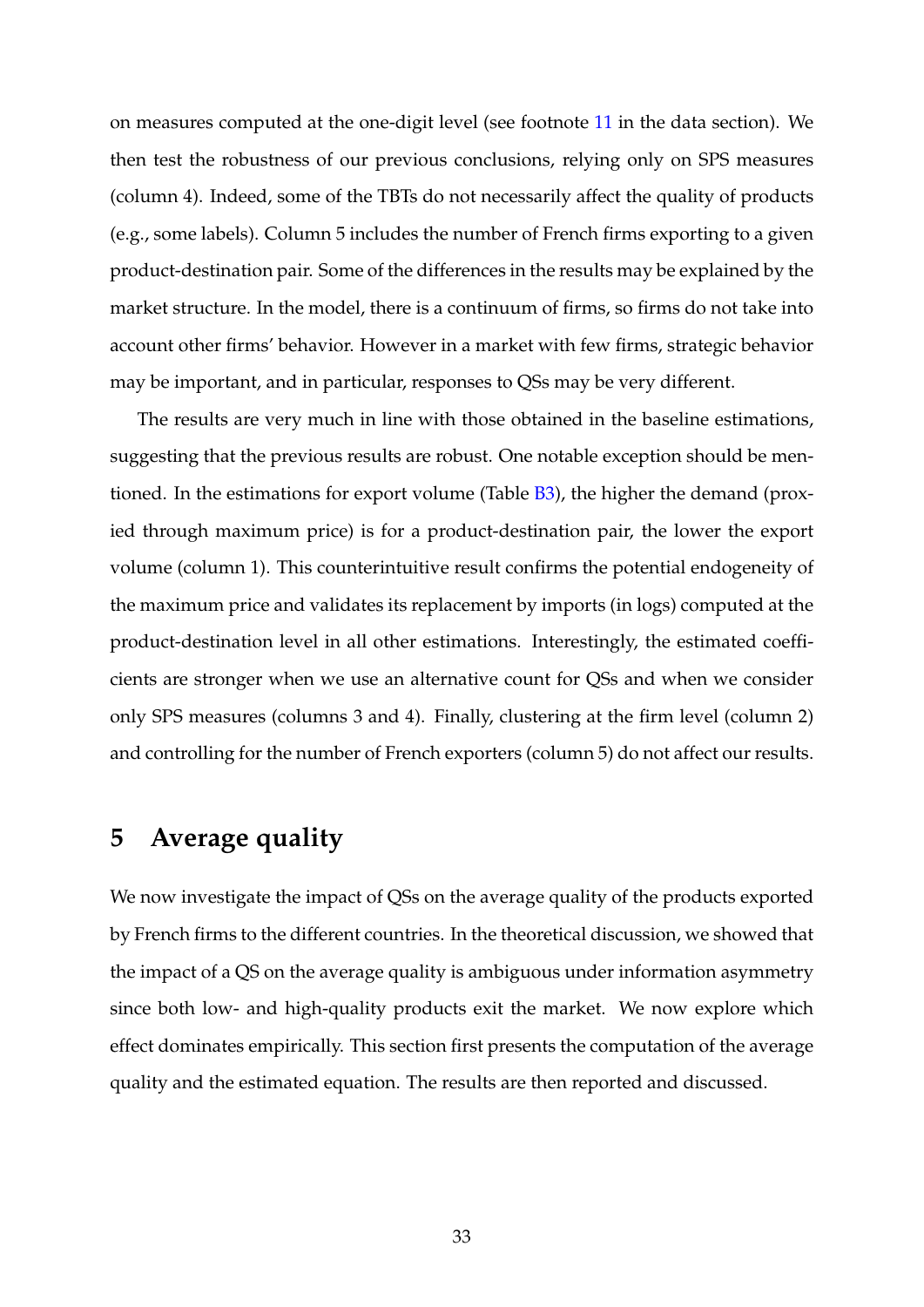on measures computed at the one-digit level (see footnote 11 in the data section). We then test the robustness of our previous conclusions, relying only on SPS measures (column 4). Indeed, some of the TBTs do not necessarily affect the quality of products (e.g., some labels). Column 5 includes the number of French firms exporting to a given product-destination pair. Some of the differences in the results may be explained by the market structure. In the model, there is a continuum of firms, so firms do not take into account other firms' behavior. However in a market with few firms, strategic behavior may be important, and in particular, responses to QSs may be very different.

The results are very much in line with those obtained in the baseline estimations, suggesting that the previous results are robust. One notable exception should be mentioned. In the estimations for export volume (Table B3), the higher the demand (proxied through maximum price) is for a product-destination pair, the lower the export volume (column 1). This counterintuitive result confirms the potential endogeneity of the maximum price and validates its replacement by imports (in logs) computed at the product-destination level in all other estimations. Interestingly, the estimated coefficients are stronger when we use an alternative count for QSs and when we consider only SPS measures (columns 3 and 4). Finally, clustering at the firm level (column 2) and controlling for the number of French exporters (column 5) do not affect our results.

## 5 Average quality

We now investigate the impact of QSs on the average quality of the products exported by French firms to the different countries. In the theoretical discussion, we showed that the impact of a QS on the average quality is ambiguous under information asymmetry since both low- and high-quality products exit the market. We now explore which effect dominates empirically. This section first presents the computation of the average quality and the estimated equation. The results are then reported and discussed.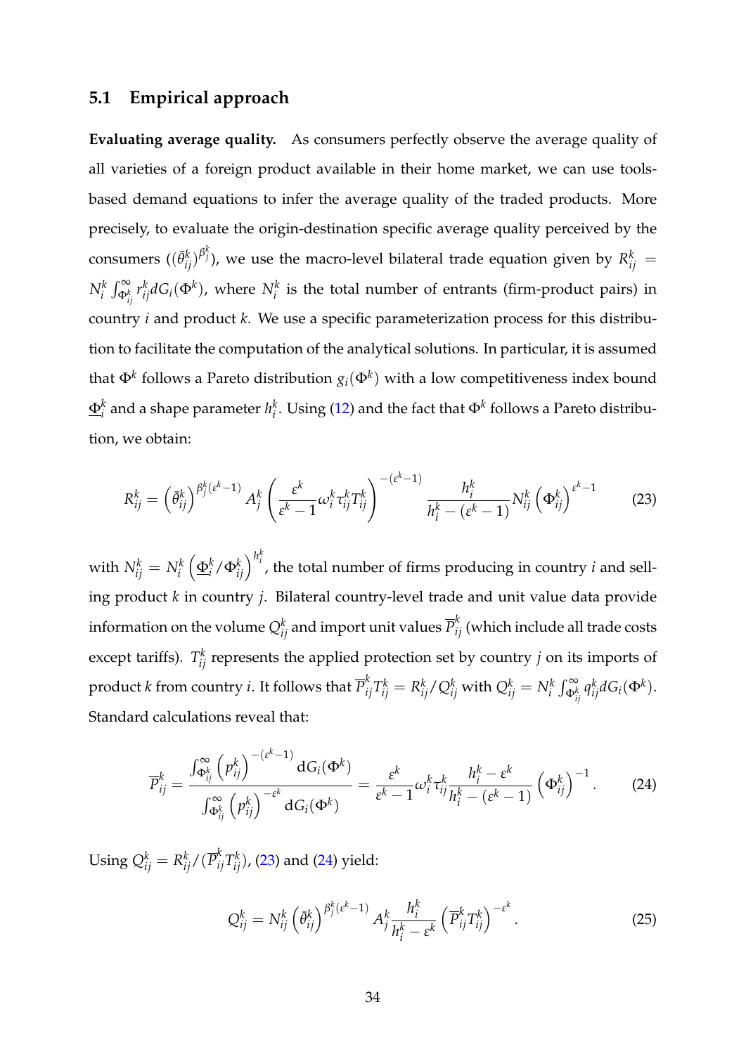## 5.1 Empirical approach

**Evaluating average quality.** As consumers perfectly observe the average quality of all varieties of a foreign product available in their home market, we can use tools-based demand equations to infer the average quality of the traded products. More precisely, to evaluate the origin-destination specific average quality perceived by the consumers ($(\bar{\theta}_{ij}^k)^{\beta_j^k}$), we use the macro-level bilateral trade equation given by $R_{ij}^k = N_i^k \int_{\Phi_{ij}^k}^{\infty} r_{ij}^k dG_i(\Phi^k)$, where $N_i^k$ is the total number of entrants (firm-product pairs) in country $i$ and product $k$. We use a specific parameterization process for this distribution to facilitate the computation of the analytical solutions. In particular, it is assumed that $\Phi^k$ follows a Pareto distribution $g_i(\Phi^k)$ with a low competitiveness index bound $\underline{\Phi}_i^k$ and a shape parameter $h_i^k$. Using (12) and the fact that $\Phi^k$ follows a Pareto distribution, we obtain:

$$R_{ij}^k = \left(\bar{\theta}_{ij}^k\right)^{\beta_j^k(\varepsilon^k-1)} A_j^k \left(\frac{\varepsilon^k}{\varepsilon^k-1}\omega_i^k \tau_{ij}^k T_{ij}^k\right)^{-(\varepsilon^k-1)} \frac{h_i^k}{h_i^k-(\varepsilon^k-1)} N_{ij}^k \left(\Phi_{ij}^k\right)^{\varepsilon^k-1} \tag{23}$$

with $N_{ij}^k = N_i^k \left(\underline{\Phi}_i^k/\Phi_{ij}^k\right)^{h_i^k}$, the total number of firms producing in country $i$ and selling product $k$ in country $j$. Bilateral country-level trade and unit value data provide information on the volume $Q_{ij}^k$ and import unit values $\overline{P}_{ij}^k$ (which include all trade costs except tariffs). $T_{ij}^k$ represents the applied protection set by country $j$ on its imports of product $k$ from country $i$. It follows that $\overline{P}_{ij}^k T_{ij}^k = R_{ij}^k/Q_{ij}^k$ with $Q_{ij}^k = N_i^k \int_{\Phi_{ij}^k}^{\infty} q_{ij}^k dG_i(\Phi^k)$. Standard calculations reveal that:

$$\overline{P}_{ij}^k = \frac{\int_{\Phi_{ij}^k}^{\infty}\left(p_{ij}^k\right)^{-(\varepsilon^k-1)} \mathrm{d}G_i(\Phi^k)}{\int_{\Phi_{ij}^k}^{\infty}\left(p_{ij}^k\right)^{-\varepsilon^k} \mathrm{d}G_i(\Phi^k)} = \frac{\varepsilon^k}{\varepsilon^k-1}\omega_i^k \tau_{ij}^k \frac{h_i^k-\varepsilon^k}{h_i^k-(\varepsilon^k-1)}\left(\Phi_{ij}^k\right)^{-1}. \tag{24}$$

Using $Q_{ij}^k = R_{ij}^k/(\overline{P}_{ij}^k T_{ij}^k)$, (23) and (24) yield:

$$Q_{ij}^k = N_{ij}^k \left(\bar{\theta}_{ij}^k\right)^{\beta_j^k(\varepsilon^k-1)} A_j^k \frac{h_i^k}{h_i^k-\varepsilon^k}\left(\overline{P}_{ij}^k T_{ij}^k\right)^{-\varepsilon^k}. \tag{25}$$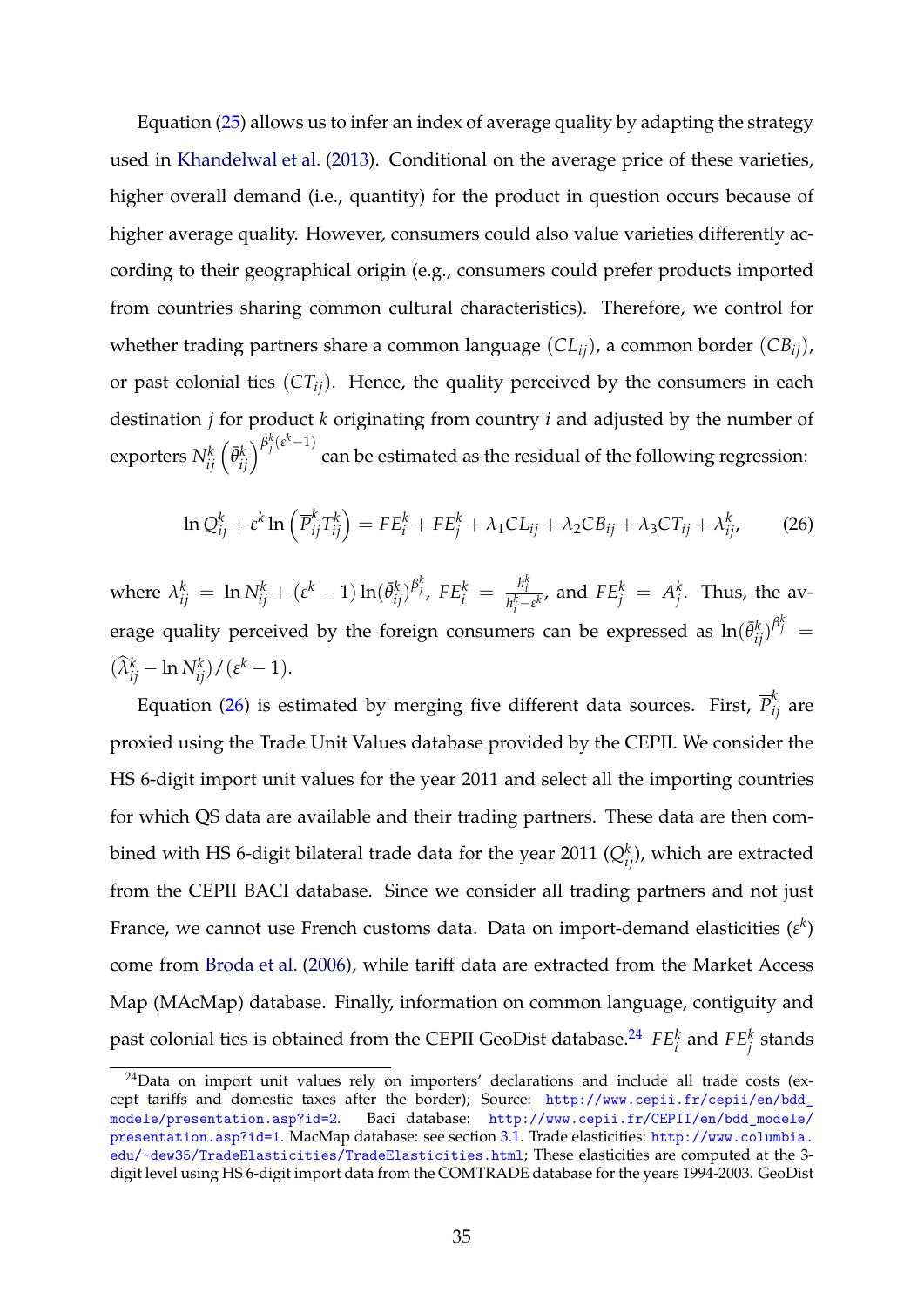Equation (25) allows us to infer an index of average quality by adapting the strategy used in Khandelwal et al. (2013). Conditional on the average price of these varieties, higher overall demand (i.e., quantity) for the product in question occurs because of higher average quality. However, consumers could also value varieties differently according to their geographical origin (e.g., consumers could prefer products imported from countries sharing common cultural characteristics). Therefore, we control for whether trading partners share a common language $(CL_{ij})$, a common border $(CB_{ij})$, or past colonial ties $(CT_{ij})$. Hence, the quality perceived by the consumers in each destination $j$ for product $k$ originating from country $i$ and adjusted by the number of exporters $N_{ij}^k \left(\bar{\theta}_{ij}^k\right)^{\beta_j^k(\varepsilon^k-1)}$ can be estimated as the residual of the following regression:

$$\ln Q_{ij}^k + \varepsilon^k \ln\left(\overline{P}_{ij}^k T_{ij}^k\right) = FE_i^k + FE_j^k + \lambda_1 CL_{ij} + \lambda_2 CB_{ij} + \lambda_3 CT_{ij} + \lambda_{ij}^k, \tag{26}$$

where $\lambda_{ij}^k = \ln N_{ij}^k + (\varepsilon^k - 1)\ln(\bar{\theta}_{ij}^k)^{\beta_j^k}$, $FE_i^k = \frac{h_i^k}{h_i^k - \varepsilon^k}$, and $FE_j^k = A_j^k$. Thus, the average quality perceived by the foreign consumers can be expressed as $\ln(\bar{\theta}_{ij}^k)^{\beta_j^k} = (\widehat{\lambda}_{ij}^k - \ln N_{ij}^k)/(\varepsilon^k - 1)$.

Equation (26) is estimated by merging five different data sources. First, $\overline{P}_{ij}^k$ are proxied using the Trade Unit Values database provided by the CEPII. We consider the HS 6-digit import unit values for the year 2011 and select all the importing countries for which QS data are available and their trading partners. These data are then combined with HS 6-digit bilateral trade data for the year 2011 ($Q_{ij}^k$), which are extracted from the CEPII BACI database. Since we consider all trading partners and not just France, we cannot use French customs data. Data on import-demand elasticities ($\varepsilon^k$) come from Broda et al. (2006), while tariff data are extracted from the Market Access Map (MAcMap) database. Finally, information on common language, contiguity and past colonial ties is obtained from the CEPII GeoDist database.[24] $FE_i^k$ and $FE_j^k$ stands

[24]Data on import unit values rely on importers' declarations and include all trade costs (except tariffs and domestic taxes after the border); Source: http://www.cepii.fr/cepii/en/bdd_modele/presentation.asp?id=2. Baci database: http://www.cepii.fr/CEPII/en/bdd_modele/presentation.asp?id=1. MacMap database: see section 3.1. Trade elasticities: http://www.columbia.edu/~dew35/TradeElasticities/TradeElasticities.html; These elasticities are computed at the 3-digit level using HS 6-digit import data from the COMTRADE database for the years 1994-2003. GeoDist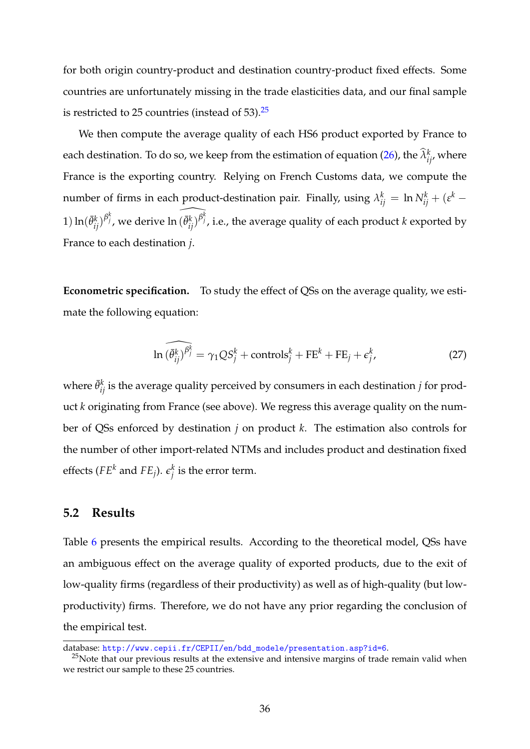for both origin country-product and destination country-product fixed effects. Some countries are unfortunately missing in the trade elasticities data, and our final sample is restricted to 25 countries (instead of 53).[25]

We then compute the average quality of each HS6 product exported by France to each destination. To do so, we keep from the estimation of equation (26), the $\widehat{\lambda}_{ij}^{k}$, where France is the exporting country. Relying on French Customs data, we compute the number of firms in each product-destination pair. Finally, using $\lambda_{ij}^{k} = \ln N_{ij}^{k} + (\varepsilon^{k} - 1)\ln(\bar{\theta}_{ij}^{k})^{\beta_j^k}$, we derive $\ln\widehat{(\bar{\theta}_{ij}^{k})^{\beta_j^k}}$, i.e., the average quality of each product $k$ exported by France to each destination $j$.

**Econometric specification.** To study the effect of QSs on the average quality, we estimate the following equation:

$$\ln\widehat{(\bar{\theta}_{ij}^{k})^{\beta_j^k}} = \gamma_1 QS_j^k + \text{controls}_j^k + \text{FE}^k + \text{FE}_j + \epsilon_j^k, \tag{27}$$

where $\bar{\theta}_{ij}^{k}$ is the average quality perceived by consumers in each destination $j$ for product $k$ originating from France (see above). We regress this average quality on the number of QSs enforced by destination $j$ on product $k$. The estimation also controls for the number of other import-related NTMs and includes product and destination fixed effects ($FE^k$ and $FE_j$). $\epsilon_j^k$ is the error term.

## 5.2 Results

Table 6 presents the empirical results. According to the theoretical model, QSs have an ambiguous effect on the average quality of exported products, due to the exit of low-quality firms (regardless of their productivity) as well as of high-quality (but low-productivity) firms. Therefore, we do not have any prior regarding the conclusion of the empirical test.

database: http://www.cepii.fr/CEPII/en/bdd_modele/presentation.asp?id=6.

[25] Note that our previous results at the extensive and intensive margins of trade remain valid when we restrict our sample to these 25 countries.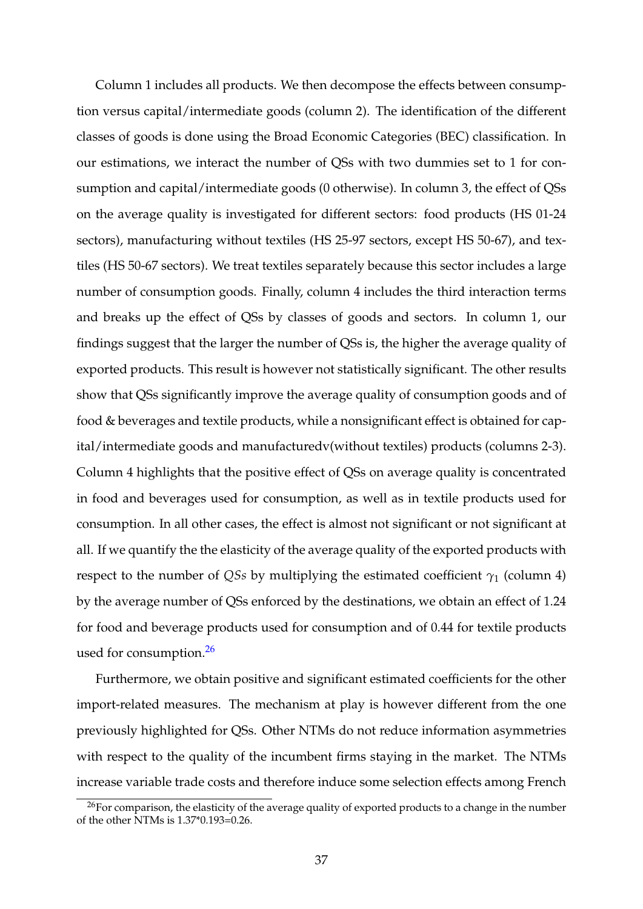Column 1 includes all products. We then decompose the effects between consumption versus capital/intermediate goods (column 2). The identification of the different classes of goods is done using the Broad Economic Categories (BEC) classification. In our estimations, we interact the number of QSs with two dummies set to 1 for consumption and capital/intermediate goods (0 otherwise). In column 3, the effect of QSs on the average quality is investigated for different sectors: food products (HS 01-24 sectors), manufacturing without textiles (HS 25-97 sectors, except HS 50-67), and textiles (HS 50-67 sectors). We treat textiles separately because this sector includes a large number of consumption goods. Finally, column 4 includes the third interaction terms and breaks up the effect of QSs by classes of goods and sectors. In column 1, our findings suggest that the larger the number of QSs is, the higher the average quality of exported products. This result is however not statistically significant. The other results show that QSs significantly improve the average quality of consumption goods and of food & beverages and textile products, while a nonsignificant effect is obtained for capital/intermediate goods and manufacturedv(without textiles) products (columns 2-3). Column 4 highlights that the positive effect of QSs on average quality is concentrated in food and beverages used for consumption, as well as in textile products used for consumption. In all other cases, the effect is almost not significant or not significant at all. If we quantify the the elasticity of the average quality of the exported products with respect to the number of $QSs$ by multiplying the estimated coefficient $\gamma_1$ (column 4) by the average number of QSs enforced by the destinations, we obtain an effect of 1.24 for food and beverage products used for consumption and of 0.44 for textile products used for consumption.[26]

Furthermore, we obtain positive and significant estimated coefficients for the other import-related measures. The mechanism at play is however different from the one previously highlighted for QSs. Other NTMs do not reduce information asymmetries with respect to the quality of the incumbent firms staying in the market. The NTMs increase variable trade costs and therefore induce some selection effects among French

[26] For comparison, the elasticity of the average quality of exported products to a change in the number of the other NTMs is 1.37*0.193=0.26.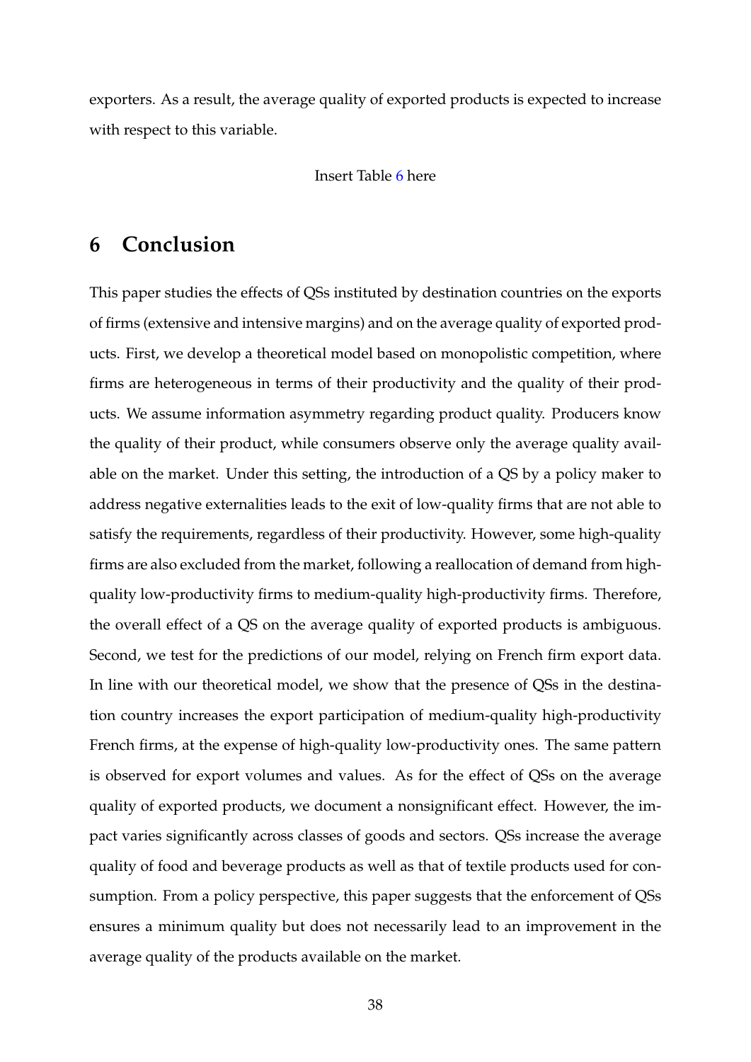exporters. As a result, the average quality of exported products is expected to increase with respect to this variable.

Insert Table 6 here

# 6 Conclusion

This paper studies the effects of QSs instituted by destination countries on the exports of firms (extensive and intensive margins) and on the average quality of exported products. First, we develop a theoretical model based on monopolistic competition, where firms are heterogeneous in terms of their productivity and the quality of their products. We assume information asymmetry regarding product quality. Producers know the quality of their product, while consumers observe only the average quality available on the market. Under this setting, the introduction of a QS by a policy maker to address negative externalities leads to the exit of low-quality firms that are not able to satisfy the requirements, regardless of their productivity. However, some high-quality firms are also excluded from the market, following a reallocation of demand from high-quality low-productivity firms to medium-quality high-productivity firms. Therefore, the overall effect of a QS on the average quality of exported products is ambiguous. Second, we test for the predictions of our model, relying on French firm export data. In line with our theoretical model, we show that the presence of QSs in the destination country increases the export participation of medium-quality high-productivity French firms, at the expense of high-quality low-productivity ones. The same pattern is observed for export volumes and values. As for the effect of QSs on the average quality of exported products, we document a nonsignificant effect. However, the impact varies significantly across classes of goods and sectors. QSs increase the average quality of food and beverage products as well as that of textile products used for consumption. From a policy perspective, this paper suggests that the enforcement of QSs ensures a minimum quality but does not necessarily lead to an improvement in the average quality of the products available on the market.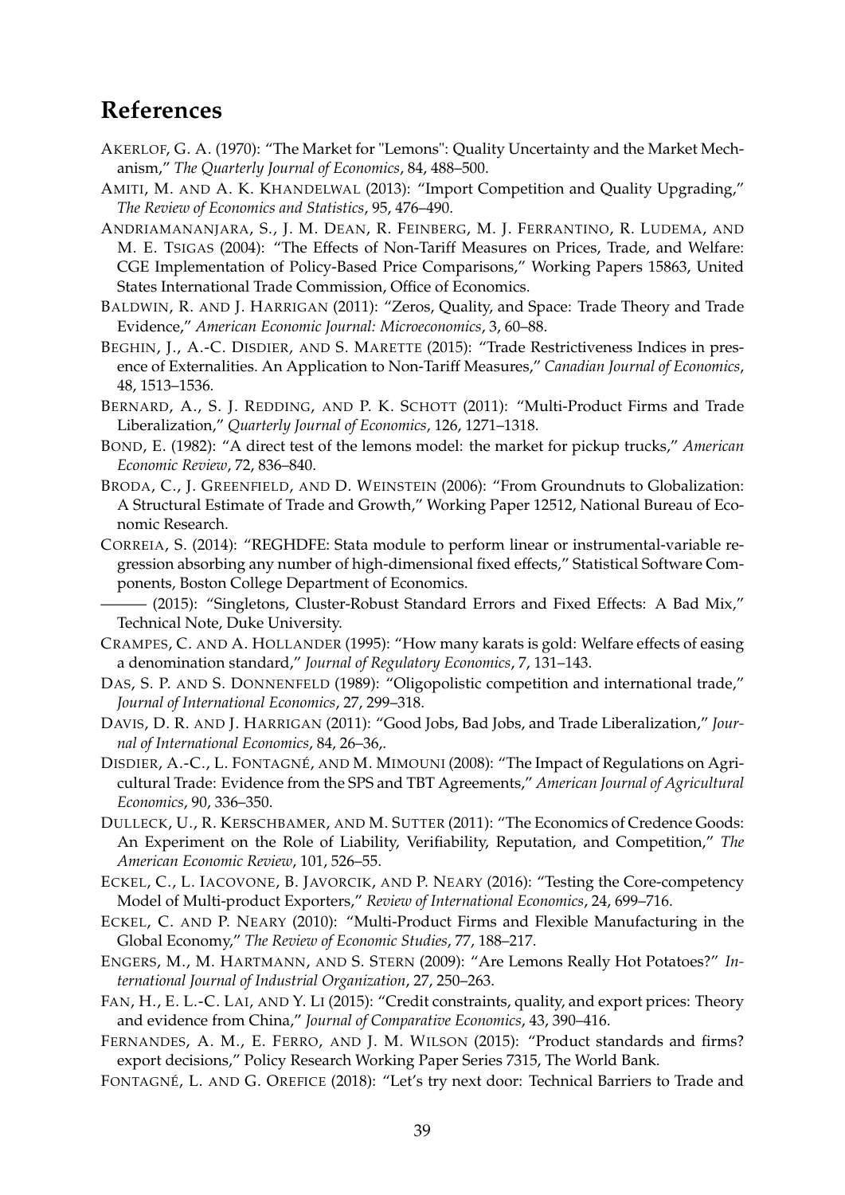# References

AKERLOF, G. A. (1970): "The Market for "Lemons": Quality Uncertainty and the Market Mechanism," *The Quarterly Journal of Economics*, 84, 488–500.

AMITI, M. AND A. K. KHANDELWAL (2013): "Import Competition and Quality Upgrading," *The Review of Economics and Statistics*, 95, 476–490.

ANDRIAMANANJARA, S., J. M. DEAN, R. FEINBERG, M. J. FERRANTINO, R. LUDEMA, AND M. E. TSIGAS (2004): "The Effects of Non-Tariff Measures on Prices, Trade, and Welfare: CGE Implementation of Policy-Based Price Comparisons," Working Papers 15863, United States International Trade Commission, Office of Economics.

BALDWIN, R. AND J. HARRIGAN (2011): "Zeros, Quality, and Space: Trade Theory and Trade Evidence," *American Economic Journal: Microeconomics*, 3, 60–88.

BEGHIN, J., A.-C. DISDIER, AND S. MARETTE (2015): "Trade Restrictiveness Indices in presence of Externalities. An Application to Non-Tariff Measures," *Canadian Journal of Economics*, 48, 1513–1536.

BERNARD, A., S. J. REDDING, AND P. K. SCHOTT (2011): "Multi-Product Firms and Trade Liberalization," *Quarterly Journal of Economics*, 126, 1271–1318.

BOND, E. (1982): "A direct test of the lemons model: the market for pickup trucks," *American Economic Review*, 72, 836–840.

BRODA, C., J. GREENFIELD, AND D. WEINSTEIN (2006): "From Groundnuts to Globalization: A Structural Estimate of Trade and Growth," Working Paper 12512, National Bureau of Economic Research.

CORREIA, S. (2014): "REGHDFE: Stata module to perform linear or instrumental-variable regression absorbing any number of high-dimensional fixed effects," Statistical Software Components, Boston College Department of Economics.

——— (2015): "Singletons, Cluster-Robust Standard Errors and Fixed Effects: A Bad Mix," Technical Note, Duke University.

CRAMPES, C. AND A. HOLLANDER (1995): "How many karats is gold: Welfare effects of easing a denomination standard," *Journal of Regulatory Economics*, 7, 131–143.

DAS, S. P. AND S. DONNENFELD (1989): "Oligopolistic competition and international trade," *Journal of International Economics*, 27, 299–318.

DAVIS, D. R. AND J. HARRIGAN (2011): "Good Jobs, Bad Jobs, and Trade Liberalization," *Journal of International Economics*, 84, 26–36,.

DISDIER, A.-C., L. FONTAGNÉ, AND M. MIMOUNI (2008): "The Impact of Regulations on Agricultural Trade: Evidence from the SPS and TBT Agreements," *American Journal of Agricultural Economics*, 90, 336–350.

DULLECK, U., R. KERSCHBAMER, AND M. SUTTER (2011): "The Economics of Credence Goods: An Experiment on the Role of Liability, Verifiability, Reputation, and Competition," *The American Economic Review*, 101, 526–55.

ECKEL, C., L. IACOVONE, B. JAVORCIK, AND P. NEARY (2016): "Testing the Core-competency Model of Multi-product Exporters," *Review of International Economics*, 24, 699–716.

ECKEL, C. AND P. NEARY (2010): "Multi-Product Firms and Flexible Manufacturing in the Global Economy," *The Review of Economic Studies*, 77, 188–217.

ENGERS, M., M. HARTMANN, AND S. STERN (2009): "Are Lemons Really Hot Potatoes?" *International Journal of Industrial Organization*, 27, 250–263.

FAN, H., E. L.-C. LAI, AND Y. LI (2015): "Credit constraints, quality, and export prices: Theory and evidence from China," *Journal of Comparative Economics*, 43, 390–416.

FERNANDES, A. M., E. FERRO, AND J. M. WILSON (2015): "Product standards and firms? export decisions," Policy Research Working Paper Series 7315, The World Bank.

FONTAGNÉ, L. AND G. OREFICE (2018): "Let's try next door: Technical Barriers to Trade and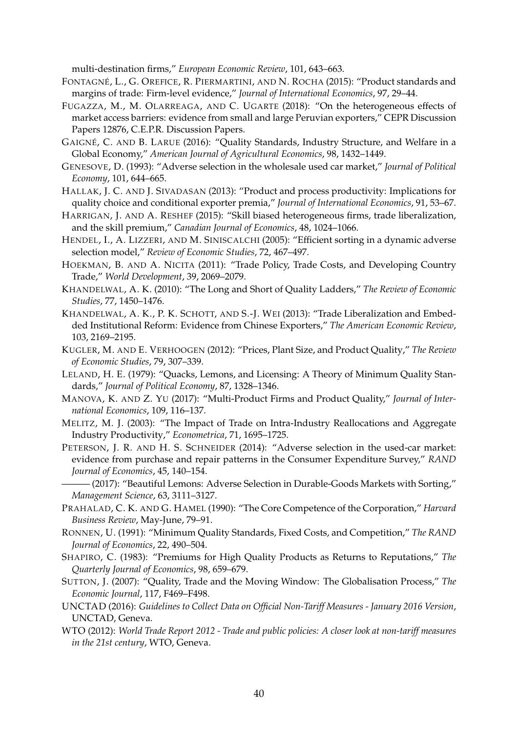multi-destination firms," *European Economic Review*, 101, 643–663.

FONTAGNÉ, L., G. OREFICE, R. PIERMARTINI, AND N. ROCHA (2015): "Product standards and margins of trade: Firm-level evidence," *Journal of International Economics*, 97, 29–44.

FUGAZZA, M., M. OLARREAGA, AND C. UGARTE (2018): "On the heterogeneous effects of market access barriers: evidence from small and large Peruvian exporters," CEPR Discussion Papers 12876, C.E.P.R. Discussion Papers.

GAIGNÉ, C. AND B. LARUE (2016): "Quality Standards, Industry Structure, and Welfare in a Global Economy," *American Journal of Agricultural Economics*, 98, 1432–1449.

GENESOVE, D. (1993): "Adverse selection in the wholesale used car market," *Journal of Political Economy*, 101, 644–665.

HALLAK, J. C. AND J. SIVADASAN (2013): "Product and process productivity: Implications for quality choice and conditional exporter premia," *Journal of International Economics*, 91, 53–67.

HARRIGAN, J. AND A. RESHEF (2015): "Skill biased heterogeneous firms, trade liberalization, and the skill premium," *Canadian Journal of Economics*, 48, 1024–1066.

HENDEL, I., A. LIZZERI, AND M. SINISCALCHI (2005): "Efficient sorting in a dynamic adverse selection model," *Review of Economic Studies*, 72, 467–497.

HOEKMAN, B. AND A. NICITA (2011): "Trade Policy, Trade Costs, and Developing Country Trade," *World Development*, 39, 2069–2079.

KHANDELWAL, A. K. (2010): "The Long and Short of Quality Ladders," *The Review of Economic Studies*, 77, 1450–1476.

KHANDELWAL, A. K., P. K. SCHOTT, AND S.-J. WEI (2013): "Trade Liberalization and Embedded Institutional Reform: Evidence from Chinese Exporters," *The American Economic Review*, 103, 2169–2195.

KUGLER, M. AND E. VERHOOGEN (2012): "Prices, Plant Size, and Product Quality," *The Review of Economic Studies*, 79, 307–339.

LELAND, H. E. (1979): "Quacks, Lemons, and Licensing: A Theory of Minimum Quality Standards," *Journal of Political Economy*, 87, 1328–1346.

MANOVA, K. AND Z. YU (2017): "Multi-Product Firms and Product Quality," *Journal of International Economics*, 109, 116–137.

MELITZ, M. J. (2003): "The Impact of Trade on Intra-Industry Reallocations and Aggregate Industry Productivity," *Econometrica*, 71, 1695–1725.

PETERSON, J. R. AND H. S. SCHNEIDER (2014): "Adverse selection in the used-car market: evidence from purchase and repair patterns in the Consumer Expenditure Survey," *RAND Journal of Economics*, 45, 140–154.

——— (2017): "Beautiful Lemons: Adverse Selection in Durable-Goods Markets with Sorting," *Management Science*, 63, 3111–3127.

PRAHALAD, C. K. AND G. HAMEL (1990): "The Core Competence of the Corporation," *Harvard Business Review*, May-June, 79–91.

RONNEN, U. (1991): "Minimum Quality Standards, Fixed Costs, and Competition," *The RAND Journal of Economics*, 22, 490–504.

SHAPIRO, C. (1983): "Premiums for High Quality Products as Returns to Reputations," *The Quarterly Journal of Economics*, 98, 659–679.

SUTTON, J. (2007): "Quality, Trade and the Moving Window: The Globalisation Process," *The Economic Journal*, 117, F469–F498.

UNCTAD (2016): *Guidelines to Collect Data on Official Non-Tariff Measures - January 2016 Version*, UNCTAD, Geneva.

WTO (2012): *World Trade Report 2012 - Trade and public policies: A closer look at non-tariff measures in the 21st century*, WTO, Geneva.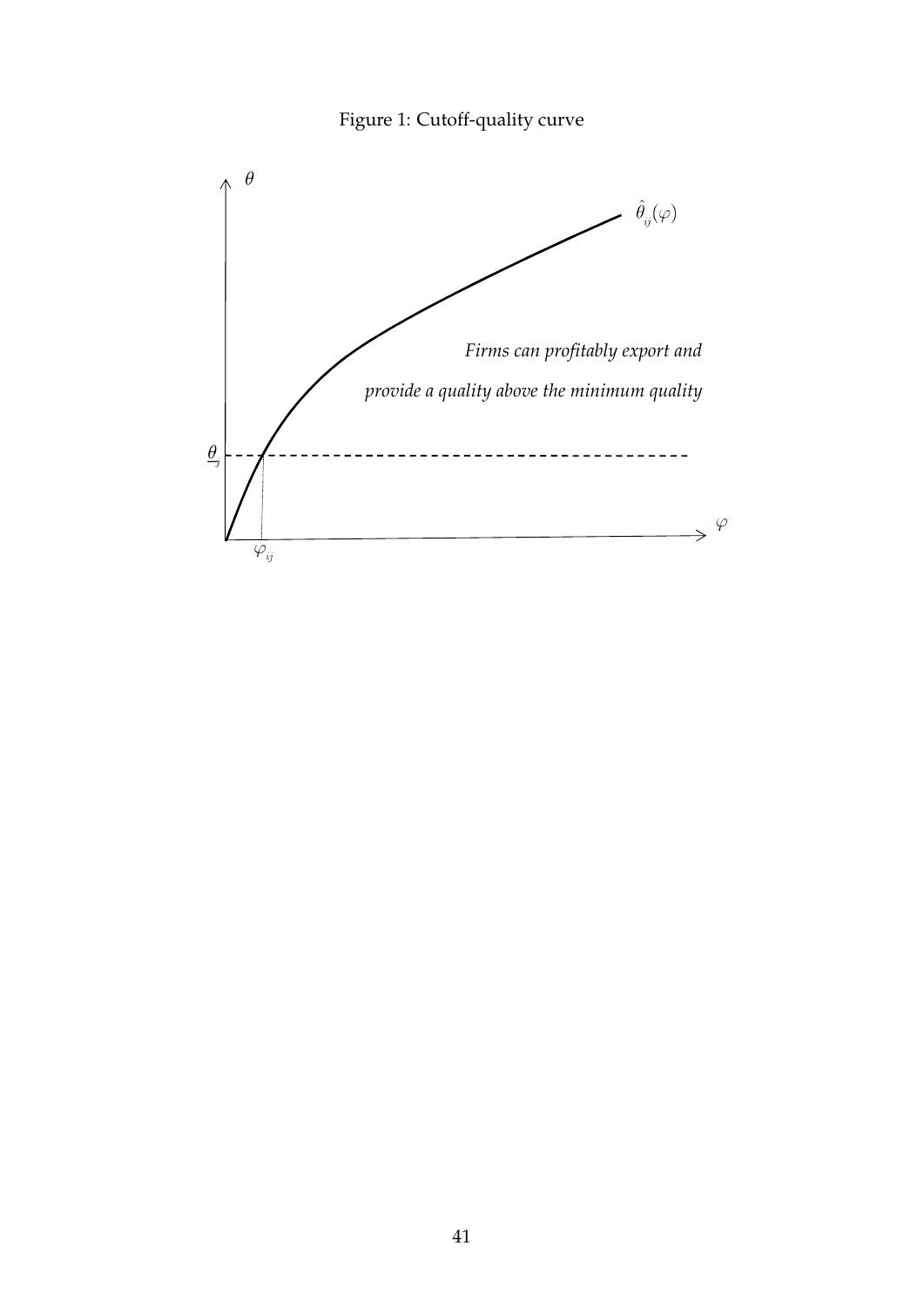Figure 1: Cutoff-quality curve

$\theta$

$\hat{\theta}_{ij}(\varphi)$

*Firms can profitably export and*

*provide a quality above the minimum quality*

$\underline{\theta}_j$

$\varphi$

$\varphi_{ij}$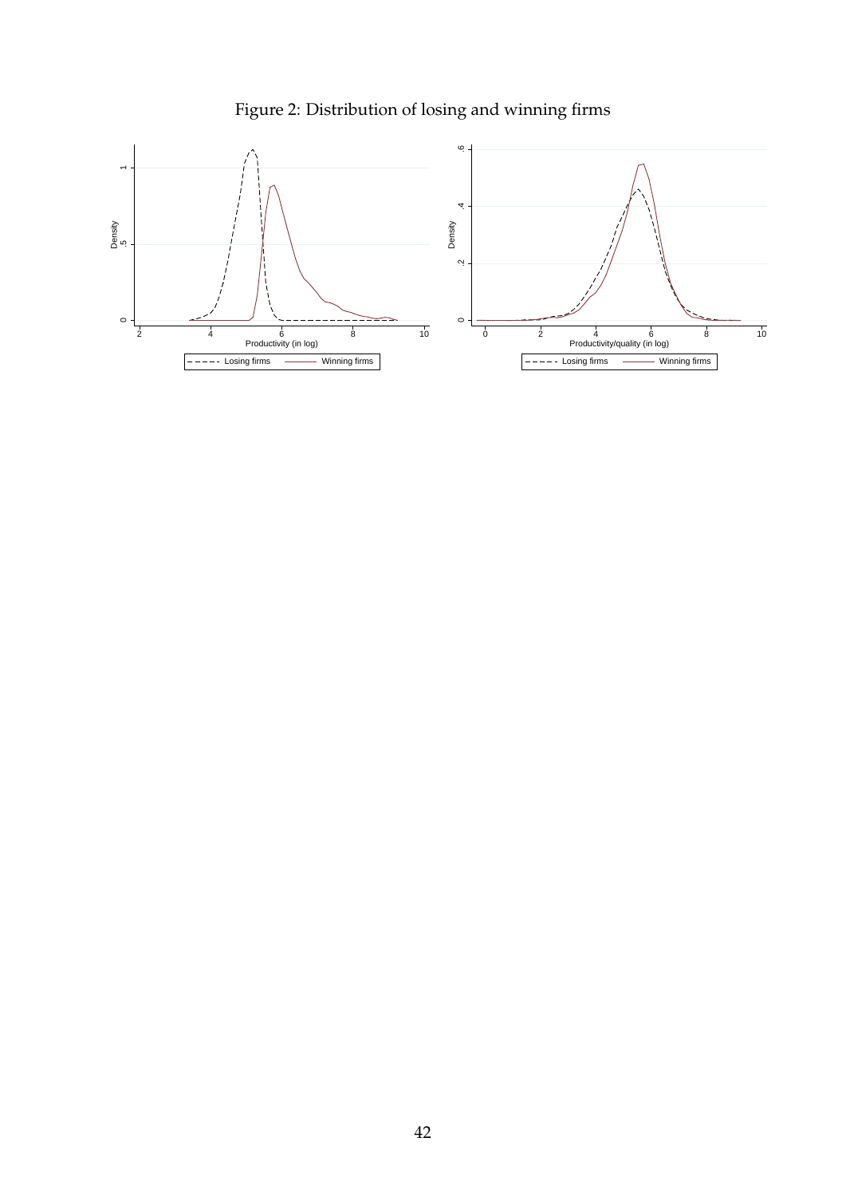Figure 2: Distribution of losing and winning firms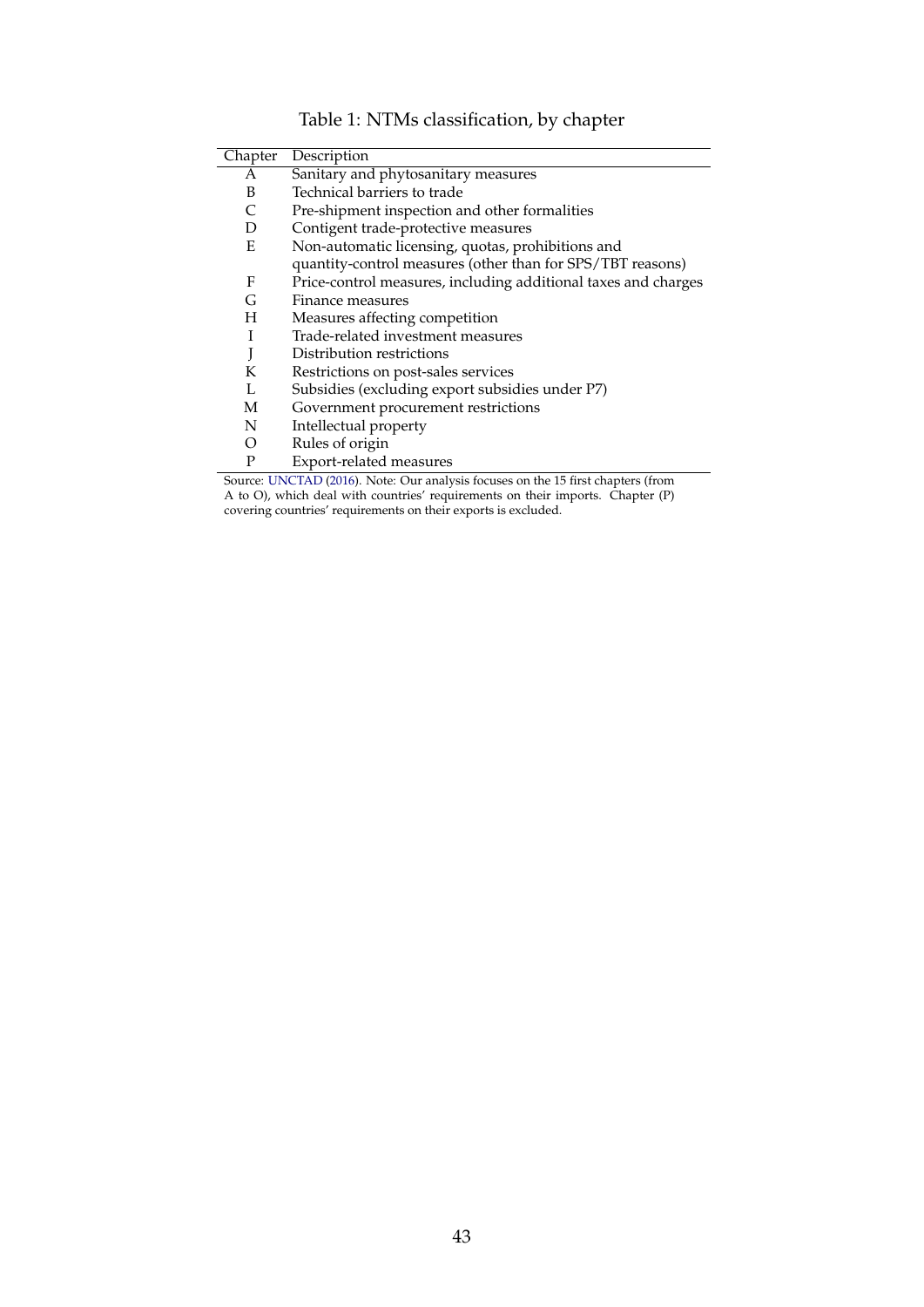Table 1: NTMs classification, by chapter

| Chapter | Description |
|---|---|
| A | Sanitary and phytosanitary measures |
| B | Technical barriers to trade |
| C | Pre-shipment inspection and other formalities |
| D | Contigent trade-protective measures |
| E | Non-automatic licensing, quotas, prohibitions and quantity-control measures (other than for SPS/TBT reasons) |
| F | Price-control measures, including additional taxes and charges |
| G | Finance measures |
| H | Measures affecting competition |
| I | Trade-related investment measures |
| J | Distribution restrictions |
| K | Restrictions on post-sales services |
| L | Subsidies (excluding export subsidies under P7) |
| M | Government procurement restrictions |
| N | Intellectual property |
| O | Rules of origin |
| P | Export-related measures |

Source: UNCTAD (2016). Note: Our analysis focuses on the 15 first chapters (from A to O), which deal with countries' requirements on their imports. Chapter (P) covering countries' requirements on their exports is excluded.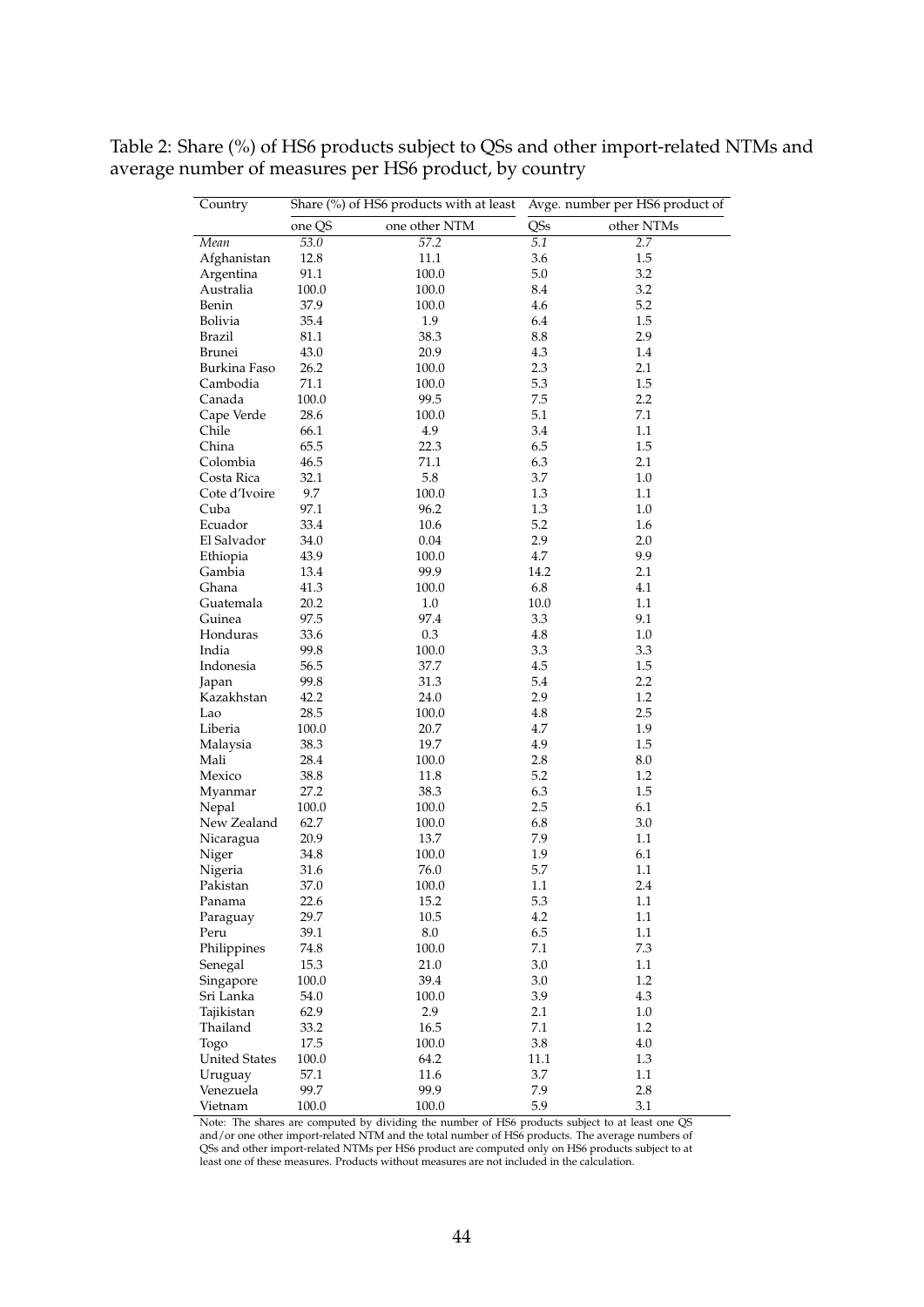Table 2: Share (%) of HS6 products subject to QSs and other import-related NTMs and average number of measures per HS6 product, by country

| Country | Share (%) of HS6 products with at least | | Avge. number per HS6 product of | |
|---|---|---|---|---|
| | one QS | one other NTM | QSs | other NTMs |
| *Mean* | *53.0* | *57.2* | *5.1* | *2.7* |
| Afghanistan | 12.8 | 11.1 | 3.6 | 1.5 |
| Argentina | 91.1 | 100.0 | 5.0 | 3.2 |
| Australia | 100.0 | 100.0 | 8.4 | 3.2 |
| Benin | 37.9 | 100.0 | 4.6 | 5.2 |
| Bolivia | 35.4 | 1.9 | 6.4 | 1.5 |
| Brazil | 81.1 | 38.3 | 8.8 | 2.9 |
| Brunei | 43.0 | 20.9 | 4.3 | 1.4 |
| Burkina Faso | 26.2 | 100.0 | 2.3 | 2.1 |
| Cambodia | 71.1 | 100.0 | 5.3 | 1.5 |
| Canada | 100.0 | 99.5 | 7.5 | 2.2 |
| Cape Verde | 28.6 | 100.0 | 5.1 | 7.1 |
| Chile | 66.1 | 4.9 | 3.4 | 1.1 |
| China | 65.5 | 22.3 | 6.5 | 1.5 |
| Colombia | 46.5 | 71.1 | 6.3 | 2.1 |
| Costa Rica | 32.1 | 5.8 | 3.7 | 1.0 |
| Cote d'Ivoire | 9.7 | 100.0 | 1.3 | 1.1 |
| Cuba | 97.1 | 96.2 | 1.3 | 1.0 |
| Ecuador | 33.4 | 10.6 | 5.2 | 1.6 |
| El Salvador | 34.0 | 0.04 | 2.9 | 2.0 |
| Ethiopia | 43.9 | 100.0 | 4.7 | 9.9 |
| Gambia | 13.4 | 99.9 | 14.2 | 2.1 |
| Ghana | 41.3 | 100.0 | 6.8 | 4.1 |
| Guatemala | 20.2 | 1.0 | 10.0 | 1.1 |
| Guinea | 97.5 | 97.4 | 3.3 | 9.1 |
| Honduras | 33.6 | 0.3 | 4.8 | 1.0 |
| India | 99.8 | 100.0 | 3.3 | 3.3 |
| Indonesia | 56.5 | 37.7 | 4.5 | 1.5 |
| Japan | 99.8 | 31.3 | 5.4 | 2.2 |
| Kazakhstan | 42.2 | 24.0 | 2.9 | 1.2 |
| Lao | 28.5 | 100.0 | 4.8 | 2.5 |
| Liberia | 100.0 | 20.7 | 4.7 | 1.9 |
| Malaysia | 38.3 | 19.7 | 4.9 | 1.5 |
| Mali | 28.4 | 100.0 | 2.8 | 8.0 |
| Mexico | 38.8 | 11.8 | 5.2 | 1.2 |
| Myanmar | 27.2 | 38.3 | 6.3 | 1.5 |
| Nepal | 100.0 | 100.0 | 2.5 | 6.1 |
| New Zealand | 62.7 | 100.0 | 6.8 | 3.0 |
| Nicaragua | 20.9 | 13.7 | 7.9 | 1.1 |
| Niger | 34.8 | 100.0 | 1.9 | 6.1 |
| Nigeria | 31.6 | 76.0 | 5.7 | 1.1 |
| Pakistan | 37.0 | 100.0 | 1.1 | 2.4 |
| Panama | 22.6 | 15.2 | 5.3 | 1.1 |
| Paraguay | 29.7 | 10.5 | 4.2 | 1.1 |
| Peru | 39.1 | 8.0 | 6.5 | 1.1 |
| Philippines | 74.8 | 100.0 | 7.1 | 7.3 |
| Senegal | 15.3 | 21.0 | 3.0 | 1.1 |
| Singapore | 100.0 | 39.4 | 3.0 | 1.2 |
| Sri Lanka | 54.0 | 100.0 | 3.9 | 4.3 |
| Tajikistan | 62.9 | 2.9 | 2.1 | 1.0 |
| Thailand | 33.2 | 16.5 | 7.1 | 1.2 |
| Togo | 17.5 | 100.0 | 3.8 | 4.0 |
| United States | 100.0 | 64.2 | 11.1 | 1.3 |
| Uruguay | 57.1 | 11.6 | 3.7 | 1.1 |
| Venezuela | 99.7 | 99.9 | 7.9 | 2.8 |
| Vietnam | 100.0 | 100.0 | 5.9 | 3.1 |

Note: The shares are computed by dividing the number of HS6 products subject to at least one QS and/or one other import-related NTM and the total number of HS6 products. The average numbers of QSs and other import-related NTMs per HS6 product are computed only on HS6 products subject to at least one of these measures. Products without measures are not included in the calculation.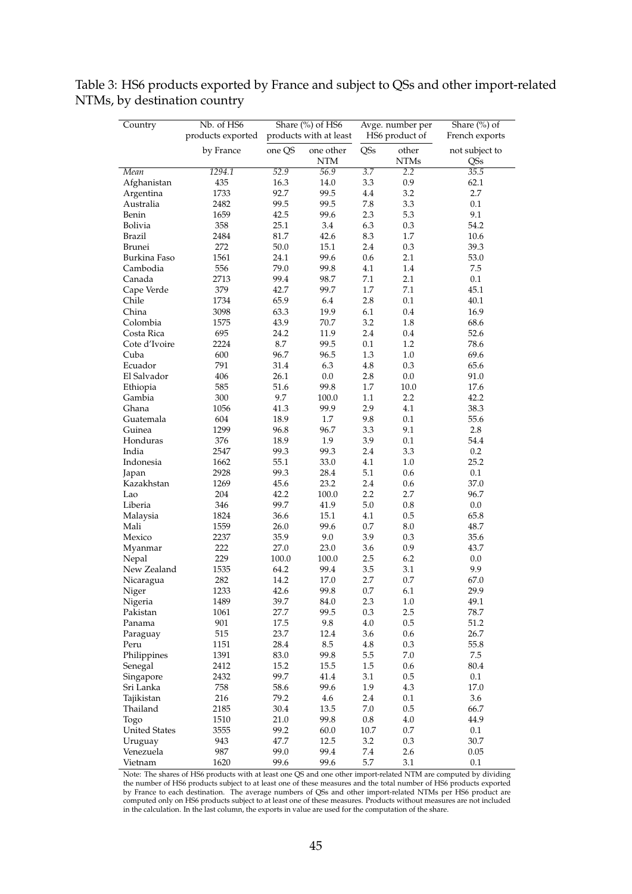Table 3: HS6 products exported by France and subject to QSs and other import-related NTMs, by destination country

| Country | Nb. of HS6 products exported by France | Share (%) of HS6 products with at least | | Avge. number per HS6 product of | | Share (%) of French exports not subject to QSs |
|---|---|---|---|---|---|---|
| | | one QS | one other NTM | QSs | other NTMs | |
| *Mean* | *1294.1* | *52.9* | *56.9* | *3.7* | *2.2* | *35.5* |
| Afghanistan | 435 | 16.3 | 14.0 | 3.3 | 0.9 | 62.1 |
| Argentina | 1733 | 92.7 | 99.5 | 4.4 | 3.2 | 2.7 |
| Australia | 2482 | 99.5 | 99.5 | 7.8 | 3.3 | 0.1 |
| Benin | 1659 | 42.5 | 99.6 | 2.3 | 5.3 | 9.1 |
| Bolivia | 358 | 25.1 | 3.4 | 6.3 | 0.3 | 54.2 |
| Brazil | 2484 | 81.7 | 42.6 | 8.3 | 1.7 | 10.6 |
| Brunei | 272 | 50.0 | 15.1 | 2.4 | 0.3 | 39.3 |
| Burkina Faso | 1561 | 24.1 | 99.6 | 0.6 | 2.1 | 53.0 |
| Cambodia | 556 | 79.0 | 99.8 | 4.1 | 1.4 | 7.5 |
| Canada | 2713 | 99.4 | 98.7 | 7.1 | 2.1 | 0.1 |
| Cape Verde | 379 | 42.7 | 99.7 | 1.7 | 7.1 | 45.1 |
| Chile | 1734 | 65.9 | 6.4 | 2.8 | 0.1 | 40.1 |
| China | 3098 | 63.3 | 19.9 | 6.1 | 0.4 | 16.9 |
| Colombia | 1575 | 43.9 | 70.7 | 3.2 | 1.8 | 68.6 |
| Costa Rica | 695 | 24.2 | 11.9 | 2.4 | 0.4 | 52.6 |
| Cote d'Ivoire | 2224 | 8.7 | 99.5 | 0.1 | 1.2 | 78.6 |
| Cuba | 600 | 96.7 | 96.5 | 1.3 | 1.0 | 69.6 |
| Ecuador | 791 | 31.4 | 6.3 | 4.8 | 0.3 | 65.6 |
| El Salvador | 406 | 26.1 | 0.0 | 2.8 | 0.0 | 91.0 |
| Ethiopia | 585 | 51.6 | 99.8 | 1.7 | 10.0 | 17.6 |
| Gambia | 300 | 9.7 | 100.0 | 1.1 | 2.2 | 42.2 |
| Ghana | 1056 | 41.3 | 99.9 | 2.9 | 4.1 | 38.3 |
| Guatemala | 604 | 18.9 | 1.7 | 9.8 | 0.1 | 55.6 |
| Guinea | 1299 | 96.8 | 96.7 | 3.3 | 9.1 | 2.8 |
| Honduras | 376 | 18.9 | 1.9 | 3.9 | 0.1 | 54.4 |
| India | 2547 | 99.3 | 99.3 | 2.4 | 3.3 | 0.2 |
| Indonesia | 1662 | 55.1 | 33.0 | 4.1 | 1.0 | 25.2 |
| Japan | 2928 | 99.3 | 28.4 | 5.1 | 0.6 | 0.1 |
| Kazakhstan | 1269 | 45.6 | 23.2 | 2.4 | 0.6 | 37.0 |
| Lao | 204 | 42.2 | 100.0 | 2.2 | 2.7 | 96.7 |
| Liberia | 346 | 99.7 | 41.9 | 5.0 | 0.8 | 0.0 |
| Malaysia | 1824 | 36.6 | 15.1 | 4.1 | 0.5 | 65.8 |
| Mali | 1559 | 26.0 | 99.6 | 0.7 | 8.0 | 48.7 |
| Mexico | 2237 | 35.9 | 9.0 | 3.9 | 0.3 | 35.6 |
| Myanmar | 222 | 27.0 | 23.0 | 3.6 | 0.9 | 43.7 |
| Nepal | 229 | 100.0 | 100.0 | 2.5 | 6.2 | 0.0 |
| New Zealand | 1535 | 64.2 | 99.4 | 3.5 | 3.1 | 9.9 |
| Nicaragua | 282 | 14.2 | 17.0 | 2.7 | 0.7 | 67.0 |
| Niger | 1233 | 42.6 | 99.8 | 0.7 | 6.1 | 29.9 |
| Nigeria | 1489 | 39.7 | 84.0 | 2.3 | 1.0 | 49.1 |
| Pakistan | 1061 | 27.7 | 99.5 | 0.3 | 2.5 | 78.7 |
| Panama | 901 | 17.5 | 9.8 | 4.0 | 0.5 | 51.2 |
| Paraguay | 515 | 23.7 | 12.4 | 3.6 | 0.6 | 26.7 |
| Peru | 1151 | 28.4 | 8.5 | 4.8 | 0.3 | 55.8 |
| Philippines | 1391 | 83.0 | 99.8 | 5.5 | 7.0 | 7.5 |
| Senegal | 2412 | 15.2 | 15.5 | 1.5 | 0.6 | 80.4 |
| Singapore | 2432 | 99.7 | 41.4 | 3.1 | 0.5 | 0.1 |
| Sri Lanka | 758 | 58.6 | 99.6 | 1.9 | 4.3 | 17.0 |
| Tajikistan | 216 | 79.2 | 4.6 | 2.4 | 0.1 | 3.6 |
| Thailand | 2185 | 30.4 | 13.5 | 7.0 | 0.5 | 66.7 |
| Togo | 1510 | 21.0 | 99.8 | 0.8 | 4.0 | 44.9 |
| United States | 3555 | 99.2 | 60.0 | 10.7 | 0.7 | 0.1 |
| Uruguay | 943 | 47.7 | 12.5 | 3.2 | 0.3 | 30.7 |
| Venezuela | 987 | 99.0 | 99.4 | 7.4 | 2.6 | 0.05 |
| Vietnam | 1620 | 99.6 | 99.6 | 5.7 | 3.1 | 0.1 |

Note: The shares of HS6 products with at least one QS and one other import-related NTM are computed by dividing the number of HS6 products subject to at least one of these measures and the total number of HS6 products exported by France to each destination. The average numbers of QSs and other import-related NTMs per HS6 product are computed only on HS6 products subject to at least one of these measures. Products without measures are not included in the calculation. In the last column, the exports in value are used for the computation of the share.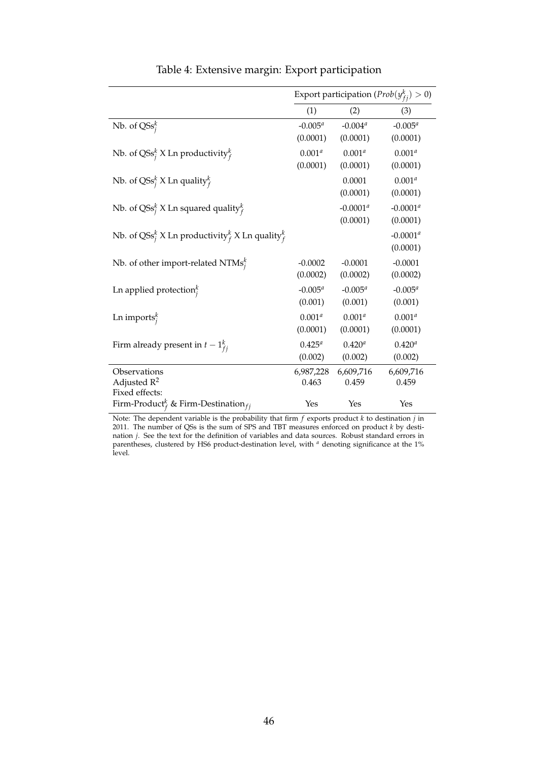# Table 4: Extensive margin: Export participation

| | Export participation ($Prob(y^k_{fj}) > 0$) | | |
|---|---|---|---|
| | (1) | (2) | (3) |
| Nb. of $\text{QSs}^k_j$ | -0.005[a] | -0.004[a] | -0.005[a] |
| | (0.0001) | (0.0001) | (0.0001) |
| Nb. of $\text{QSs}^k_j$ X Ln productivity$^k_f$ | 0.001[a] | 0.001[a] | 0.001[a] |
| | (0.0001) | (0.0001) | (0.0001) |
| Nb. of $\text{QSs}^k_j$ X Ln quality$^k_f$ | | 0.0001 | 0.001[a] |
| | | (0.0001) | (0.0001) |
| Nb. of $\text{QSs}^k_j$ X Ln squared quality$^k_f$ | | -0.0001[a] | -0.0001[a] |
| | | (0.0001) | (0.0001) |
| Nb. of $\text{QSs}^k_j$ X Ln productivity$^k_f$ X Ln quality$^k_f$ | | | -0.0001[a] |
| | | | (0.0001) |
| Nb. of other import-related $\text{NTMs}^k_j$ | -0.0002 | -0.0001 | -0.0001 |
| | (0.0002) | (0.0002) | (0.0002) |
| Ln applied protection$^k_j$ | -0.005[a] | -0.005[a] | -0.005[a] |
| | (0.001) | (0.001) | (0.001) |
| Ln imports$^k_j$ | 0.001[a] | 0.001[a] | 0.001[a] |
| | (0.0001) | (0.0001) | (0.0001) |
| Firm already present in $t-1^k_{fj}$ | 0.425[a] | 0.420[a] | 0.420[a] |
| | (0.002) | (0.002) | (0.002) |
| Observations | 6,987,228 | 6,609,716 | 6,609,716 |
| Adjusted $R^2$ | 0.463 | 0.459 | 0.459 |
| Fixed effects: | | | |
| Firm-Product$^k_f$ & Firm-Destination$_{fj}$ | Yes | Yes | Yes |

Note: The dependent variable is the probability that firm $f$ exports product $k$ to destination $j$ in 2011. The number of QSs is the sum of SPS and TBT measures enforced on product $k$ by destination $j$. See the text for the definition of variables and data sources. Robust standard errors in parentheses, clustered by HS6 product-destination level, with [a] denoting significance at the 1% level.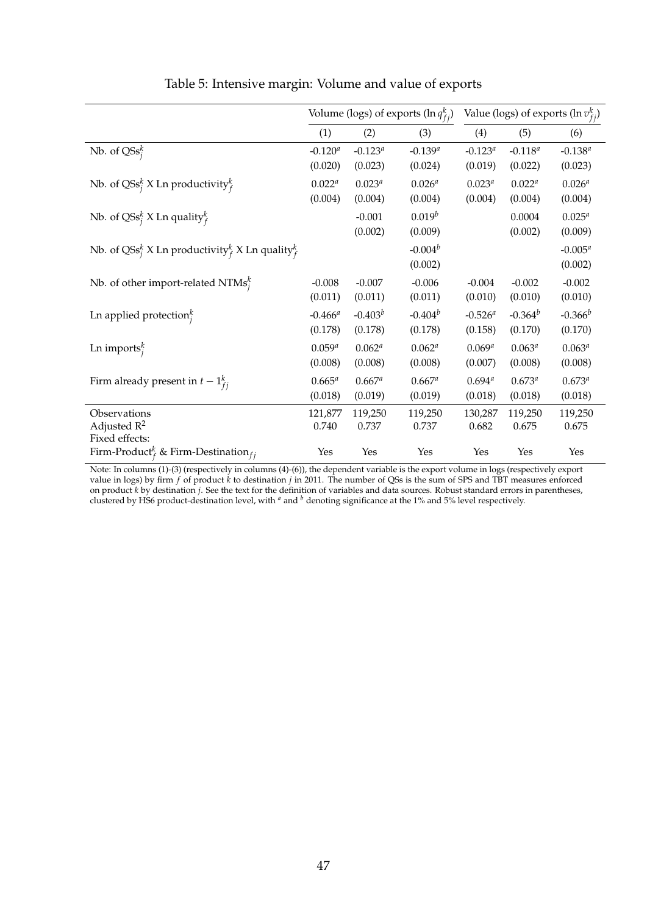Table 5: Intensive margin: Volume and value of exports

| | Volume (logs) of exports ($\ln q^k_{fj}$) | | | Value (logs) of exports ($\ln v^k_{fj}$) | | |
|---|---|---|---|---|---|---|
| | (1) | (2) | (3) | (4) | (5) | (6) |
| Nb. of $QSs^k_j$ | -0.120[a] | -0.123[a] | -0.139[a] | -0.123[a] | -0.118[a] | -0.138[a] |
| | (0.020) | (0.023) | (0.024) | (0.019) | (0.022) | (0.023) |
| Nb. of $QSs^k_j$ X Ln $\text{productivity}^k_f$ | 0.022[a] | 0.023[a] | 0.026[a] | 0.023[a] | 0.022[a] | 0.026[a] |
| | (0.004) | (0.004) | (0.004) | (0.004) | (0.004) | (0.004) |
| Nb. of $QSs^k_j$ X Ln $\text{quality}^k_f$ | | -0.001 | 0.019[b] | | 0.0004 | 0.025[a] |
| | | (0.002) | (0.009) | | (0.002) | (0.009) |
| Nb. of $QSs^k_j$ X Ln $\text{productivity}^k_f$ X Ln $\text{quality}^k_f$ | | | -0.004[b] | | | -0.005[a] |
| | | | (0.002) | | | (0.002) |
| Nb. of other import-related $NTMs^k_j$ | -0.008 | -0.007 | -0.006 | -0.004 | -0.002 | -0.002 |
| | (0.011) | (0.011) | (0.011) | (0.010) | (0.010) | (0.010) |
| Ln applied $\text{protection}^k_j$ | -0.466[a] | -0.403[b] | -0.404[b] | -0.526[a] | -0.364[b] | -0.366[b] |
| | (0.178) | (0.178) | (0.178) | (0.158) | (0.170) | (0.170) |
| Ln $\text{imports}^k_j$ | 0.059[a] | 0.062[a] | 0.062[a] | 0.069[a] | 0.063[a] | 0.063[a] |
| | (0.008) | (0.008) | (0.008) | (0.007) | (0.008) | (0.008) |
| Firm already present in $t-1^k_{fj}$ | 0.665[a] | 0.667[a] | 0.667[a] | 0.694[a] | 0.673[a] | 0.673[a] |
| | (0.018) | (0.019) | (0.019) | (0.018) | (0.018) | (0.018) |
| Observations | 121,877 | 119,250 | 119,250 | 130,287 | 119,250 | 119,250 |
| Adjusted $R^2$ | 0.740 | 0.737 | 0.737 | 0.682 | 0.675 | 0.675 |
| Fixed effects: | | | | | | |
| $\text{Firm-Product}^k_f$ & $\text{Firm-Destination}_{fj}$ | Yes | Yes | Yes | Yes | Yes | Yes |

Note: In columns (1)-(3) (respectively in columns (4)-(6)), the dependent variable is the export volume in logs (respectively export value in logs) by firm $f$ of product $k$ to destination $j$ in 2011. The number of QSs is the sum of SPS and TBT measures enforced on product $k$ by destination $j$. See the text for the definition of variables and data sources. Robust standard errors in parentheses, clustered by HS6 product-destination level, with [a] and [b] denoting significance at the 1% and 5% level respectively.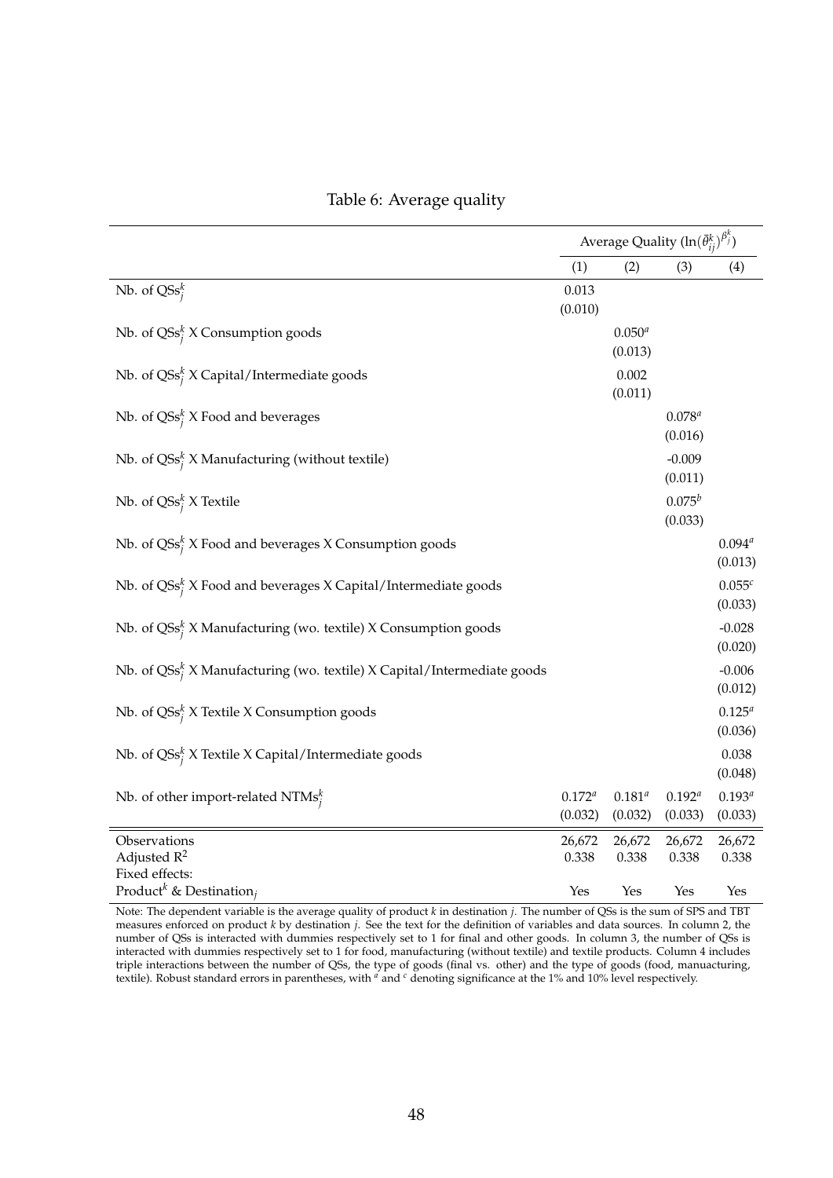Table 6: Average quality

| | Average Quality ($\ln(\tilde{\theta}^k_{ij})^{\beta^k_j}$) | | | |
|---|---|---|---|---|
| | (1) | (2) | (3) | (4) |
| Nb. of $QSs^k_j$ | 0.013 | | | |
| | (0.010) | | | |
| Nb. of $QSs^k_j$ X Consumption goods | | $0.050^a$ | | |
| | | (0.013) | | |
| Nb. of $QSs^k_j$ X Capital/Intermediate goods | | 0.002 | | |
| | | (0.011) | | |
| Nb. of $QSs^k_j$ X Food and beverages | | | $0.078^a$ | |
| | | | (0.016) | |
| Nb. of $QSs^k_j$ X Manufacturing (without textile) | | | -0.009 | |
| | | | (0.011) | |
| Nb. of $QSs^k_j$ X Textile | | | $0.075^b$ | |
| | | | (0.033) | |
| Nb. of $QSs^k_j$ X Food and beverages X Consumption goods | | | | $0.094^a$ |
| | | | | (0.013) |
| Nb. of $QSs^k_j$ X Food and beverages X Capital/Intermediate goods | | | | $0.055^c$ |
| | | | | (0.033) |
| Nb. of $QSs^k_j$ X Manufacturing (wo. textile) X Consumption goods | | | | -0.028 |
| | | | | (0.020) |
| Nb. of $QSs^k_j$ X Manufacturing (wo. textile) X Capital/Intermediate goods | | | | -0.006 |
| | | | | (0.012) |
| Nb. of $QSs^k_j$ X Textile X Consumption goods | | | | $0.125^a$ |
| | | | | (0.036) |
| Nb. of $QSs^k_j$ X Textile X Capital/Intermediate goods | | | | 0.038 |
| | | | | (0.048) |
| Nb. of other import-related $NTMs^k_j$ | $0.172^a$ | $0.181^a$ | $0.192^a$ | $0.193^a$ |
| | (0.032) | (0.032) | (0.033) | (0.033) |
| Observations | 26,672 | 26,672 | 26,672 | 26,672 |
| Adjusted $R^2$ | 0.338 | 0.338 | 0.338 | 0.338 |
| Fixed effects: | | | | |
| $Product^k$ & $Destination_j$ | Yes | Yes | Yes | Yes |

Note: The dependent variable is the average quality of product $k$ in destination $j$. The number of QSs is the sum of SPS and TBT measures enforced on product $k$ by destination $j$. See the text for the definition of variables and data sources. In column 2, the number of QSs is interacted with dummies respectively set to 1 for final and other goods. In column 3, the number of QSs is interacted with dummies respectively set to 1 for food, manufacturing (without textile) and textile products. Column 4 includes triple interactions between the number of QSs, the type of goods (final vs. other) and the type of goods (food, manuacturing, textile). Robust standard errors in parentheses, with [a] and [c] denoting significance at the 1% and 10% level respectively.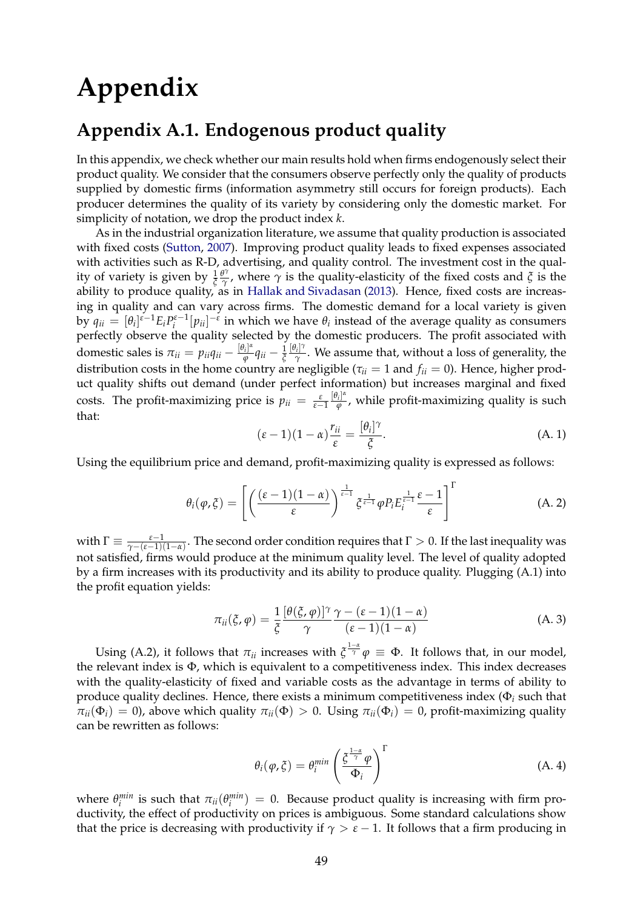# Appendix

## Appendix A.1. Endogenous product quality

In this appendix, we check whether our main results hold when firms endogenously select their product quality. We consider that the consumers observe perfectly only the quality of products supplied by domestic firms (information asymmetry still occurs for foreign products). Each producer determines the quality of its variety by considering only the domestic market. For simplicity of notation, we drop the product index $k$.

As in the industrial organization literature, we assume that quality production is associated with fixed costs (Sutton, 2007). Improving product quality leads to fixed expenses associated with activities such as R-D, advertising, and quality control. The investment cost in the quality of variety is given by $\frac{1}{\xi}\frac{\theta^{\gamma}}{\gamma}$, where $\gamma$ is the quality-elasticity of the fixed costs and $\xi$ is the ability to produce quality, as in Hallak and Sivadasan (2013). Hence, fixed costs are increasing in quality and can vary across firms. The domestic demand for a local variety is given by $q_{ii} = [\theta_i]^{\varepsilon-1} E_i P_i^{\varepsilon-1} [p_{ii}]^{-\varepsilon}$ in which we have $\theta_i$ instead of the average quality as consumers perfectly observe the quality selected by the domestic producers. The profit associated with domestic sales is $\pi_{ii} = p_{ii} q_{ii} - \frac{[\theta_i]^{\alpha}}{\varphi} q_{ii} - \frac{1}{\xi}\frac{[\theta_i]^{\gamma}}{\gamma}$. We assume that, without a loss of generality, the distribution costs in the home country are negligible ($\tau_{ii} = 1$ and $f_{ii} = 0$). Hence, higher product quality shifts out demand (under perfect information) but increases marginal and fixed costs. The profit-maximizing price is $p_{ii} = \frac{\varepsilon}{\varepsilon-1}\frac{[\theta_i]^{\alpha}}{\varphi}$, while profit-maximizing quality is such that:

$$(\varepsilon - 1)(1 - \alpha)\frac{r_{ii}}{\varepsilon} = \frac{[\theta_i]^{\gamma}}{\xi}. \tag{A. 1}$$

Using the equilibrium price and demand, profit-maximizing quality is expressed as follows:

$$\theta_i(\varphi, \xi) = \left[ \left( \frac{(\varepsilon - 1)(1 - \alpha)}{\varepsilon} \right)^{\frac{1}{\varepsilon-1}} \xi^{\frac{1}{\varepsilon-1}} \varphi P_i E_i^{\frac{1}{\varepsilon-1}} \frac{\varepsilon - 1}{\varepsilon} \right]^{\Gamma} \tag{A. 2}$$

with $\Gamma \equiv \frac{\varepsilon-1}{\gamma-(\varepsilon-1)(1-\alpha)}$. The second order condition requires that $\Gamma > 0$. If the last inequality was not satisfied, firms would produce at the minimum quality level. The level of quality adopted by a firm increases with its productivity and its ability to produce quality. Plugging (A.1) into the profit equation yields:

$$\pi_{ii}(\xi, \varphi) = \frac{1}{\xi}\frac{[\theta(\xi, \varphi)]^{\gamma}}{\gamma}\frac{\gamma - (\varepsilon - 1)(1 - \alpha)}{(\varepsilon - 1)(1 - \alpha)} \tag{A. 3}$$

Using (A.2), it follows that $\pi_{ii}$ increases with $\xi^{\frac{1-\alpha}{\gamma}}\varphi \equiv \Phi$. It follows that, in our model, the relevant index is $\Phi$, which is equivalent to a competitiveness index. This index decreases with the quality-elasticity of fixed and variable costs as the advantage in terms of ability to produce quality declines. Hence, there exists a minimum competitiveness index ($\Phi_i$ such that $\pi_{ii}(\Phi_i) = 0$), above which quality $\pi_{ii}(\Phi) > 0$. Using $\pi_{ii}(\Phi_i) = 0$, profit-maximizing quality can be rewritten as follows:

$$\theta_i(\varphi, \xi) = \theta_i^{min} \left( \frac{\xi^{\frac{1-\alpha}{\gamma}}\varphi}{\Phi_i} \right)^{\Gamma} \tag{A. 4}$$

where $\theta_i^{min}$ is such that $\pi_{ii}(\theta_i^{min}) = 0$. Because product quality is increasing with firm productivity, the effect of productivity on prices is ambiguous. Some standard calculations show that the price is decreasing with productivity if $\gamma > \varepsilon - 1$. It follows that a firm producing in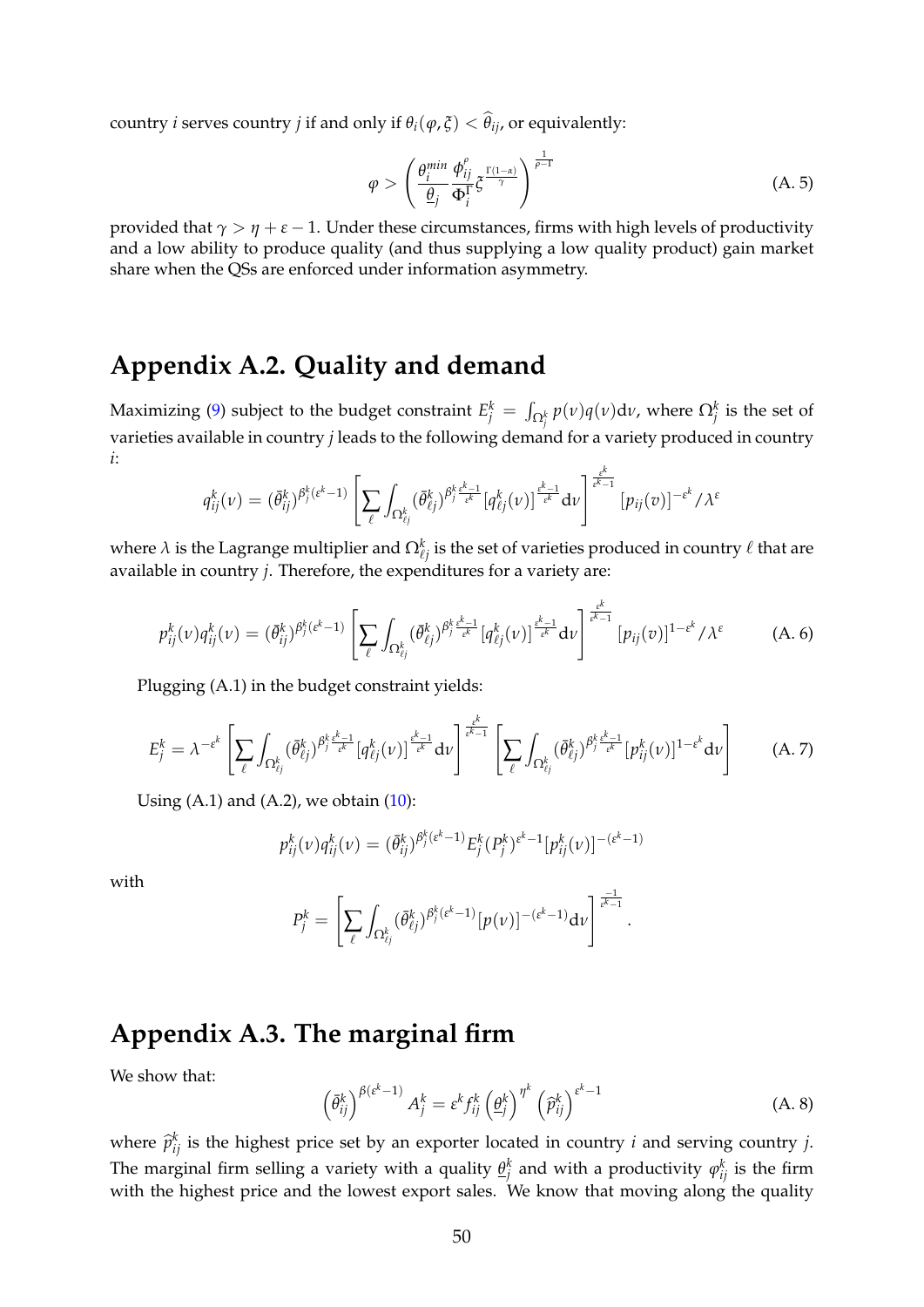country $i$ serves country $j$ if and only if $\theta_i(\varphi, \xi) < \widehat{\theta}_{ij}$, or equivalently:

$$\varphi > \left( \frac{\theta_i^{min}}{\underline{\theta}_j} \frac{\phi_{ij}^{\rho}}{\Phi_i^{\Gamma}} \xi^{\frac{\Gamma(1-\alpha)}{\gamma}} \right)^{\frac{1}{\rho - 1}} \tag{A. 5}$$

provided that $\gamma > \eta + \varepsilon - 1$. Under these circumstances, firms with high levels of productivity and a low ability to produce quality (and thus supplying a low quality product) gain market share when the QSs are enforced under information asymmetry.

## Appendix A.2. Quality and demand

Maximizing (9) subject to the budget constraint $E_j^k = \int_{\Omega_j^k} p(\nu) q(\nu) \mathrm{d}\nu$, where $\Omega_j^k$ is the set of varieties available in country $j$ leads to the following demand for a variety produced in country $i$:

$$q_{ij}^k(\nu) = (\bar{\theta}_{ij}^k)^{\beta_j^k(\varepsilon^k - 1)} \left[ \sum_{\ell} \int_{\Omega_{\ell j}^k} (\bar{\theta}_{\ell j}^k)^{\beta_j^k \frac{\varepsilon^k - 1}{\varepsilon^k}} [q_{\ell j}^k(\nu)]^{\frac{\varepsilon^k - 1}{\varepsilon^k}} \mathrm{d}\nu \right]^{\frac{\varepsilon^k}{\varepsilon^k - 1}} [p_{ij}(v)]^{-\varepsilon^k} / \lambda^{\varepsilon}$$

where $\lambda$ is the Lagrange multiplier and $\Omega_{\ell j}^k$ is the set of varieties produced in country $\ell$ that are available in country $j$. Therefore, the expenditures for a variety are:

$$p_{ij}^k(\nu) q_{ij}^k(\nu) = (\bar{\theta}_{ij}^k)^{\beta_j^k(\varepsilon^k - 1)} \left[ \sum_{\ell} \int_{\Omega_{\ell j}^k} (\bar{\theta}_{\ell j}^k)^{\beta_j^k \frac{\varepsilon^k - 1}{\varepsilon^k}} [q_{\ell j}^k(\nu)]^{\frac{\varepsilon^k - 1}{\varepsilon^k}} \mathrm{d}\nu \right]^{\frac{\varepsilon^k}{\varepsilon^k - 1}} [p_{ij}(v)]^{1-\varepsilon^k} / \lambda^{\varepsilon} \tag{A. 6}$$

Plugging (A.1) in the budget constraint yields:

$$E_j^k = \lambda^{-\varepsilon^k} \left[ \sum_{\ell} \int_{\Omega_{\ell j}^k} (\bar{\theta}_{\ell j}^k)^{\beta_j^k \frac{\varepsilon^k - 1}{\varepsilon^k}} [q_{\ell j}^k(\nu)]^{\frac{\varepsilon^k - 1}{\varepsilon^k}} \mathrm{d}\nu \right]^{\frac{\varepsilon^k}{\varepsilon^k - 1}} \left[ \sum_{\ell} \int_{\Omega_{\ell j}^k} (\bar{\theta}_{\ell j}^k)^{\beta_j^k \frac{\varepsilon^k - 1}{\varepsilon^k}} [p_{ij}^k(\nu)]^{1-\varepsilon^k} \mathrm{d}\nu \right] \tag{A. 7}$$

Using (A.1) and (A.2), we obtain (10):

$$p_{ij}^k(\nu) q_{ij}^k(\nu) = (\bar{\theta}_{ij}^k)^{\beta_j^k(\varepsilon^k - 1)} E_j^k (P_j^k)^{\varepsilon^k - 1} [p_{ij}^k(\nu)]^{-(\varepsilon^k - 1)}$$

with

$$P_j^k = \left[ \sum_{\ell} \int_{\Omega_{\ell j}^k} (\bar{\theta}_{\ell j}^k)^{\beta_j^k(\varepsilon^k - 1)} [p(\nu)]^{-(\varepsilon^k - 1)} \mathrm{d}\nu \right]^{\frac{-1}{\varepsilon^k - 1}}.$$

## Appendix A.3. The marginal firm

We show that:

$$\left(\bar{\theta}_{ij}^k\right)^{\beta(\varepsilon^k - 1)} A_j^k = \varepsilon^k f_{ij}^k \left(\underline{\theta}_j^k\right)^{\eta^k} \left(\widehat{p}_{ij}^k\right)^{\varepsilon^k - 1} \tag{A. 8}$$

where $\widehat{p}_{ij}^k$ is the highest price set by an exporter located in country $i$ and serving country $j$. The marginal firm selling a variety with a quality $\underline{\theta}_j^k$ and with a productivity $\varphi_{ij}^k$ is the firm with the highest price and the lowest export sales. We know that moving along the quality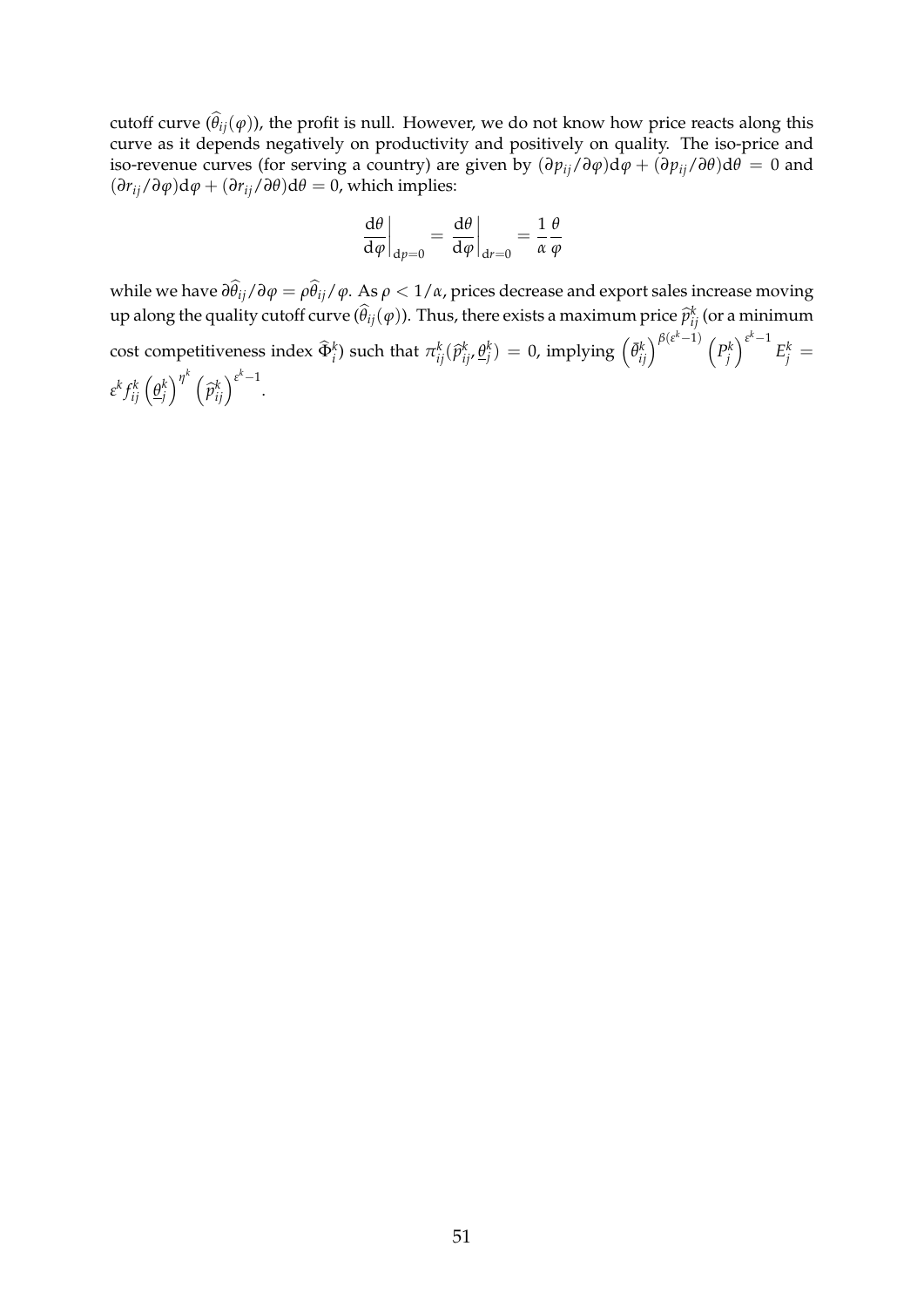cutoff curve ($\widehat{\theta}_{ij}(\varphi)$), the profit is null. However, we do not know how price reacts along this curve as it depends negatively on productivity and positively on quality. The iso-price and iso-revenue curves (for serving a country) are given by $(\partial p_{ij}/\partial \varphi)\mathrm{d}\varphi + (\partial p_{ij}/\partial \theta)\mathrm{d}\theta = 0$ and $(\partial r_{ij}/\partial \varphi)\mathrm{d}\varphi + (\partial r_{ij}/\partial \theta)\mathrm{d}\theta = 0$, which implies:

$$\left.\frac{\mathrm{d}\theta}{\mathrm{d}\varphi}\right|_{\mathrm{d}p=0} = \left.\frac{\mathrm{d}\theta}{\mathrm{d}\varphi}\right|_{\mathrm{d}r=0} = \frac{1}{\alpha}\frac{\theta}{\varphi}$$

while we have $\partial\widehat{\theta}_{ij}/\partial\varphi = \rho\widehat{\theta}_{ij}/\varphi$. As $\rho < 1/\alpha$, prices decrease and export sales increase moving up along the quality cutoff curve ($\widehat{\theta}_{ij}(\varphi)$). Thus, there exists a maximum price $\widehat{p}^k_{ij}$ (or a minimum cost competitiveness index $\widehat{\Phi}^k_i$) such that $\pi^k_{ij}(\widehat{p}^k_{ij}, \underline{\theta}^k_j) = 0$, implying $\left(\bar{\theta}^k_{ij}\right)^{\beta(\varepsilon^k-1)}\left(P^k_j\right)^{\varepsilon^k-1}E^k_j = \varepsilon^k f^k_{ij}\left(\underline{\theta}^k_j\right)^{\eta^k}\left(\widehat{p}^k_{ij}\right)^{\varepsilon^k-1}$.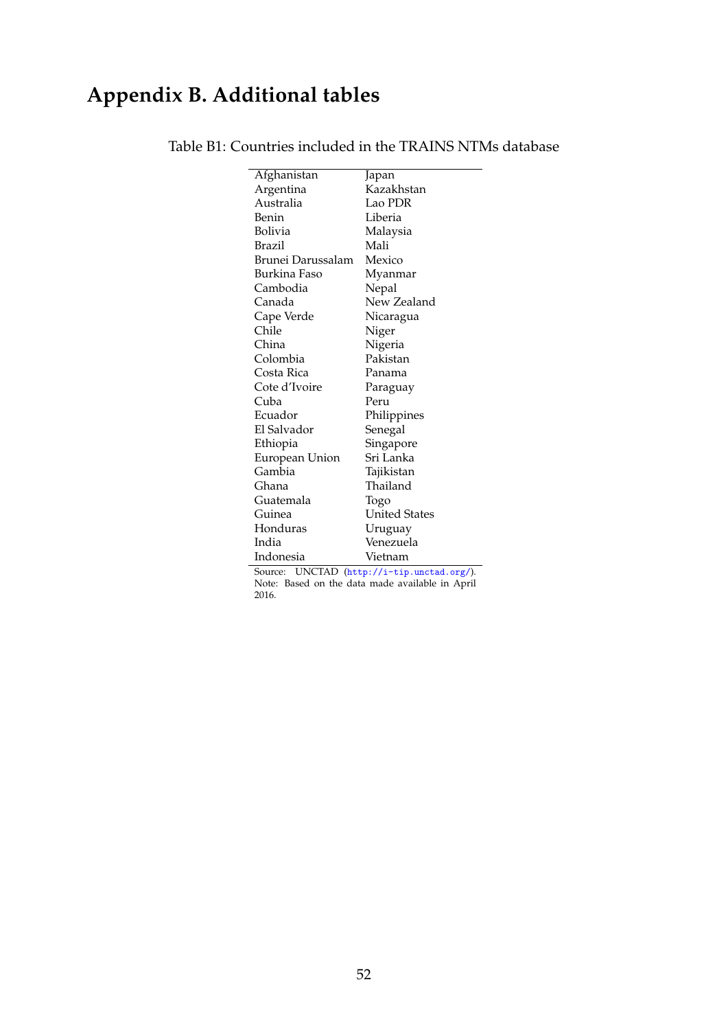# Appendix B. Additional tables

Table B1: Countries included in the TRAINS NTMs database

| | |
|---|---|
| Afghanistan | Japan |
| Argentina | Kazakhstan |
| Australia | Lao PDR |
| Benin | Liberia |
| Bolivia | Malaysia |
| Brazil | Mali |
| Brunei Darussalam | Mexico |
| Burkina Faso | Myanmar |
| Cambodia | Nepal |
| Canada | New Zealand |
| Cape Verde | Nicaragua |
| Chile | Niger |
| China | Nigeria |
| Colombia | Pakistan |
| Costa Rica | Panama |
| Cote d'Ivoire | Paraguay |
| Cuba | Peru |
| Ecuador | Philippines |
| El Salvador | Senegal |
| Ethiopia | Singapore |
| European Union | Sri Lanka |
| Gambia | Tajikistan |
| Ghana | Thailand |
| Guatemala | Togo |
| Guinea | United States |
| Honduras | Uruguay |
| India | Venezuela |
| Indonesia | Vietnam |

Source: UNCTAD (http://i-tip.unctad.org/).
Note: Based on the data made available in April 2016.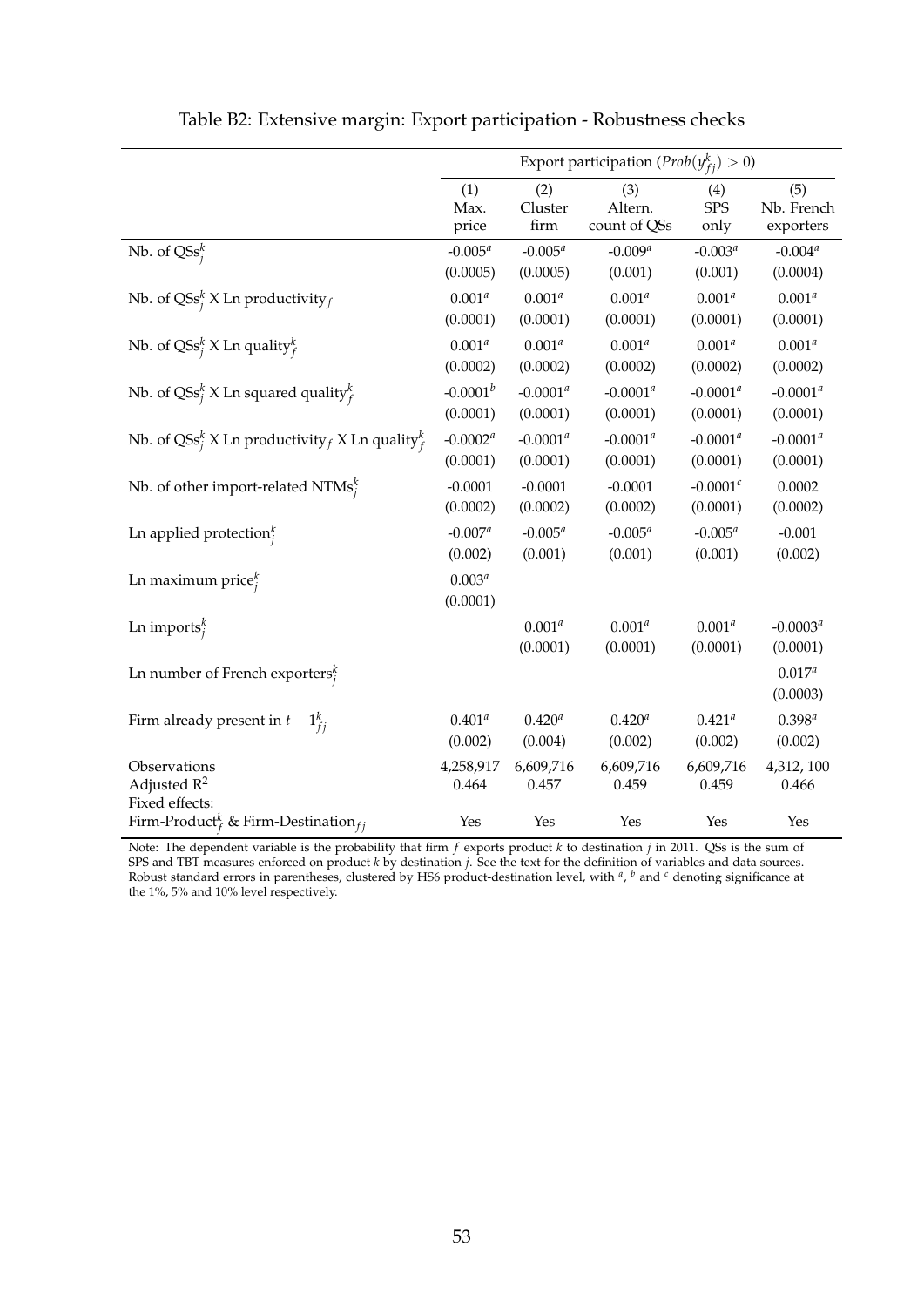Table B2: Extensive margin: Export participation - Robustness checks

| | Export participation ($Prob(y^k_{fj}) > 0$) | | | | |
|---|---|---|---|---|---|
| | (1) Max. price | (2) Cluster firm | (3) Altern. count of QSs | (4) SPS only | (5) Nb. French exporters |
| Nb. of $QSs^k_j$ | -0.005[a] | -0.005[a] | -0.009[a] | -0.003[a] | -0.004[a] |
| | (0.0005) | (0.0005) | (0.001) | (0.001) | (0.0004) |
| Nb. of $QSs^k_j$ X Ln productivity$_f$ | 0.001[a] | 0.001[a] | 0.001[a] | 0.001[a] | 0.001[a] |
| | (0.0001) | (0.0001) | (0.0001) | (0.0001) | (0.0001) |
| Nb. of $QSs^k_j$ X Ln quality$^k_f$ | 0.001[a] | 0.001[a] | 0.001[a] | 0.001[a] | 0.001[a] |
| | (0.0002) | (0.0002) | (0.0002) | (0.0002) | (0.0002) |
| Nb. of $QSs^k_j$ X Ln squared quality$^k_f$ | -0.0001[b] | -0.0001[a] | -0.0001[a] | -0.0001[a] | -0.0001[a] |
| | (0.0001) | (0.0001) | (0.0001) | (0.0001) | (0.0001) |
| Nb. of $QSs^k_j$ X Ln productivity$_f$ X Ln quality$^k_f$ | -0.0002[a] | -0.0001[a] | -0.0001[a] | -0.0001[a] | -0.0001[a] |
| | (0.0001) | (0.0001) | (0.0001) | (0.0001) | (0.0001) |
| Nb. of other import-related $NTMs^k_j$ | -0.0001 | -0.0001 | -0.0001 | -0.0001[c] | 0.0002 |
| | (0.0002) | (0.0002) | (0.0002) | (0.0001) | (0.0002) |
| Ln applied protection$^k_j$ | -0.007[a] | -0.005[a] | -0.005[a] | -0.005[a] | -0.001 |
| | (0.002) | (0.001) | (0.001) | (0.001) | (0.002) |
| Ln maximum price$^k_j$ | 0.003[a] | | | | |
| | (0.0001) | | | | |
| Ln imports$^k_j$ | | 0.001[a] | 0.001[a] | 0.001[a] | -0.0003[a] |
| | | (0.0001) | (0.0001) | (0.0001) | (0.0001) |
| Ln number of French exporters$^k_j$ | | | | | 0.017[a] |
| | | | | | (0.0003) |
| Firm already present in $t-1^k_{fj}$ | 0.401[a] | 0.420[a] | 0.420[a] | 0.421[a] | 0.398[a] |
| | (0.002) | (0.004) | (0.002) | (0.002) | (0.002) |
| Observations | 4,258,917 | 6,609,716 | 6,609,716 | 6,609,716 | 4,312, 100 |
| Adjusted $R^2$ | 0.464 | 0.457 | 0.459 | 0.459 | 0.466 |
| Fixed effects: | | | | | |
| Firm-Product$^k_f$ & Firm-Destination$_{fj}$ | Yes | Yes | Yes | Yes | Yes |

Note: The dependent variable is the probability that firm $f$ exports product $k$ to destination $j$ in 2011. QSs is the sum of SPS and TBT measures enforced on product $k$ by destination $j$. See the text for the definition of variables and data sources. Robust standard errors in parentheses, clustered by HS6 product-destination level, with [a], [b] and [c] denoting significance at the 1%, 5% and 10% level respectively.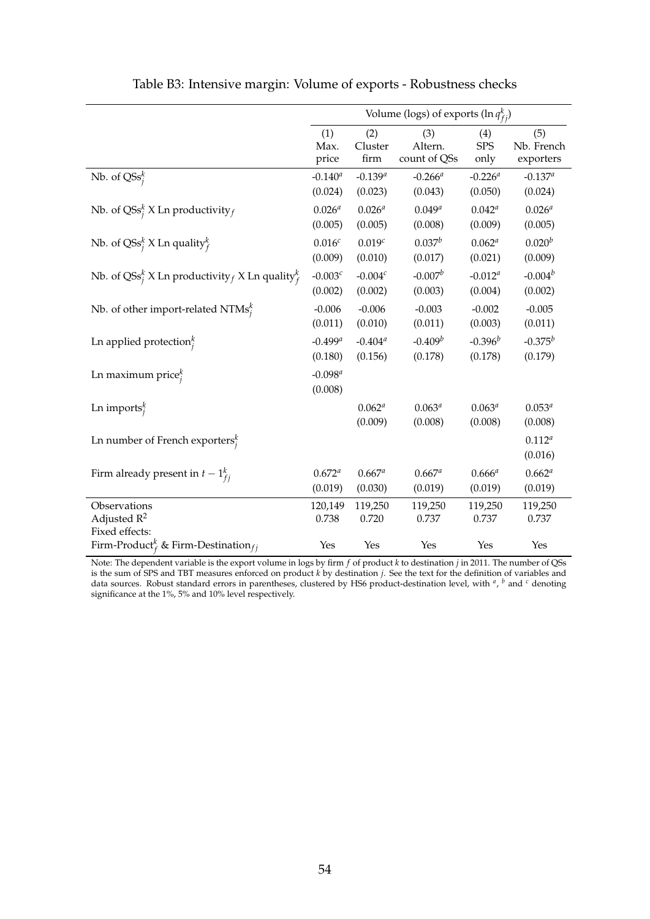Table B3: Intensive margin: Volume of exports - Robustness checks

| | Volume (logs) of exports ($\ln q_{fj}^k$) | | | | |
|---|---|---|---|---|---|
| | (1) Max. price | (2) Cluster firm | (3) Altern. count of QSs | (4) SPS only | (5) Nb. French exporters |
| Nb. of $\text{QSs}_j^k$ | -0.140[a] | -0.139[a] | -0.266[a] | -0.226[a] | -0.137[a] |
| | (0.024) | (0.023) | (0.043) | (0.050) | (0.024) |
| Nb. of $\text{QSs}_j^k$ X Ln productivity$_f$ | 0.026[a] | 0.026[a] | 0.049[a] | 0.042[a] | 0.026[a] |
| | (0.005) | (0.005) | (0.008) | (0.009) | (0.005) |
| Nb. of $\text{QSs}_j^k$ X Ln quality$_f^k$ | 0.016[c] | 0.019[c] | 0.037[b] | 0.062[a] | 0.020[b] |
| | (0.009) | (0.010) | (0.017) | (0.021) | (0.009) |
| Nb. of $\text{QSs}_j^k$ X Ln productivity$_f$ X Ln quality$_f^k$ | -0.003[c] | -0.004[c] | -0.007[b] | -0.012[a] | -0.004[b] |
| | (0.002) | (0.002) | (0.003) | (0.004) | (0.002) |
| Nb. of other import-related $\text{NTMs}_j^k$ | -0.006 | -0.006 | -0.003 | -0.002 | -0.005 |
| | (0.011) | (0.010) | (0.011) | (0.003) | (0.011) |
| Ln applied protection$_j^k$ | -0.499[a] | -0.404[a] | -0.409[b] | -0.396[b] | -0.375[b] |
| | (0.180) | (0.156) | (0.178) | (0.178) | (0.179) |
| Ln maximum price$_j^k$ | -0.098[a] | | | | |
| | (0.008) | | | | |
| Ln imports$_j^k$ | | 0.062[a] | 0.063[a] | 0.063[a] | 0.053[a] |
| | | (0.009) | (0.008) | (0.008) | (0.008) |
| Ln number of French exporters$_j^k$ | | | | | 0.112[a] |
| | | | | | (0.016) |
| Firm already present in $t-1_{fj}^k$ | 0.672[a] | 0.667[a] | 0.667[a] | 0.666[a] | 0.662[a] |
| | (0.019) | (0.030) | (0.019) | (0.019) | (0.019) |
| Observations | 120,149 | 119,250 | 119,250 | 119,250 | 119,250 |
| Adjusted $R^2$ | 0.738 | 0.720 | 0.737 | 0.737 | 0.737 |
| Fixed effects: | | | | | |
| Firm-Product$_f^k$ & Firm-Destination$_{fj}$ | Yes | Yes | Yes | Yes | Yes |

Note: The dependent variable is the export volume in logs by firm $f$ of product $k$ to destination $j$ in 2011. The number of QSs is the sum of SPS and TBT measures enforced on product $k$ by destination $j$. See the text for the definition of variables and data sources. Robust standard errors in parentheses, clustered by HS6 product-destination level, with [a], [b] and [c] denoting significance at the 1%, 5% and 10% level respectively.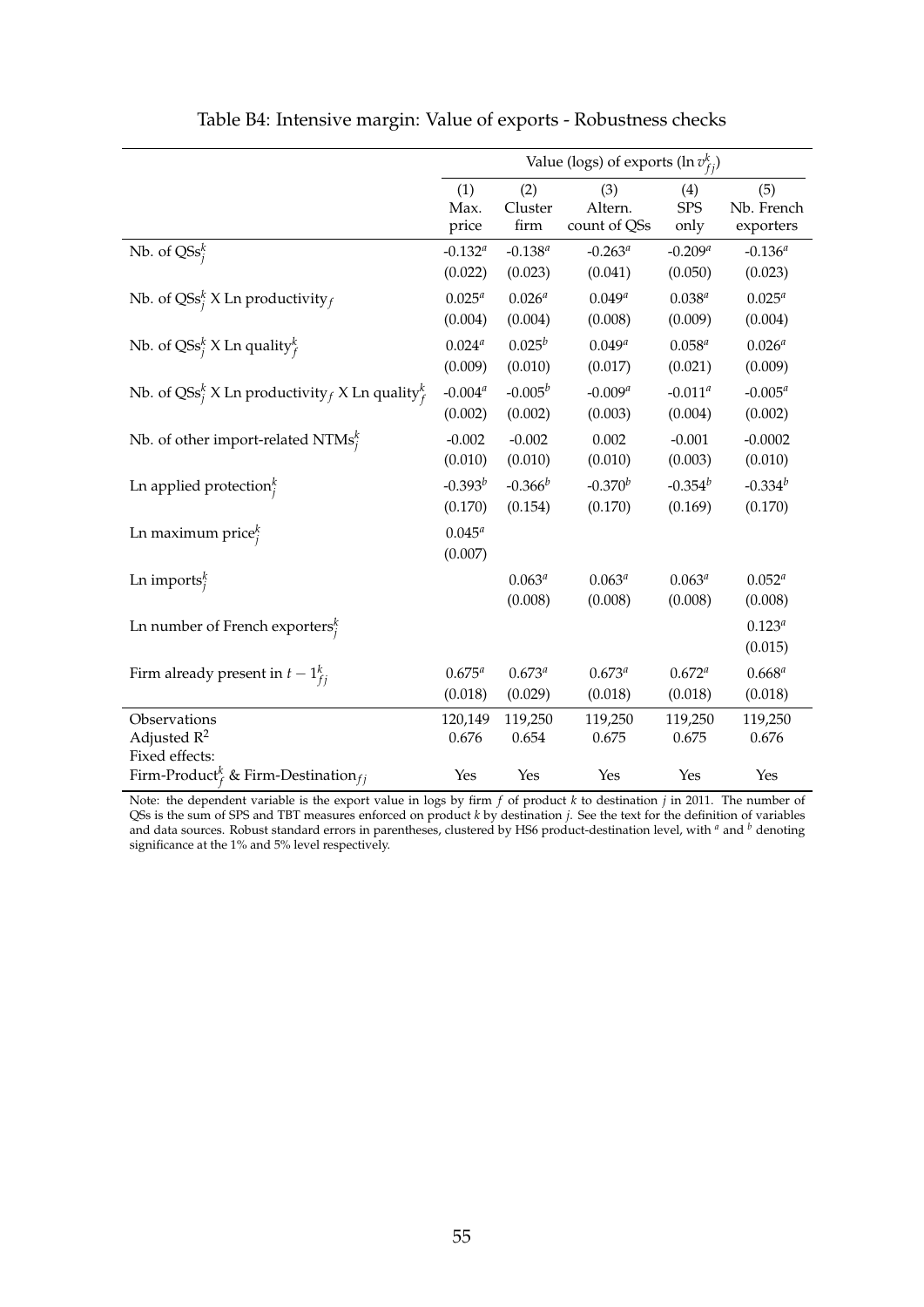# Table B4: Intensive margin: Value of exports - Robustness checks

| | Value (logs) of exports ($\ln v_{fj}^k$) | | | | |
|---|---|---|---|---|---|
| | (1) Max. price | (2) Cluster firm | (3) Altern. count of QSs | (4) SPS only | (5) Nb. French exporters |
| Nb. of $QSs_j^k$ | -0.132[a] | -0.138[a] | -0.263[a] | -0.209[a] | -0.136[a] |
| | (0.022) | (0.023) | (0.041) | (0.050) | (0.023) |
| Nb. of $QSs_j^k$ X Ln productivity$_f$ | 0.025[a] | 0.026[a] | 0.049[a] | 0.038[a] | 0.025[a] |
| | (0.004) | (0.004) | (0.008) | (0.009) | (0.004) |
| Nb. of $QSs_j^k$ X Ln quality$_f^k$ | 0.024[a] | 0.025[b] | 0.049[a] | 0.058[a] | 0.026[a] |
| | (0.009) | (0.010) | (0.017) | (0.021) | (0.009) |
| Nb. of $QSs_j^k$ X Ln productivity$_f$ X Ln quality$_f^k$ | -0.004[a] | -0.005[b] | -0.009[a] | -0.011[a] | -0.005[a] |
| | (0.002) | (0.002) | (0.003) | (0.004) | (0.002) |
| Nb. of other import-related $NTMs_j^k$ | -0.002 | -0.002 | 0.002 | -0.001 | -0.0002 |
| | (0.010) | (0.010) | (0.010) | (0.003) | (0.010) |
| Ln applied protection$_j^k$ | -0.393[b] | -0.366[b] | -0.370[b] | -0.354[b] | -0.334[b] |
| | (0.170) | (0.154) | (0.170) | (0.169) | (0.170) |
| Ln maximum price$_j^k$ | 0.045[a] | | | | |
| | (0.007) | | | | |
| Ln imports$_j^k$ | | 0.063[a] | 0.063[a] | 0.063[a] | 0.052[a] |
| | | (0.008) | (0.008) | (0.008) | (0.008) |
| Ln number of French exporters$_j^k$ | | | | | 0.123[a] |
| | | | | | (0.015) |
| Firm already present in $t-1_{fj}^k$ | 0.675[a] | 0.673[a] | 0.673[a] | 0.672[a] | 0.668[a] |
| | (0.018) | (0.029) | (0.018) | (0.018) | (0.018) |
| Observations | 120,149 | 119,250 | 119,250 | 119,250 | 119,250 |
| Adjusted $R^2$ | 0.676 | 0.654 | 0.675 | 0.675 | 0.676 |
| Fixed effects: | | | | | |
| Firm-Product$_f^k$ & Firm-Destination$_{fj}$ | Yes | Yes | Yes | Yes | Yes |

Note: the dependent variable is the export value in logs by firm $f$ of product $k$ to destination $j$ in 2011. The number of QSs is the sum of SPS and TBT measures enforced on product $k$ by destination $j$. See the text for the definition of variables and data sources. Robust standard errors in parentheses, clustered by HS6 product-destination level, with [a] and [b] denoting significance at the 1% and 5% level respectively.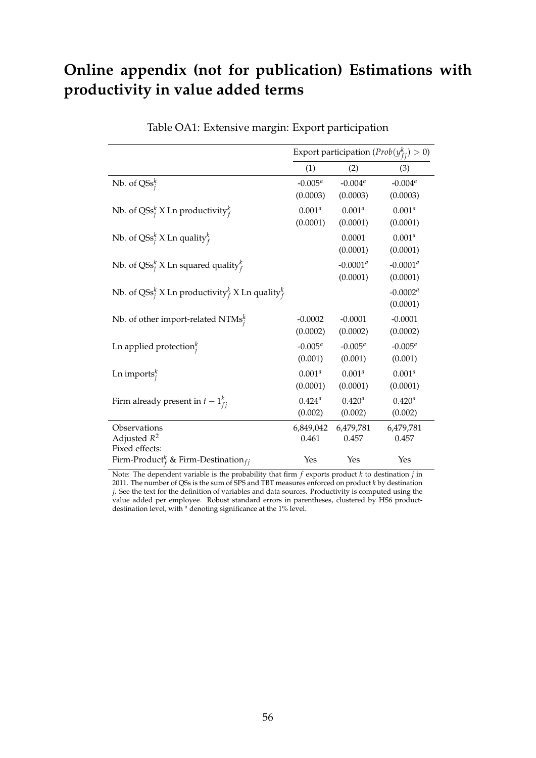# Online appendix (not for publication) Estimations with productivity in value added terms

Table OA1: Extensive margin: Export participation

| | Export participation ($Prob(y^k_{fj}) > 0$) | | |
|---|---|---|---|
| | (1) | (2) | (3) |
| Nb. of $\text{QSs}^k_j$ | -0.005[a] | -0.004[a] | -0.004[a] |
| | (0.0003) | (0.0003) | (0.0003) |
| Nb. of $\text{QSs}^k_j$ X Ln productivity$^k_f$ | 0.001[a] | 0.001[a] | 0.001[a] |
| | (0.0001) | (0.0001) | (0.0001) |
| Nb. of $\text{QSs}^k_j$ X Ln quality$^k_f$ | | 0.0001 | 0.001[a] |
| | | (0.0001) | (0.0001) |
| Nb. of $\text{QSs}^k_j$ X Ln squared quality$^k_f$ | | -0.0001[a] | -0.0001[a] |
| | | (0.0001) | (0.0001) |
| Nb. of $\text{QSs}^k_j$ X Ln productivity$^k_f$ X Ln quality$^k_f$ | | | -0.0002[a] |
| | | | (0.0001) |
| Nb. of other import-related $\text{NTMs}^k_j$ | -0.0002 | -0.0001 | -0.0001 |
| | (0.0002) | (0.0002) | (0.0002) |
| Ln applied protection$^k_j$ | -0.005[a] | -0.005[a] | -0.005[a] |
| | (0.001) | (0.001) | (0.001) |
| Ln imports$^k_j$ | 0.001[a] | 0.001[a] | 0.001[a] |
| | (0.0001) | (0.0001) | (0.0001) |
| Firm already present in $t-1^k_{fj}$ | 0.424[a] | 0.420[a] | 0.420[a] |
| | (0.002) | (0.002) | (0.002) |
| Observations | 6,849,042 | 6,479,781 | 6,479,781 |
| Adjusted $R^2$ | 0.461 | 0.457 | 0.457 |
| Fixed effects: | | | |
| Firm-Product$^k_f$ & Firm-Destination$_{fj}$ | Yes | Yes | Yes |

Note: The dependent variable is the probability that firm $f$ exports product $k$ to destination $j$ in 2011. The number of QSs is the sum of SPS and TBT measures enforced on product $k$ by destination $j$. See the text for the definition of variables and data sources. Productivity is computed using the value added per employee. Robust standard errors in parentheses, clustered by HS6 product-destination level, with [a] denoting significance at the 1% level.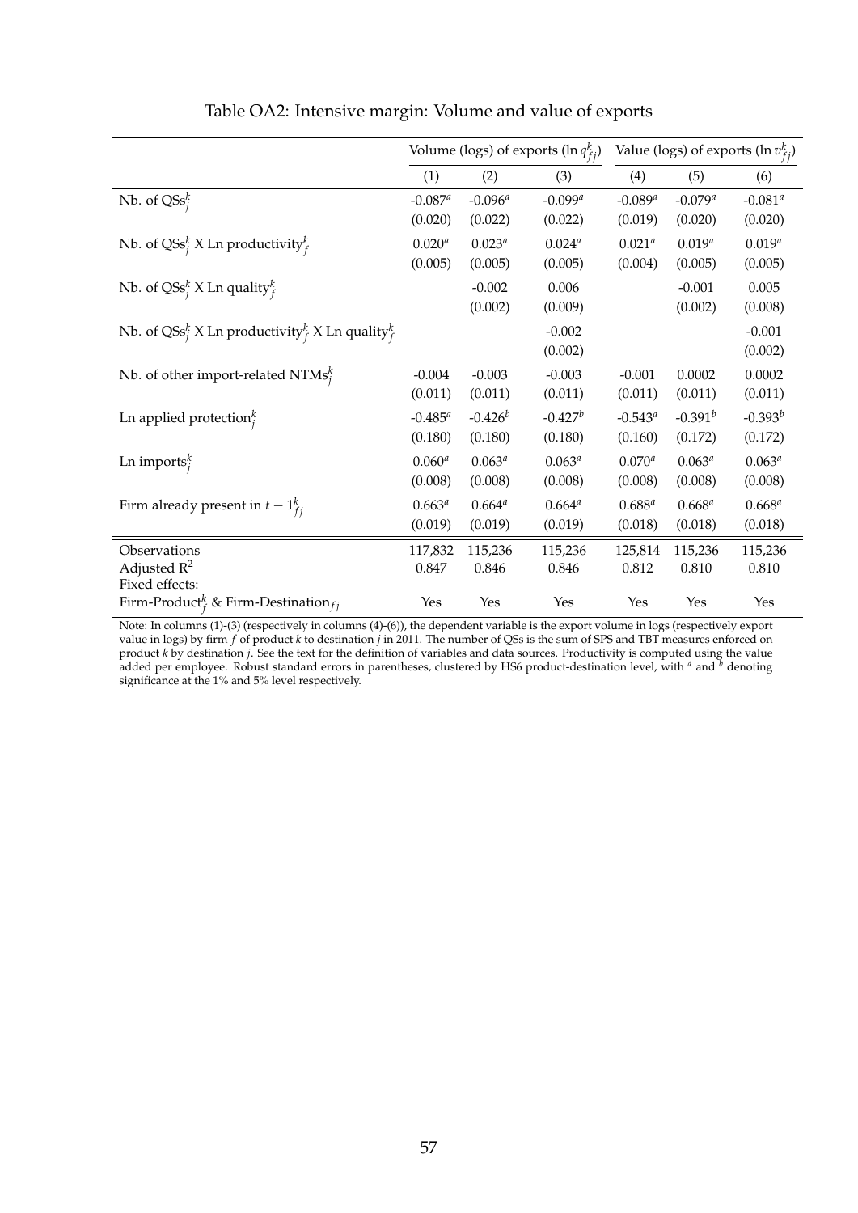Table OA2: Intensive margin: Volume and value of exports

| | Volume (logs) of exports ($\ln q^k_{fj}$) | | | Value (logs) of exports ($\ln v^k_{fj}$) | | |
|---|---|---|---|---|---|---|
| | (1) | (2) | (3) | (4) | (5) | (6) |
| Nb. of $QSs^k_j$ | -0.087[a] | -0.096[a] | -0.099[a] | -0.089[a] | -0.079[a] | -0.081[a] |
| | (0.020) | (0.022) | (0.022) | (0.019) | (0.020) | (0.020) |
| Nb. of $QSs^k_j$ X Ln productivity$^k_f$ | 0.020[a] | 0.023[a] | 0.024[a] | 0.021[a] | 0.019[a] | 0.019[a] |
| | (0.005) | (0.005) | (0.005) | (0.004) | (0.005) | (0.005) |
| Nb. of $QSs^k_j$ X Ln quality$^k_f$ | | -0.002 | 0.006 | | -0.001 | 0.005 |
| | | (0.002) | (0.009) | | (0.002) | (0.008) |
| Nb. of $QSs^k_j$ X Ln productivity$^k_f$ X Ln quality$^k_f$ | | | -0.002 | | | -0.001 |
| | | | (0.002) | | | (0.002) |
| Nb. of other import-related $NTMs^k_j$ | -0.004 | -0.003 | -0.003 | -0.001 | 0.0002 | 0.0002 |
| | (0.011) | (0.011) | (0.011) | (0.011) | (0.011) | (0.011) |
| Ln applied protection$^k_j$ | -0.485[a] | -0.426[b] | -0.427[b] | -0.543[a] | -0.391[b] | -0.393[b] |
| | (0.180) | (0.180) | (0.180) | (0.160) | (0.172) | (0.172) |
| Ln imports$^k_j$ | 0.060[a] | 0.063[a] | 0.063[a] | 0.070[a] | 0.063[a] | 0.063[a] |
| | (0.008) | (0.008) | (0.008) | (0.008) | (0.008) | (0.008) |
| Firm already present in $t-1^k_{fj}$ | 0.663[a] | 0.664[a] | 0.664[a] | 0.688[a] | 0.668[a] | 0.668[a] |
| | (0.019) | (0.019) | (0.019) | (0.018) | (0.018) | (0.018) |
| Observations | 117,832 | 115,236 | 115,236 | 125,814 | 115,236 | 115,236 |
| Adjusted $R^2$ | 0.847 | 0.846 | 0.846 | 0.812 | 0.810 | 0.810 |
| Fixed effects: | | | | | | |
| Firm-Product$^k_f$ & Firm-Destination$_{fj}$ | Yes | Yes | Yes | Yes | Yes | Yes |

Note: In columns (1)-(3) (respectively in columns (4)-(6)), the dependent variable is the export volume in logs (respectively export value in logs) by firm $f$ of product $k$ to destination $j$ in 2011. The number of QSs is the sum of SPS and TBT measures enforced on product $k$ by destination $j$. See the text for the definition of variables and data sources. Productivity is computed using the value added per employee. Robust standard errors in parentheses, clustered by HS6 product-destination level, with [a] and [b] denoting significance at the 1% and 5% level respectively.